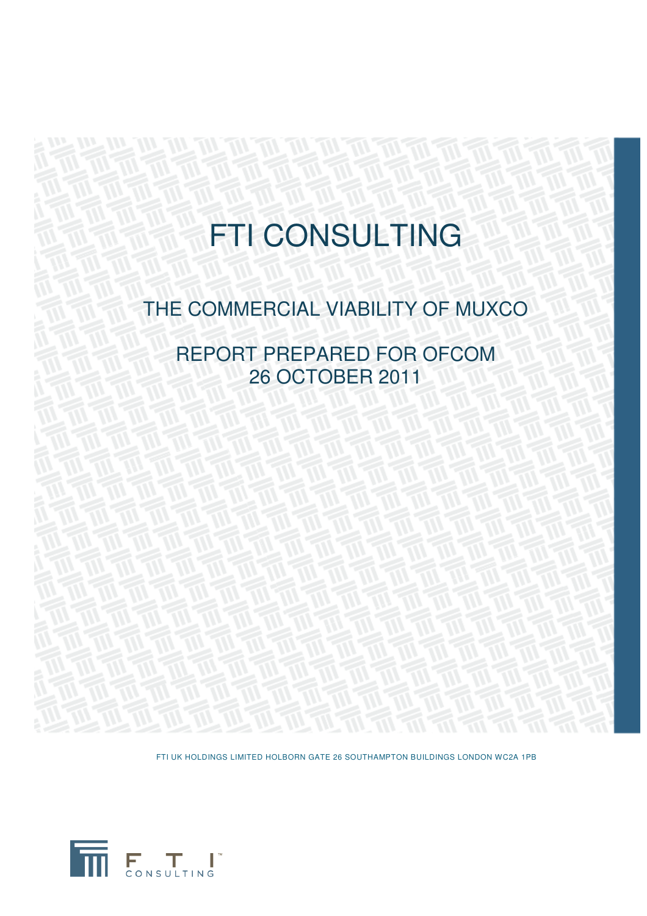# FTI CONSULTING

## THE COMMERCIAL VIABILITY OF MUXCO

REPORT PREPARED FOR OFCOM
26 OCTOBER 2011

FTI UK HOLDINGS LIMITED HOLBORN GATE 26 SOUTHAMPTON BUILDINGS LONDON WC2A 1PB

FTI™ CONSULTING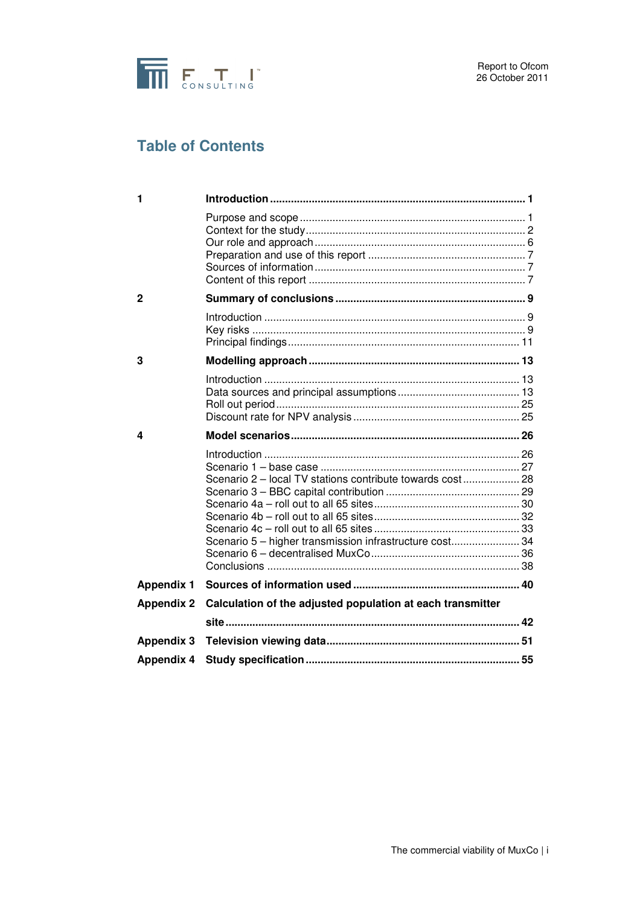# Table of Contents

| | | |
|---|---|---|
| **1** | **Introduction** | **1** |
| | Purpose and scope | 1 |
| | Context for the study | 2 |
| | Our role and approach | 6 |
| | Preparation and use of this report | 7 |
| | Sources of information | 7 |
| | Content of this report | 7 |
| **2** | **Summary of conclusions** | **9** |
| | Introduction | 9 |
| | Key risks | 9 |
| | Principal findings | 11 |
| **3** | **Modelling approach** | **13** |
| | Introduction | 13 |
| | Data sources and principal assumptions | 13 |
| | Roll out period | 25 |
| | Discount rate for NPV analysis | 25 |
| **4** | **Model scenarios** | **26** |
| | Introduction | 26 |
| | Scenario 1 – base case | 27 |
| | Scenario 2 – local TV stations contribute towards cost | 28 |
| | Scenario 3 – BBC capital contribution | 29 |
| | Scenario 4a – roll out to all 65 sites | 30 |
| | Scenario 4b – roll out to all 65 sites | 32 |
| | Scenario 4c – roll out to all 65 sites | 33 |
| | Scenario 5 – higher transmission infrastructure cost | 34 |
| | Scenario 6 – decentralised MuxCo | 36 |
| | Conclusions | 38 |
| **Appendix 1** | **Sources of information used** | **40** |
| **Appendix 2** | **Calculation of the adjusted population at each transmitter site** | **42** |
| **Appendix 3** | **Television viewing data** | **51** |
| **Appendix 4** | **Study specification** | **55** |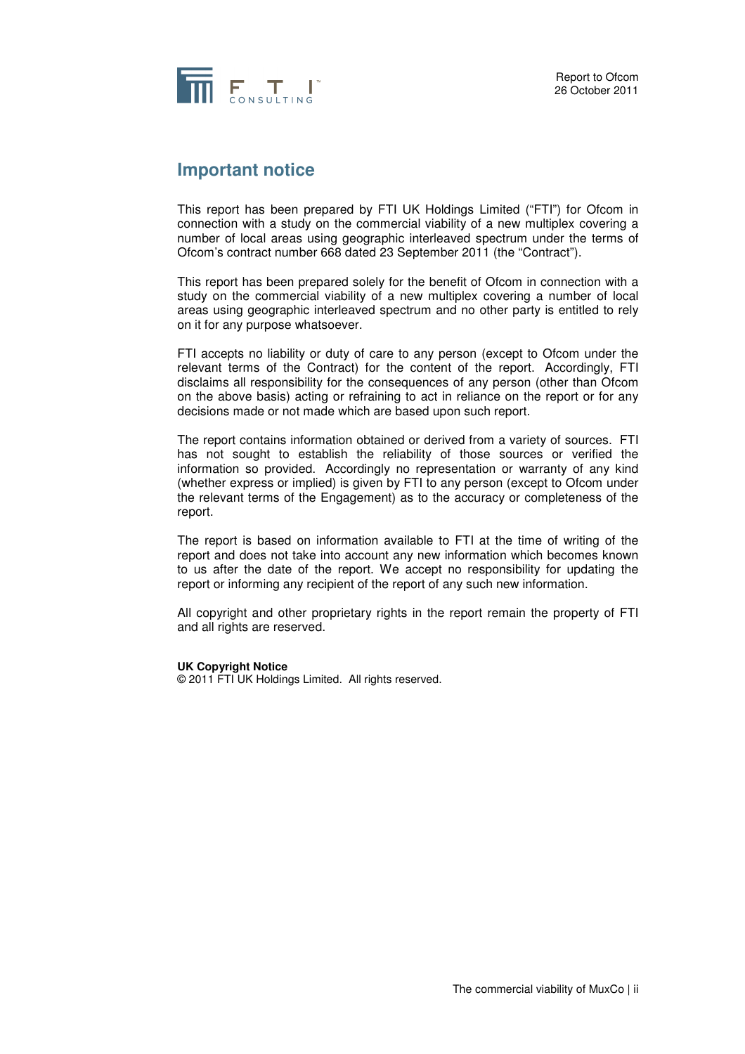## Important notice

This report has been prepared by FTI UK Holdings Limited ("FTI") for Ofcom in connection with a study on the commercial viability of a new multiplex covering a number of local areas using geographic interleaved spectrum under the terms of Ofcom's contract number 668 dated 23 September 2011 (the "Contract").

This report has been prepared solely for the benefit of Ofcom in connection with a study on the commercial viability of a new multiplex covering a number of local areas using geographic interleaved spectrum and no other party is entitled to rely on it for any purpose whatsoever.

FTI accepts no liability or duty of care to any person (except to Ofcom under the relevant terms of the Contract) for the content of the report. Accordingly, FTI disclaims all responsibility for the consequences of any person (other than Ofcom on the above basis) acting or refraining to act in reliance on the report or for any decisions made or not made which are based upon such report.

The report contains information obtained or derived from a variety of sources. FTI has not sought to establish the reliability of those sources or verified the information so provided. Accordingly no representation or warranty of any kind (whether express or implied) is given by FTI to any person (except to Ofcom under the relevant terms of the Engagement) as to the accuracy or completeness of the report.

The report is based on information available to FTI at the time of writing of the report and does not take into account any new information which becomes known to us after the date of the report. We accept no responsibility for updating the report or informing any recipient of the report of any such new information.

All copyright and other proprietary rights in the report remain the property of FTI and all rights are reserved.

**UK Copyright Notice**
© 2011 FTI UK Holdings Limited. All rights reserved.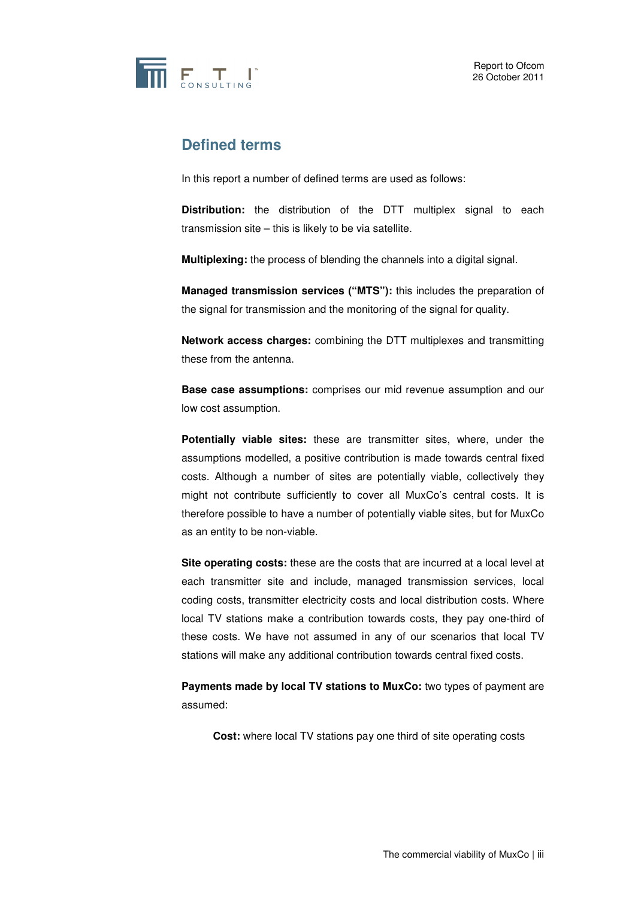## Defined terms

In this report a number of defined terms are used as follows:

**Distribution:** the distribution of the DTT multiplex signal to each transmission site – this is likely to be via satellite.

**Multiplexing:** the process of blending the channels into a digital signal.

**Managed transmission services ("MTS"):** this includes the preparation of the signal for transmission and the monitoring of the signal for quality.

**Network access charges:** combining the DTT multiplexes and transmitting these from the antenna.

**Base case assumptions:** comprises our mid revenue assumption and our low cost assumption.

**Potentially viable sites:** these are transmitter sites, where, under the assumptions modelled, a positive contribution is made towards central fixed costs. Although a number of sites are potentially viable, collectively they might not contribute sufficiently to cover all MuxCo's central costs. It is therefore possible to have a number of potentially viable sites, but for MuxCo as an entity to be non-viable.

**Site operating costs:** these are the costs that are incurred at a local level at each transmitter site and include, managed transmission services, local coding costs, transmitter electricity costs and local distribution costs. Where local TV stations make a contribution towards costs, they pay one-third of these costs. We have not assumed in any of our scenarios that local TV stations will make any additional contribution towards central fixed costs.

**Payments made by local TV stations to MuxCo:** two types of payment are assumed:

> **Cost:** where local TV stations pay one third of site operating costs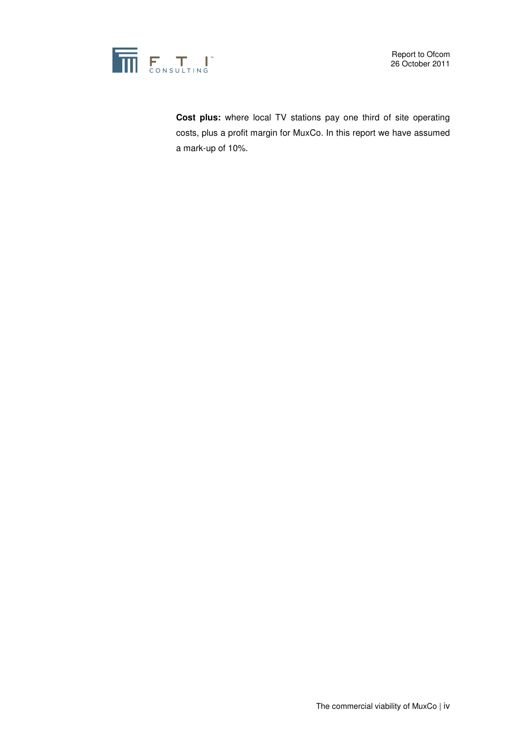**Cost plus:** where local TV stations pay one third of site operating costs, plus a profit margin for MuxCo. In this report we have assumed a mark-up of 10%.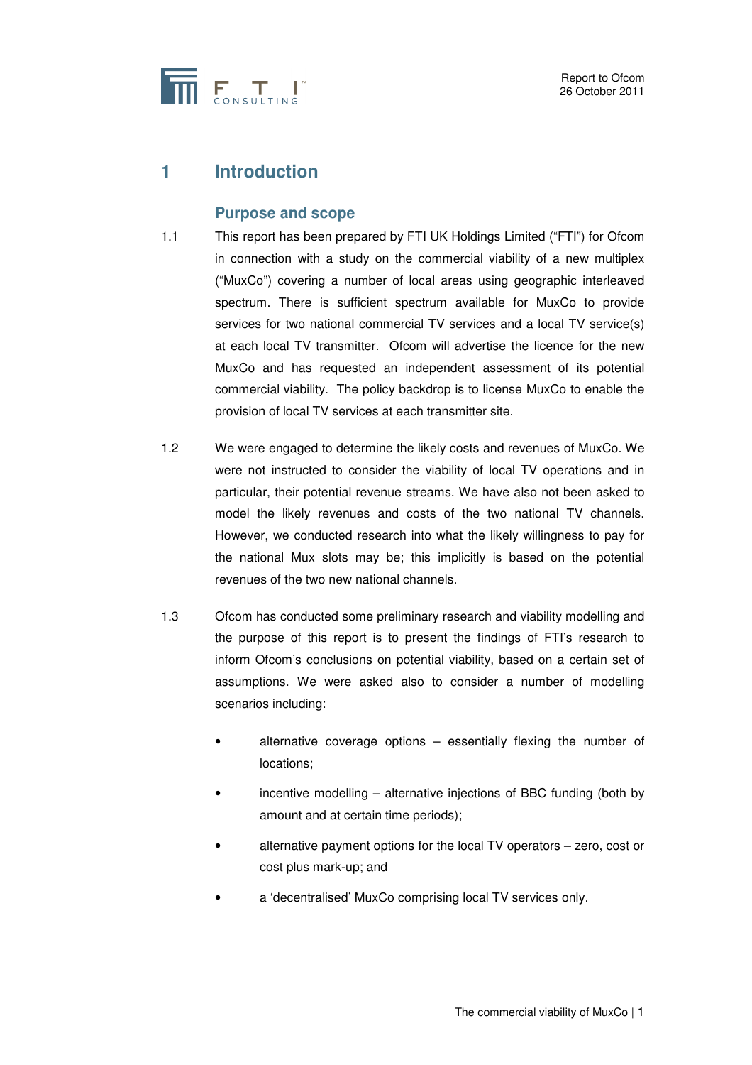# 1 Introduction

## Purpose and scope

1.1 This report has been prepared by FTI UK Holdings Limited ("FTI") for Ofcom in connection with a study on the commercial viability of a new multiplex ("MuxCo") covering a number of local areas using geographic interleaved spectrum. There is sufficient spectrum available for MuxCo to provide services for two national commercial TV services and a local TV service(s) at each local TV transmitter. Ofcom will advertise the licence for the new MuxCo and has requested an independent assessment of its potential commercial viability. The policy backdrop is to license MuxCo to enable the provision of local TV services at each transmitter site.

1.2 We were engaged to determine the likely costs and revenues of MuxCo. We were not instructed to consider the viability of local TV operations and in particular, their potential revenue streams. We have also not been asked to model the likely revenues and costs of the two national TV channels. However, we conducted research into what the likely willingness to pay for the national Mux slots may be; this implicitly is based on the potential revenues of the two new national channels.

1.3 Ofcom has conducted some preliminary research and viability modelling and the purpose of this report is to present the findings of FTI's research to inform Ofcom's conclusions on potential viability, based on a certain set of assumptions. We were asked also to consider a number of modelling scenarios including:

- alternative coverage options – essentially flexing the number of locations;
- incentive modelling – alternative injections of BBC funding (both by amount and at certain time periods);
- alternative payment options for the local TV operators – zero, cost or cost plus mark-up; and
- a 'decentralised' MuxCo comprising local TV services only.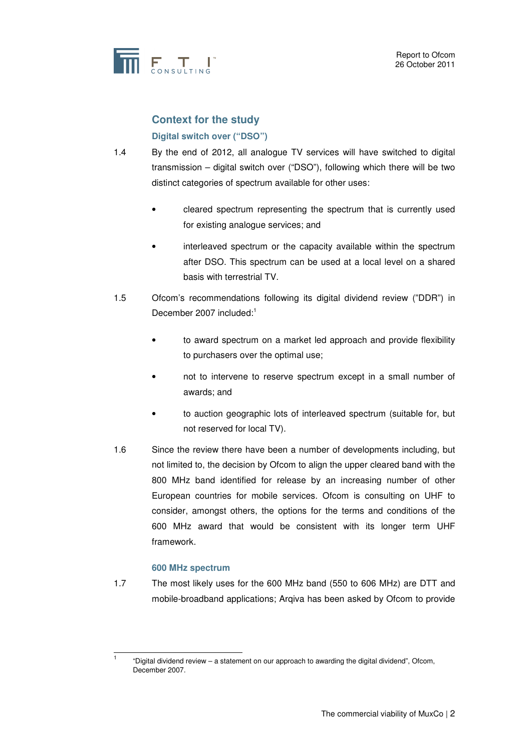## Context for the study

### Digital switch over ("DSO")

1.4 By the end of 2012, all analogue TV services will have switched to digital transmission – digital switch over ("DSO"), following which there will be two distinct categories of spectrum available for other uses:

- cleared spectrum representing the spectrum that is currently used for existing analogue services; and
- interleaved spectrum or the capacity available within the spectrum after DSO. This spectrum can be used at a local level on a shared basis with terrestrial TV.

1.5 Ofcom's recommendations following its digital dividend review ("DDR") in December 2007 included:[1]

- to award spectrum on a market led approach and provide flexibility to purchasers over the optimal use;
- not to intervene to reserve spectrum except in a small number of awards; and
- to auction geographic lots of interleaved spectrum (suitable for, but not reserved for local TV).

1.6 Since the review there have been a number of developments including, but not limited to, the decision by Ofcom to align the upper cleared band with the 800 MHz band identified for release by an increasing number of other European countries for mobile services. Ofcom is consulting on UHF to consider, amongst others, the options for the terms and conditions of the 600 MHz award that would be consistent with its longer term UHF framework.

### 600 MHz spectrum

1.7 The most likely uses for the 600 MHz band (550 to 606 MHz) are DTT and mobile-broadband applications; Arqiva has been asked by Ofcom to provide

---

[1] "Digital dividend review – a statement on our approach to awarding the digital dividend", Ofcom, December 2007.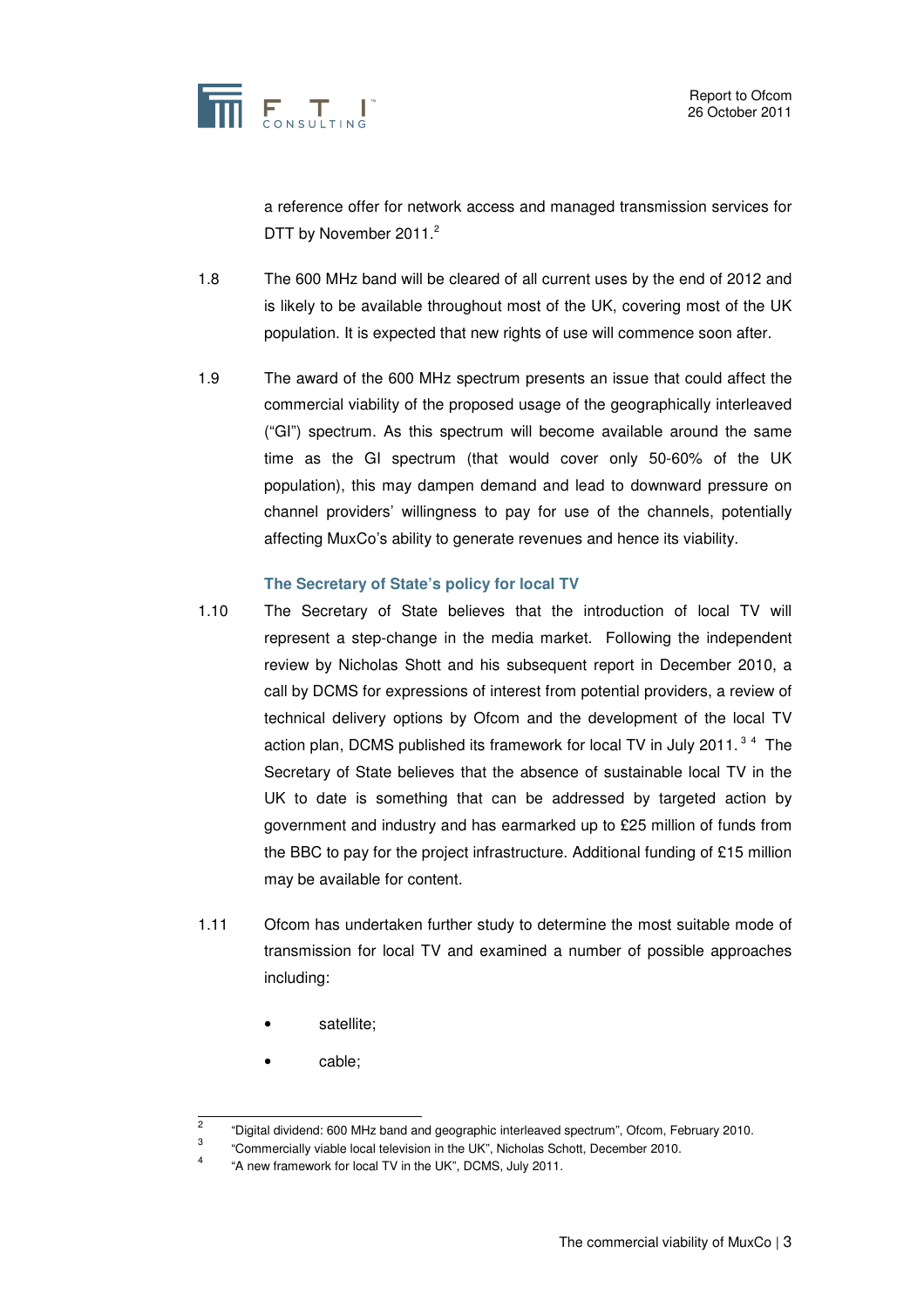a reference offer for network access and managed transmission services for DTT by November 2011.[2]

1.8 The 600 MHz band will be cleared of all current uses by the end of 2012 and is likely to be available throughout most of the UK, covering most of the UK population. It is expected that new rights of use will commence soon after.

1.9 The award of the 600 MHz spectrum presents an issue that could affect the commercial viability of the proposed usage of the geographically interleaved ("GI") spectrum. As this spectrum will become available around the same time as the GI spectrum (that would cover only 50-60% of the UK population), this may dampen demand and lead to downward pressure on channel providers' willingness to pay for use of the channels, potentially affecting MuxCo's ability to generate revenues and hence its viability.

### The Secretary of State's policy for local TV

1.10 The Secretary of State believes that the introduction of local TV will represent a step-change in the media market. Following the independent review by Nicholas Shott and his subsequent report in December 2010, a call by DCMS for expressions of interest from potential providers, a review of technical delivery options by Ofcom and the development of the local TV action plan, DCMS published its framework for local TV in July 2011.[3] [4] The Secretary of State believes that the absence of sustainable local TV in the UK to date is something that can be addressed by targeted action by government and industry and has earmarked up to £25 million of funds from the BBC to pay for the project infrastructure. Additional funding of £15 million may be available for content.

1.11 Ofcom has undertaken further study to determine the most suitable mode of transmission for local TV and examined a number of possible approaches including:

- satellite;
- cable;

---

[2] "Digital dividend: 600 MHz band and geographic interleaved spectrum", Ofcom, February 2010.

[3] "Commercially viable local television in the UK", Nicholas Schott, December 2010.

[4] "A new framework for local TV in the UK", DCMS, July 2011.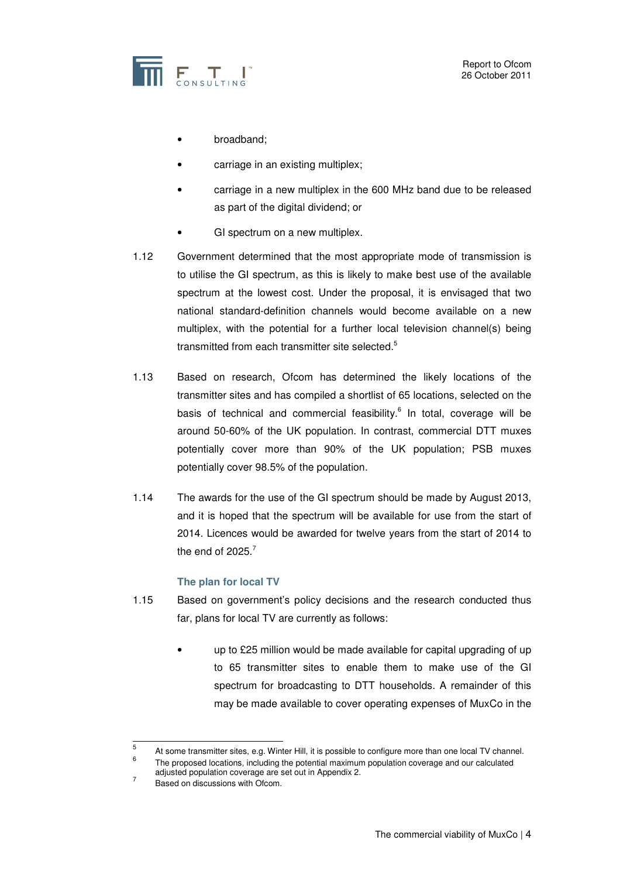- broadband;
- carriage in an existing multiplex;
- carriage in a new multiplex in the 600 MHz band due to be released as part of the digital dividend; or
- GI spectrum on a new multiplex.

1.12 Government determined that the most appropriate mode of transmission is to utilise the GI spectrum, as this is likely to make best use of the available spectrum at the lowest cost. Under the proposal, it is envisaged that two national standard-definition channels would become available on a new multiplex, with the potential for a further local television channel(s) being transmitted from each transmitter site selected.[5]

1.13 Based on research, Ofcom has determined the likely locations of the transmitter sites and has compiled a shortlist of 65 locations, selected on the basis of technical and commercial feasibility.[6] In total, coverage will be around 50-60% of the UK population. In contrast, commercial DTT muxes potentially cover more than 90% of the UK population; PSB muxes potentially cover 98.5% of the population.

1.14 The awards for the use of the GI spectrum should be made by August 2013, and it is hoped that the spectrum will be available for use from the start of 2014. Licences would be awarded for twelve years from the start of 2014 to the end of 2025.[7]

### The plan for local TV

1.15 Based on government's policy decisions and the research conducted thus far, plans for local TV are currently as follows:

- up to £25 million would be made available for capital upgrading of up to 65 transmitter sites to enable them to make use of the GI spectrum for broadcasting to DTT households. A remainder of this may be made available to cover operating expenses of MuxCo in the

---

[5] At some transmitter sites, e.g. Winter Hill, it is possible to configure more than one local TV channel.

[6] The proposed locations, including the potential maximum population coverage and our calculated adjusted population coverage are set out in Appendix 2.

[7] Based on discussions with Ofcom.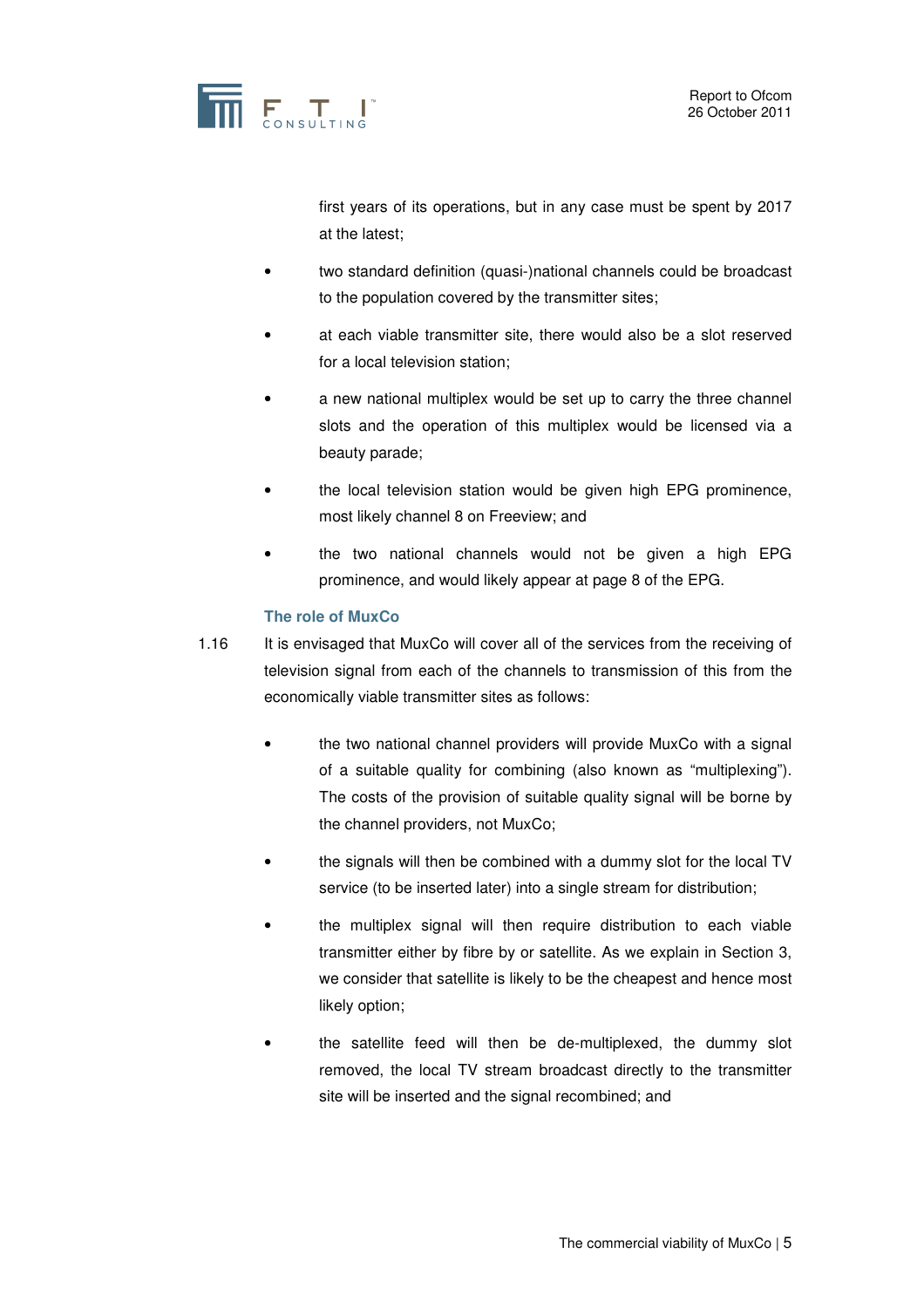first years of its operations, but in any case must be spent by 2017 at the latest;

- two standard definition (quasi-)national channels could be broadcast to the population covered by the transmitter sites;
- at each viable transmitter site, there would also be a slot reserved for a local television station;
- a new national multiplex would be set up to carry the three channel slots and the operation of this multiplex would be licensed via a beauty parade;
- the local television station would be given high EPG prominence, most likely channel 8 on Freeview; and
- the two national channels would not be given a high EPG prominence, and would likely appear at page 8 of the EPG.

### The role of MuxCo

1.16 It is envisaged that MuxCo will cover all of the services from the receiving of television signal from each of the channels to transmission of this from the economically viable transmitter sites as follows:

- the two national channel providers will provide MuxCo with a signal of a suitable quality for combining (also known as "multiplexing"). The costs of the provision of suitable quality signal will be borne by the channel providers, not MuxCo;
- the signals will then be combined with a dummy slot for the local TV service (to be inserted later) into a single stream for distribution;
- the multiplex signal will then require distribution to each viable transmitter either by fibre by or satellite. As we explain in Section 3, we consider that satellite is likely to be the cheapest and hence most likely option;
- the satellite feed will then be de-multiplexed, the dummy slot removed, the local TV stream broadcast directly to the transmitter site will be inserted and the signal recombined; and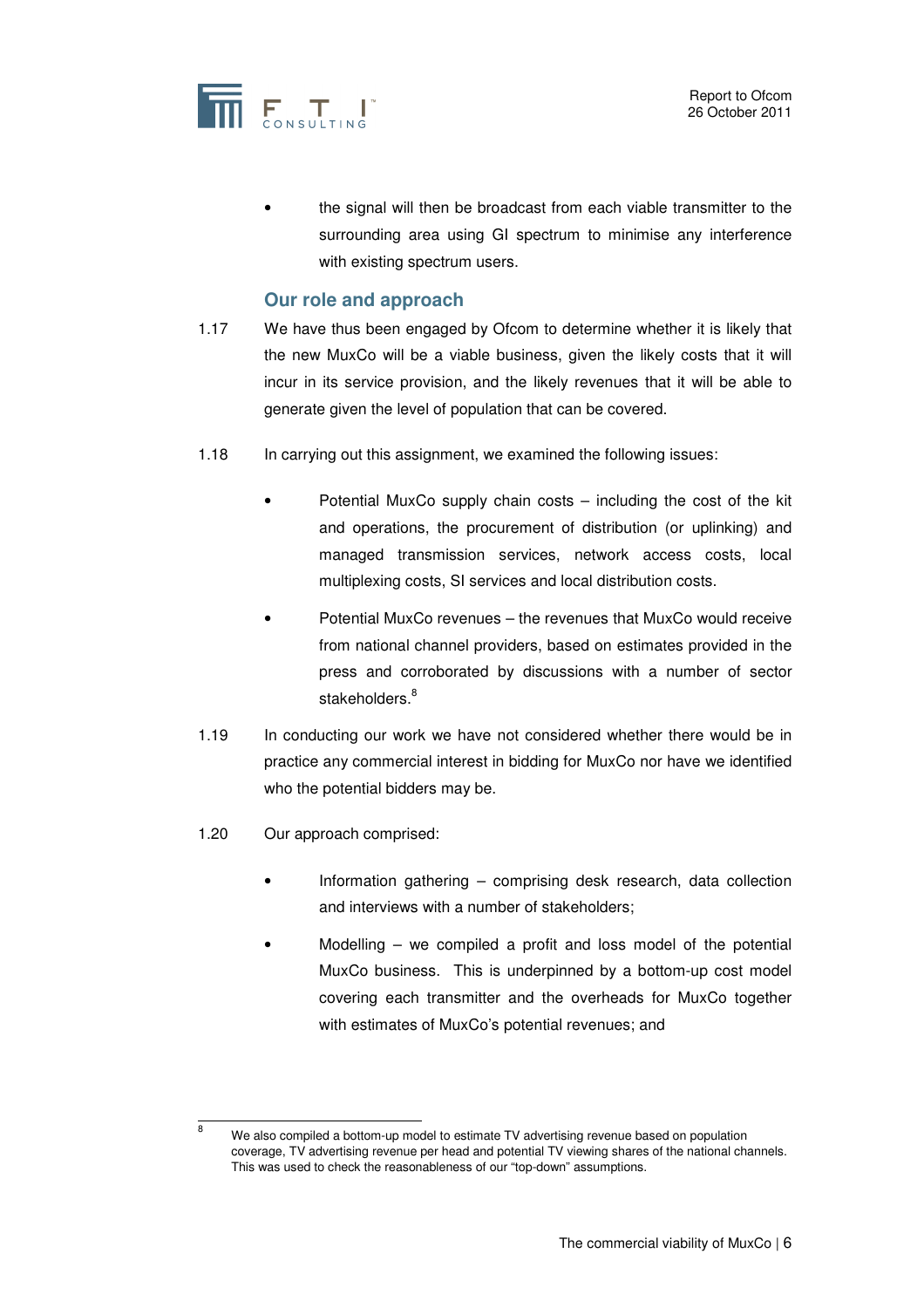- the signal will then be broadcast from each viable transmitter to the surrounding area using GI spectrum to minimise any interference with existing spectrum users.

## Our role and approach

1.17 We have thus been engaged by Ofcom to determine whether it is likely that the new MuxCo will be a viable business, given the likely costs that it will incur in its service provision, and the likely revenues that it will be able to generate given the level of population that can be covered.

1.18 In carrying out this assignment, we examined the following issues:

- Potential MuxCo supply chain costs – including the cost of the kit and operations, the procurement of distribution (or uplinking) and managed transmission services, network access costs, local multiplexing costs, SI services and local distribution costs.
- Potential MuxCo revenues – the revenues that MuxCo would receive from national channel providers, based on estimates provided in the press and corroborated by discussions with a number of sector stakeholders.[8]

1.19 In conducting our work we have not considered whether there would be in practice any commercial interest in bidding for MuxCo nor have we identified who the potential bidders may be.

1.20 Our approach comprised:

- Information gathering – comprising desk research, data collection and interviews with a number of stakeholders;
- Modelling – we compiled a profit and loss model of the potential MuxCo business. This is underpinned by a bottom-up cost model covering each transmitter and the overheads for MuxCo together with estimates of MuxCo's potential revenues; and

[8] We also compiled a bottom-up model to estimate TV advertising revenue based on population coverage, TV advertising revenue per head and potential TV viewing shares of the national channels. This was used to check the reasonableness of our "top-down" assumptions.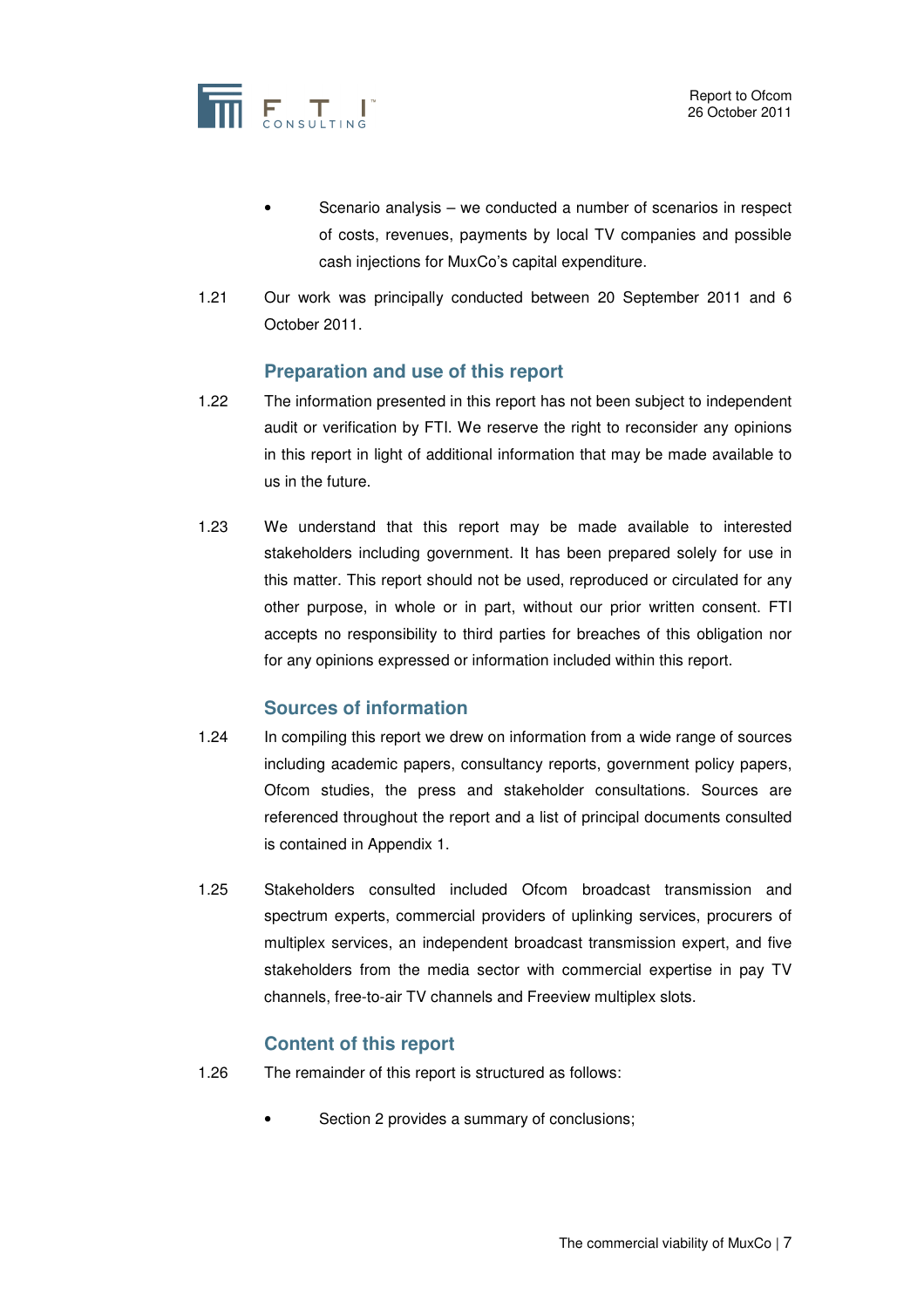- Scenario analysis – we conducted a number of scenarios in respect of costs, revenues, payments by local TV companies and possible cash injections for MuxCo's capital expenditure.

1.21 Our work was principally conducted between 20 September 2011 and 6 October 2011.

### Preparation and use of this report

1.22 The information presented in this report has not been subject to independent audit or verification by FTI. We reserve the right to reconsider any opinions in this report in light of additional information that may be made available to us in the future.

1.23 We understand that this report may be made available to interested stakeholders including government. It has been prepared solely for use in this matter. This report should not be used, reproduced or circulated for any other purpose, in whole or in part, without our prior written consent. FTI accepts no responsibility to third parties for breaches of this obligation nor for any opinions expressed or information included within this report.

### Sources of information

1.24 In compiling this report we drew on information from a wide range of sources including academic papers, consultancy reports, government policy papers, Ofcom studies, the press and stakeholder consultations. Sources are referenced throughout the report and a list of principal documents consulted is contained in Appendix 1.

1.25 Stakeholders consulted included Ofcom broadcast transmission and spectrum experts, commercial providers of uplinking services, procurers of multiplex services, an independent broadcast transmission expert, and five stakeholders from the media sector with commercial expertise in pay TV channels, free-to-air TV channels and Freeview multiplex slots.

### Content of this report

1.26 The remainder of this report is structured as follows:

- Section 2 provides a summary of conclusions;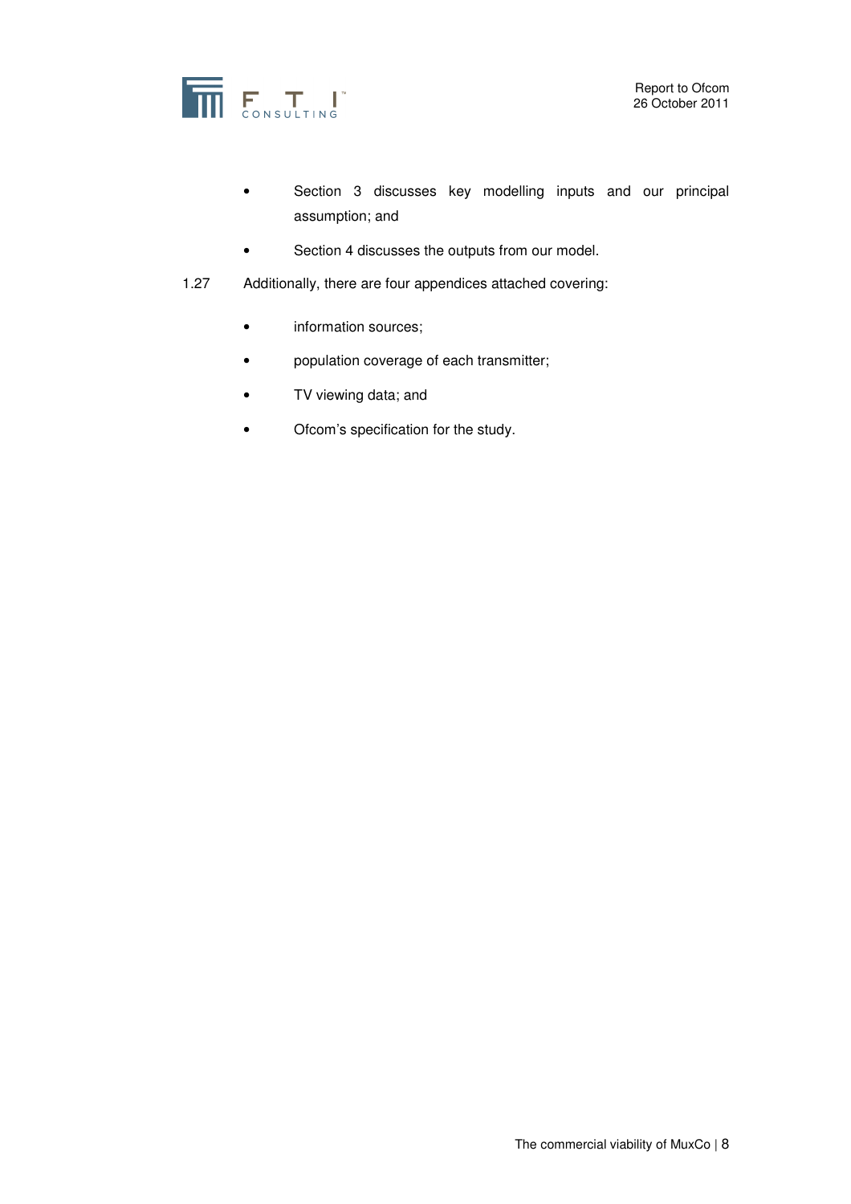- Section 3 discusses key modelling inputs and our principal assumption; and
- Section 4 discusses the outputs from our model.

1.27 Additionally, there are four appendices attached covering:

- information sources;
- population coverage of each transmitter;
- TV viewing data; and
- Ofcom's specification for the study.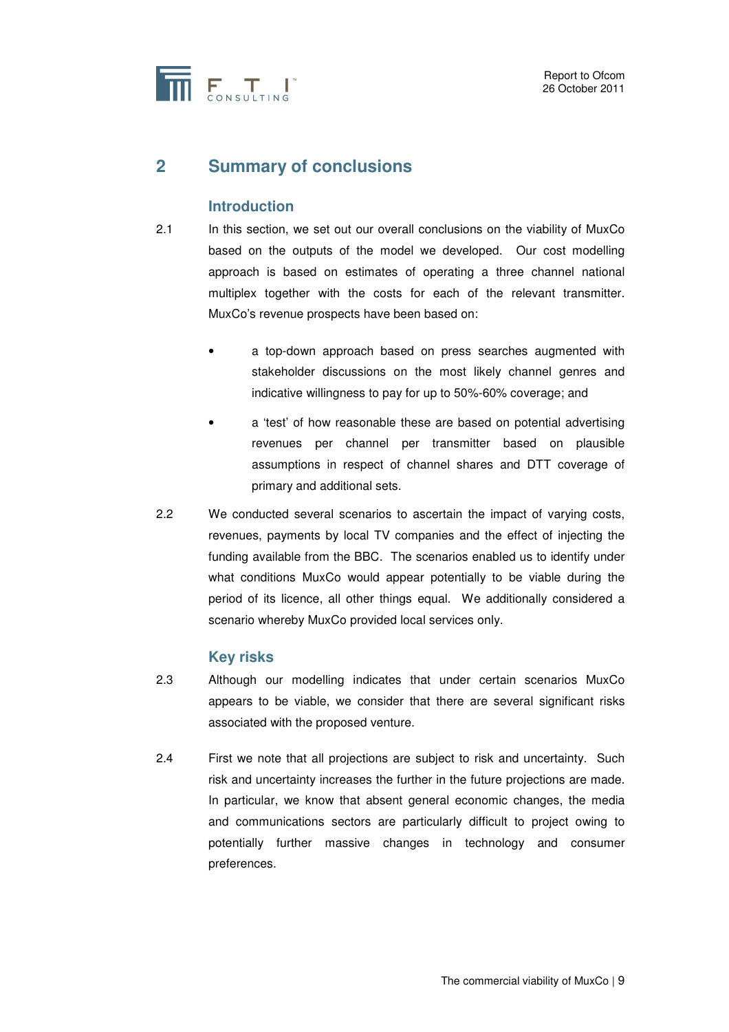## 2 Summary of conclusions

### Introduction

2.1 In this section, we set out our overall conclusions on the viability of MuxCo based on the outputs of the model we developed. Our cost modelling approach is based on estimates of operating a three channel national multiplex together with the costs for each of the relevant transmitter. MuxCo's revenue prospects have been based on:

- a top-down approach based on press searches augmented with stakeholder discussions on the most likely channel genres and indicative willingness to pay for up to 50%-60% coverage; and
- a 'test' of how reasonable these are based on potential advertising revenues per channel per transmitter based on plausible assumptions in respect of channel shares and DTT coverage of primary and additional sets.

2.2 We conducted several scenarios to ascertain the impact of varying costs, revenues, payments by local TV companies and the effect of injecting the funding available from the BBC. The scenarios enabled us to identify under what conditions MuxCo would appear potentially to be viable during the period of its licence, all other things equal. We additionally considered a scenario whereby MuxCo provided local services only.

### Key risks

2.3 Although our modelling indicates that under certain scenarios MuxCo appears to be viable, we consider that there are several significant risks associated with the proposed venture.

2.4 First we note that all projections are subject to risk and uncertainty. Such risk and uncertainty increases the further in the future projections are made. In particular, we know that absent general economic changes, the media and communications sectors are particularly difficult to project owing to potentially further massive changes in technology and consumer preferences.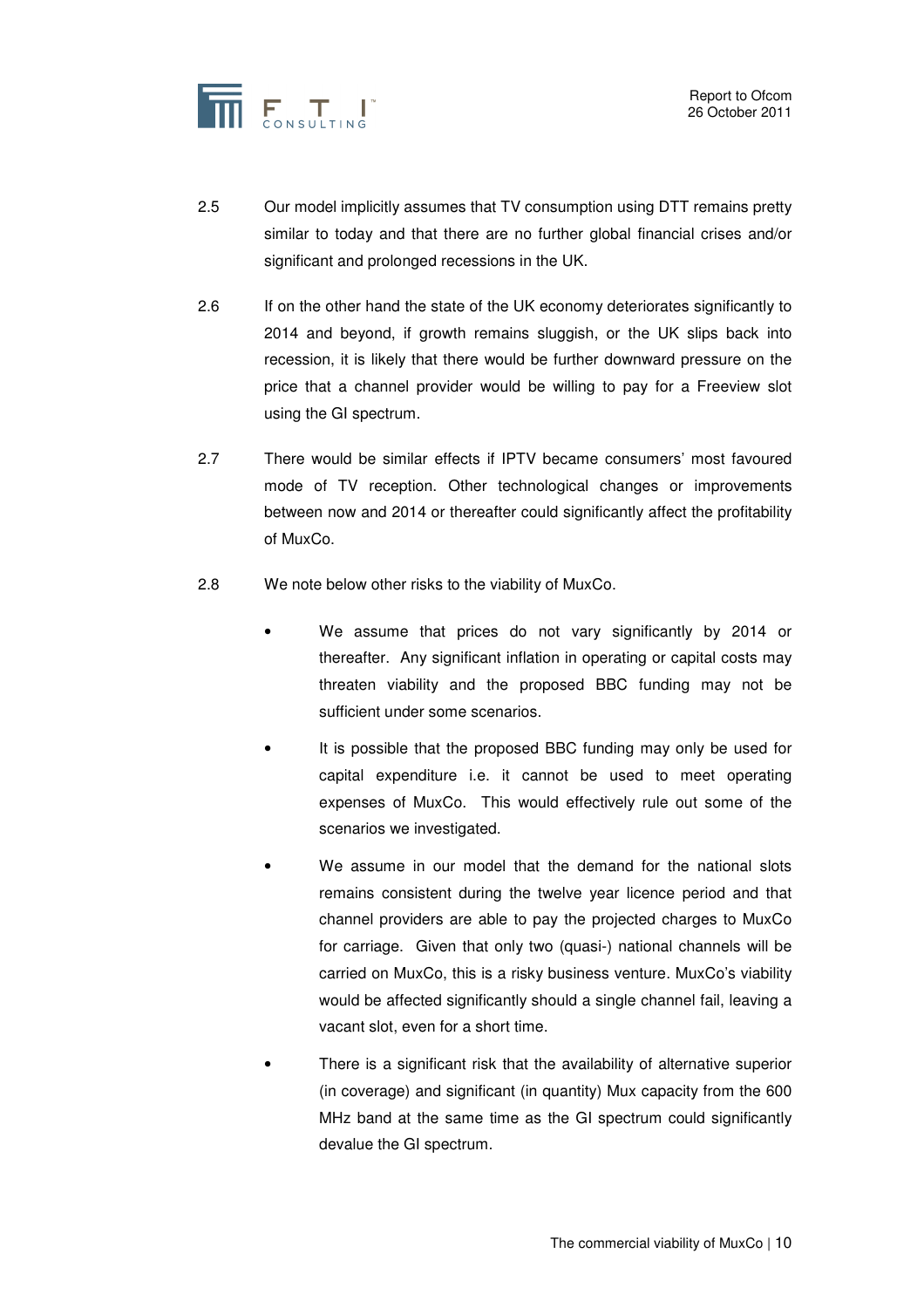2.5 Our model implicitly assumes that TV consumption using DTT remains pretty similar to today and that there are no further global financial crises and/or significant and prolonged recessions in the UK.

2.6 If on the other hand the state of the UK economy deteriorates significantly to 2014 and beyond, if growth remains sluggish, or the UK slips back into recession, it is likely that there would be further downward pressure on the price that a channel provider would be willing to pay for a Freeview slot using the GI spectrum.

2.7 There would be similar effects if IPTV became consumers' most favoured mode of TV reception. Other technological changes or improvements between now and 2014 or thereafter could significantly affect the profitability of MuxCo.

2.8 We note below other risks to the viability of MuxCo.

- We assume that prices do not vary significantly by 2014 or thereafter. Any significant inflation in operating or capital costs may threaten viability and the proposed BBC funding may not be sufficient under some scenarios.
- It is possible that the proposed BBC funding may only be used for capital expenditure i.e. it cannot be used to meet operating expenses of MuxCo. This would effectively rule out some of the scenarios we investigated.
- We assume in our model that the demand for the national slots remains consistent during the twelve year licence period and that channel providers are able to pay the projected charges to MuxCo for carriage. Given that only two (quasi-) national channels will be carried on MuxCo, this is a risky business venture. MuxCo's viability would be affected significantly should a single channel fail, leaving a vacant slot, even for a short time.
- There is a significant risk that the availability of alternative superior (in coverage) and significant (in quantity) Mux capacity from the 600 MHz band at the same time as the GI spectrum could significantly devalue the GI spectrum.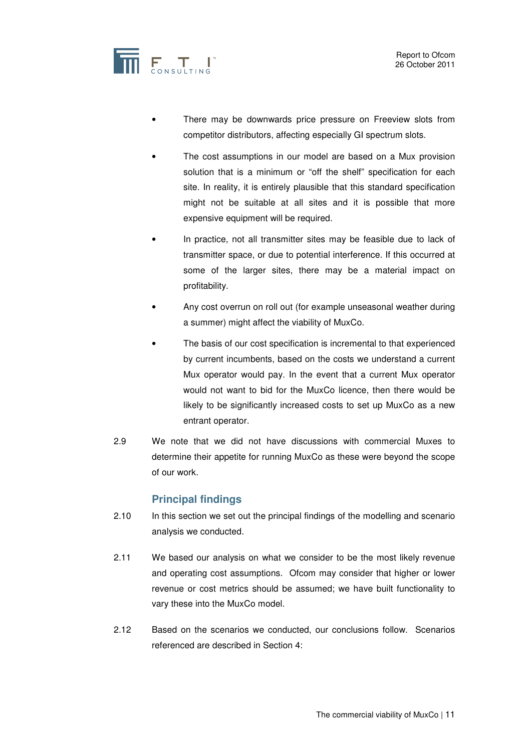- There may be downwards price pressure on Freeview slots from competitor distributors, affecting especially GI spectrum slots.
- The cost assumptions in our model are based on a Mux provision solution that is a minimum or "off the shelf" specification for each site. In reality, it is entirely plausible that this standard specification might not be suitable at all sites and it is possible that more expensive equipment will be required.
- In practice, not all transmitter sites may be feasible due to lack of transmitter space, or due to potential interference. If this occurred at some of the larger sites, there may be a material impact on profitability.
- Any cost overrun on roll out (for example unseasonal weather during a summer) might affect the viability of MuxCo.
- The basis of our cost specification is incremental to that experienced by current incumbents, based on the costs we understand a current Mux operator would pay. In the event that a current Mux operator would not want to bid for the MuxCo licence, then there would be likely to be significantly increased costs to set up MuxCo as a new entrant operator.

2.9 We note that we did not have discussions with commercial Muxes to determine their appetite for running MuxCo as these were beyond the scope of our work.

## Principal findings

2.10 In this section we set out the principal findings of the modelling and scenario analysis we conducted.

2.11 We based our analysis on what we consider to be the most likely revenue and operating cost assumptions. Ofcom may consider that higher or lower revenue or cost metrics should be assumed; we have built functionality to vary these into the MuxCo model.

2.12 Based on the scenarios we conducted, our conclusions follow. Scenarios referenced are described in Section 4: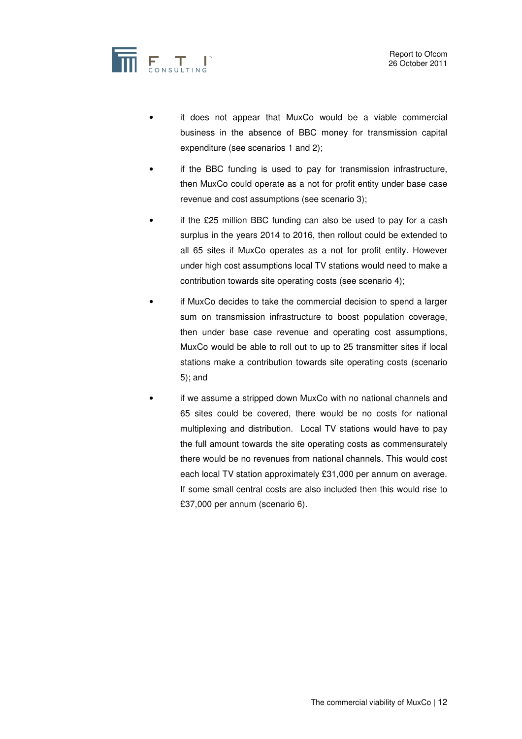- it does not appear that MuxCo would be a viable commercial business in the absence of BBC money for transmission capital expenditure (see scenarios 1 and 2);

- if the BBC funding is used to pay for transmission infrastructure, then MuxCo could operate as a not for profit entity under base case revenue and cost assumptions (see scenario 3);

- if the £25 million BBC funding can also be used to pay for a cash surplus in the years 2014 to 2016, then rollout could be extended to all 65 sites if MuxCo operates as a not for profit entity. However under high cost assumptions local TV stations would need to make a contribution towards site operating costs (see scenario 4);

- if MuxCo decides to take the commercial decision to spend a larger sum on transmission infrastructure to boost population coverage, then under base case revenue and operating cost assumptions, MuxCo would be able to roll out to up to 25 transmitter sites if local stations make a contribution towards site operating costs (scenario 5); and

- if we assume a stripped down MuxCo with no national channels and 65 sites could be covered, there would be no costs for national multiplexing and distribution. Local TV stations would have to pay the full amount towards the site operating costs as commensurately there would be no revenues from national channels. This would cost each local TV station approximately £31,000 per annum on average. If some small central costs are also included then this would rise to £37,000 per annum (scenario 6).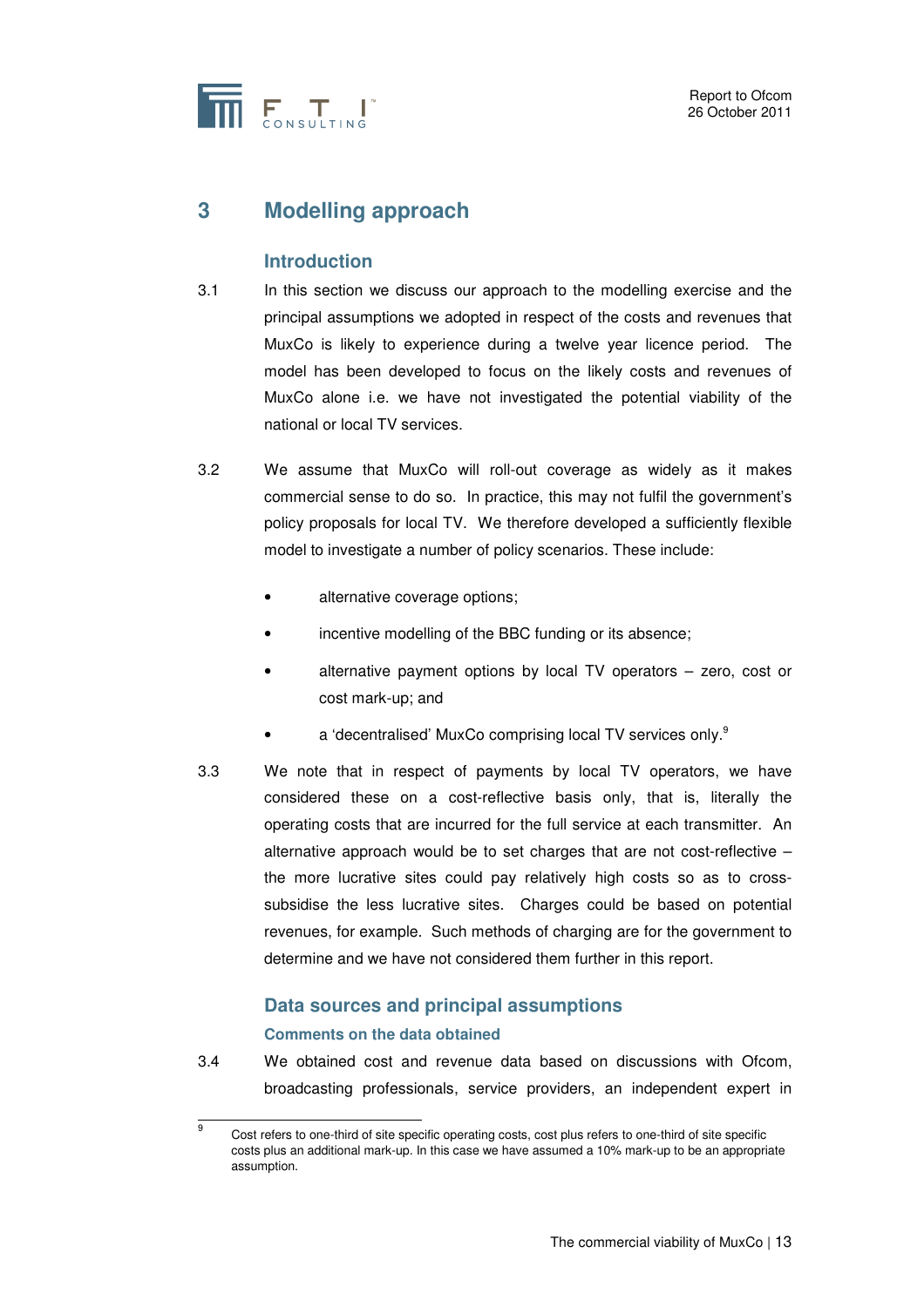# 3 Modelling approach

## Introduction

3.1 In this section we discuss our approach to the modelling exercise and the principal assumptions we adopted in respect of the costs and revenues that MuxCo is likely to experience during a twelve year licence period. The model has been developed to focus on the likely costs and revenues of MuxCo alone i.e. we have not investigated the potential viability of the national or local TV services.

3.2 We assume that MuxCo will roll-out coverage as widely as it makes commercial sense to do so. In practice, this may not fulfil the government's policy proposals for local TV. We therefore developed a sufficiently flexible model to investigate a number of policy scenarios. These include:

- alternative coverage options;
- incentive modelling of the BBC funding or its absence;
- alternative payment options by local TV operators – zero, cost or cost mark-up; and
- a 'decentralised' MuxCo comprising local TV services only.[9]

3.3 We note that in respect of payments by local TV operators, we have considered these on a cost-reflective basis only, that is, literally the operating costs that are incurred for the full service at each transmitter. An alternative approach would be to set charges that are not cost-reflective – the more lucrative sites could pay relatively high costs so as to cross-subsidise the less lucrative sites. Charges could be based on potential revenues, for example. Such methods of charging are for the government to determine and we have not considered them further in this report.

## Data sources and principal assumptions

### Comments on the data obtained

3.4 We obtained cost and revenue data based on discussions with Ofcom, broadcasting professionals, service providers, an independent expert in

---

[9] Cost refers to one-third of site specific operating costs, cost plus refers to one-third of site specific costs plus an additional mark-up. In this case we have assumed a 10% mark-up to be an appropriate assumption.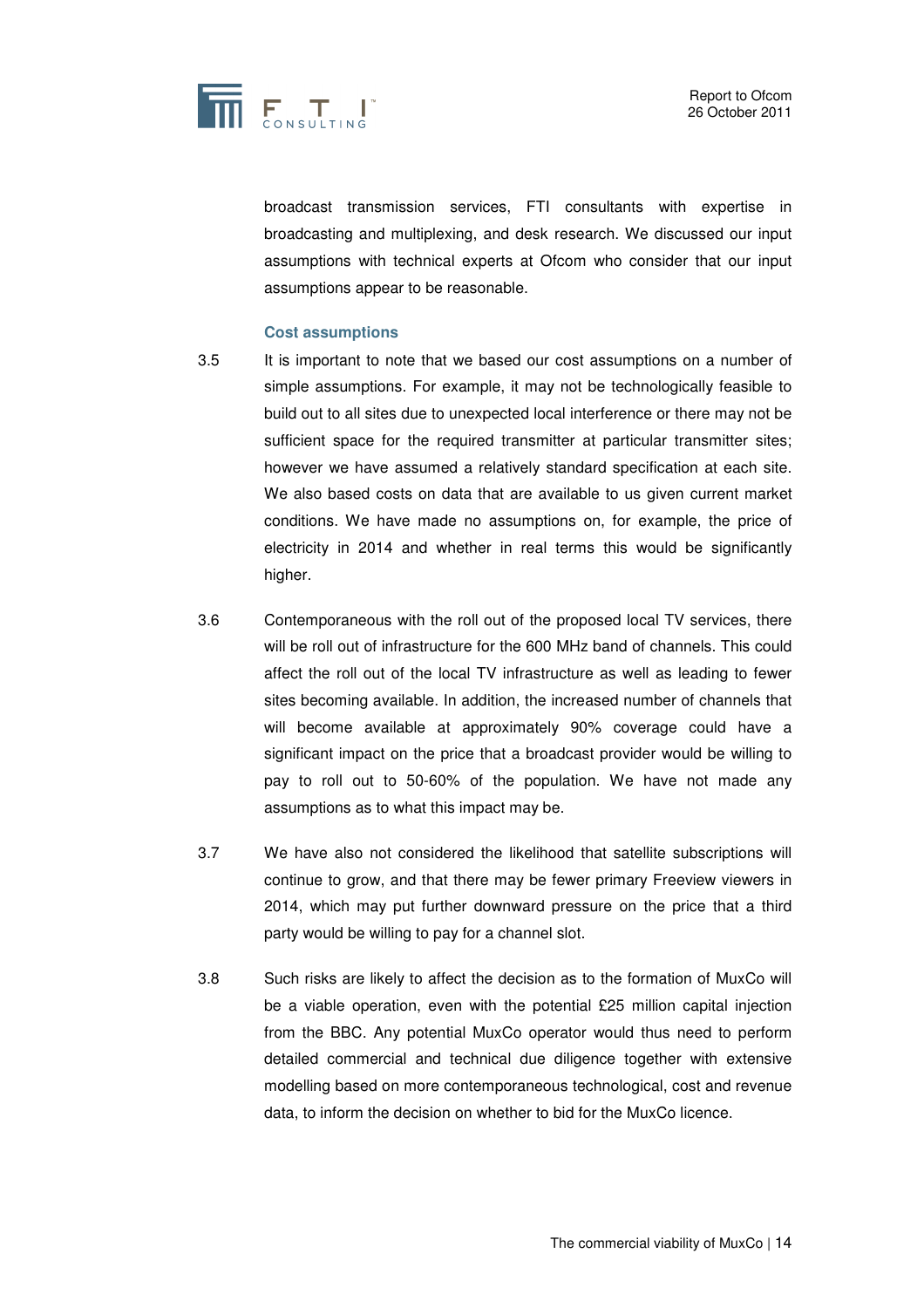broadcast transmission services, FTI consultants with expertise in broadcasting and multiplexing, and desk research. We discussed our input assumptions with technical experts at Ofcom who consider that our input assumptions appear to be reasonable.

### Cost assumptions

3.5 It is important to note that we based our cost assumptions on a number of simple assumptions. For example, it may not be technologically feasible to build out to all sites due to unexpected local interference or there may not be sufficient space for the required transmitter at particular transmitter sites; however we have assumed a relatively standard specification at each site. We also based costs on data that are available to us given current market conditions. We have made no assumptions on, for example, the price of electricity in 2014 and whether in real terms this would be significantly higher.

3.6 Contemporaneous with the roll out of the proposed local TV services, there will be roll out of infrastructure for the 600 MHz band of channels. This could affect the roll out of the local TV infrastructure as well as leading to fewer sites becoming available. In addition, the increased number of channels that will become available at approximately 90% coverage could have a significant impact on the price that a broadcast provider would be willing to pay to roll out to 50-60% of the population. We have not made any assumptions as to what this impact may be.

3.7 We have also not considered the likelihood that satellite subscriptions will continue to grow, and that there may be fewer primary Freeview viewers in 2014, which may put further downward pressure on the price that a third party would be willing to pay for a channel slot.

3.8 Such risks are likely to affect the decision as to the formation of MuxCo will be a viable operation, even with the potential £25 million capital injection from the BBC. Any potential MuxCo operator would thus need to perform detailed commercial and technical due diligence together with extensive modelling based on more contemporaneous technological, cost and revenue data, to inform the decision on whether to bid for the MuxCo licence.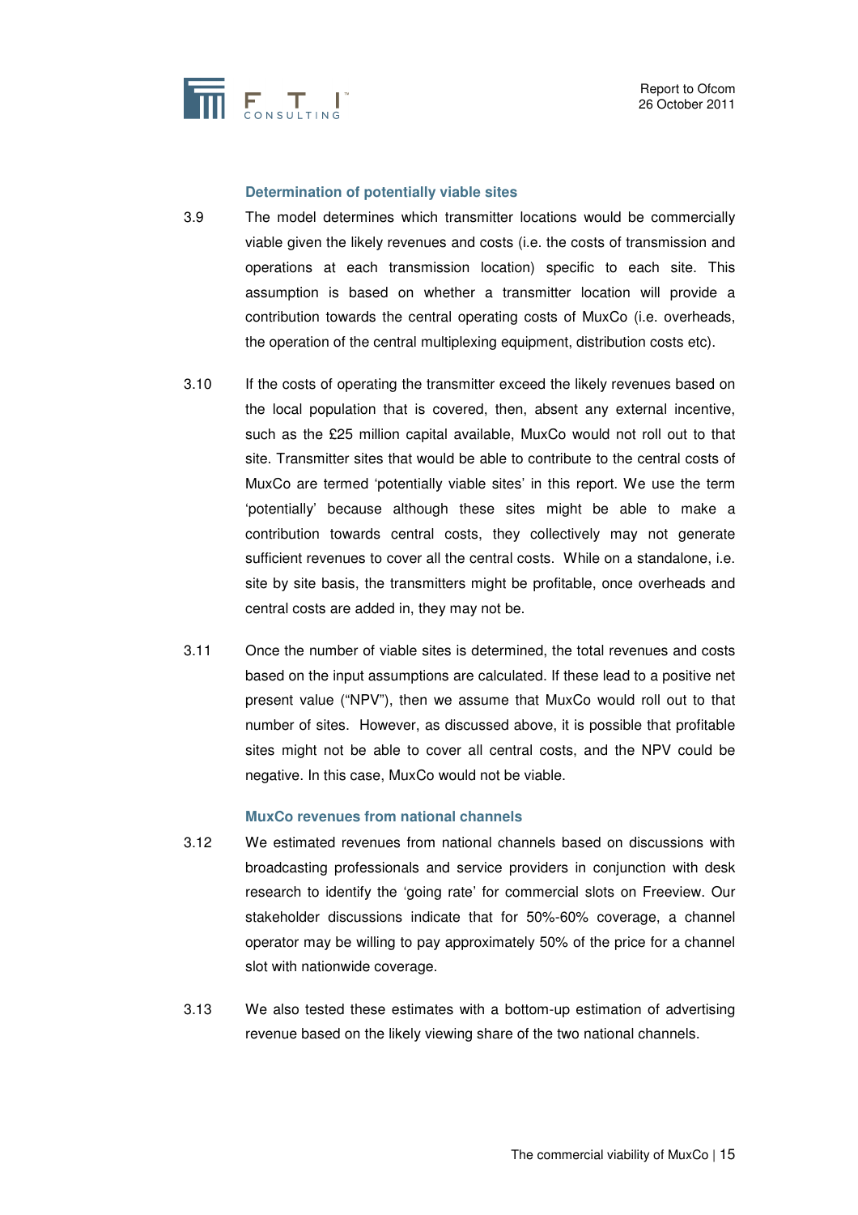### Determination of potentially viable sites

3.9 The model determines which transmitter locations would be commercially viable given the likely revenues and costs (i.e. the costs of transmission and operations at each transmission location) specific to each site. This assumption is based on whether a transmitter location will provide a contribution towards the central operating costs of MuxCo (i.e. overheads, the operation of the central multiplexing equipment, distribution costs etc).

3.10 If the costs of operating the transmitter exceed the likely revenues based on the local population that is covered, then, absent any external incentive, such as the £25 million capital available, MuxCo would not roll out to that site. Transmitter sites that would be able to contribute to the central costs of MuxCo are termed 'potentially viable sites' in this report. We use the term 'potentially' because although these sites might be able to make a contribution towards central costs, they collectively may not generate sufficient revenues to cover all the central costs. While on a standalone, i.e. site by site basis, the transmitters might be profitable, once overheads and central costs are added in, they may not be.

3.11 Once the number of viable sites is determined, the total revenues and costs based on the input assumptions are calculated. If these lead to a positive net present value ("NPV"), then we assume that MuxCo would roll out to that number of sites. However, as discussed above, it is possible that profitable sites might not be able to cover all central costs, and the NPV could be negative. In this case, MuxCo would not be viable.

### MuxCo revenues from national channels

3.12 We estimated revenues from national channels based on discussions with broadcasting professionals and service providers in conjunction with desk research to identify the 'going rate' for commercial slots on Freeview. Our stakeholder discussions indicate that for 50%-60% coverage, a channel operator may be willing to pay approximately 50% of the price for a channel slot with nationwide coverage.

3.13 We also tested these estimates with a bottom-up estimation of advertising revenue based on the likely viewing share of the two national channels.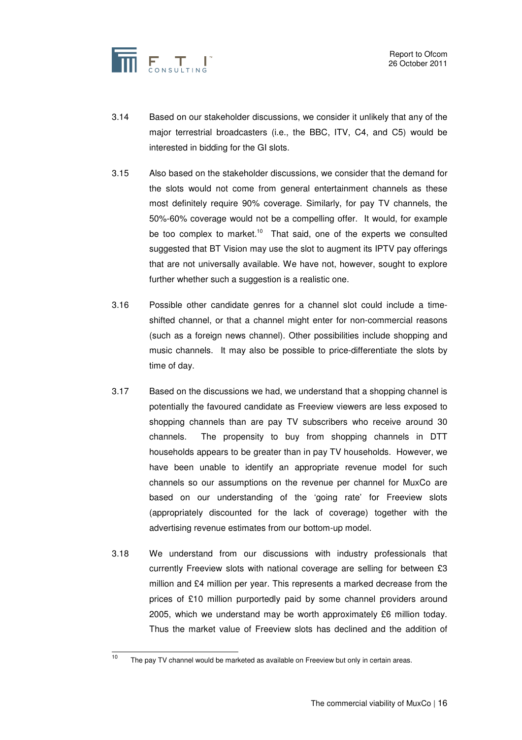3.14 Based on our stakeholder discussions, we consider it unlikely that any of the major terrestrial broadcasters (i.e., the BBC, ITV, C4, and C5) would be interested in bidding for the GI slots.

3.15 Also based on the stakeholder discussions, we consider that the demand for the slots would not come from general entertainment channels as these most definitely require 90% coverage. Similarly, for pay TV channels, the 50%-60% coverage would not be a compelling offer. It would, for example be too complex to market.[10] That said, one of the experts we consulted suggested that BT Vision may use the slot to augment its IPTV pay offerings that are not universally available. We have not, however, sought to explore further whether such a suggestion is a realistic one.

3.16 Possible other candidate genres for a channel slot could include a time-shifted channel, or that a channel might enter for non-commercial reasons (such as a foreign news channel). Other possibilities include shopping and music channels. It may also be possible to price-differentiate the slots by time of day.

3.17 Based on the discussions we had, we understand that a shopping channel is potentially the favoured candidate as Freeview viewers are less exposed to shopping channels than are pay TV subscribers who receive around 30 channels. The propensity to buy from shopping channels in DTT households appears to be greater than in pay TV households. However, we have been unable to identify an appropriate revenue model for such channels so our assumptions on the revenue per channel for MuxCo are based on our understanding of the 'going rate' for Freeview slots (appropriately discounted for the lack of coverage) together with the advertising revenue estimates from our bottom-up model.

3.18 We understand from our discussions with industry professionals that currently Freeview slots with national coverage are selling for between £3 million and £4 million per year. This represents a marked decrease from the prices of £10 million purportedly paid by some channel providers around 2005, which we understand may be worth approximately £6 million today. Thus the market value of Freeview slots has declined and the addition of

[10] The pay TV channel would be marketed as available on Freeview but only in certain areas.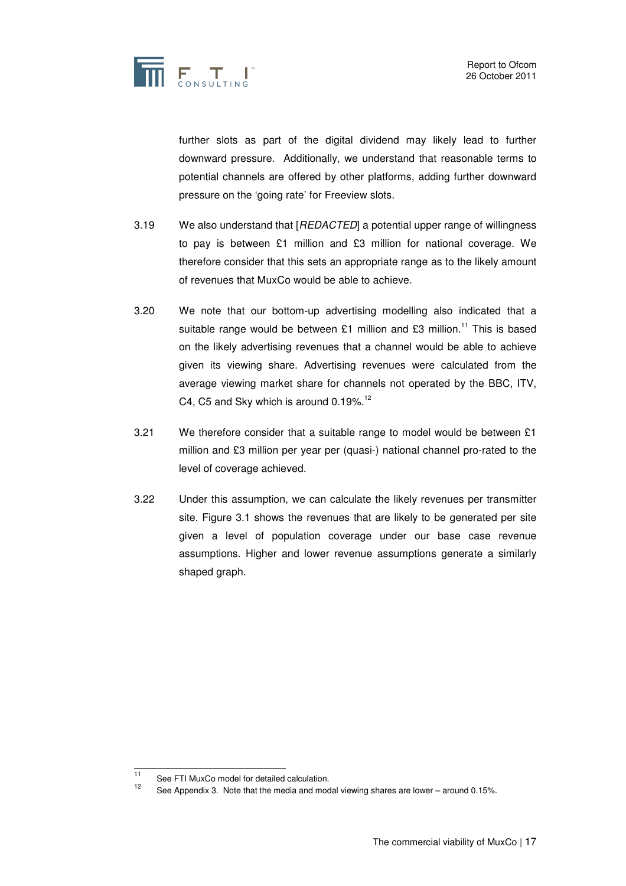further slots as part of the digital dividend may likely lead to further downward pressure. Additionally, we understand that reasonable terms to potential channels are offered by other platforms, adding further downward pressure on the 'going rate' for Freeview slots.

3.19 We also understand that [*REDACTED*] a potential upper range of willingness to pay is between £1 million and £3 million for national coverage. We therefore consider that this sets an appropriate range as to the likely amount of revenues that MuxCo would be able to achieve.

3.20 We note that our bottom-up advertising modelling also indicated that a suitable range would be between £1 million and £3 million.[11] This is based on the likely advertising revenues that a channel would be able to achieve given its viewing share. Advertising revenues were calculated from the average viewing market share for channels not operated by the BBC, ITV, C4, C5 and Sky which is around 0.19%.[12]

3.21 We therefore consider that a suitable range to model would be between £1 million and £3 million per year per (quasi-) national channel pro-rated to the level of coverage achieved.

3.22 Under this assumption, we can calculate the likely revenues per transmitter site. Figure 3.1 shows the revenues that are likely to be generated per site given a level of population coverage under our base case revenue assumptions. Higher and lower revenue assumptions generate a similarly shaped graph.

---

[11] See FTI MuxCo model for detailed calculation.

[12] See Appendix 3. Note that the media and modal viewing shares are lower – around 0.15%.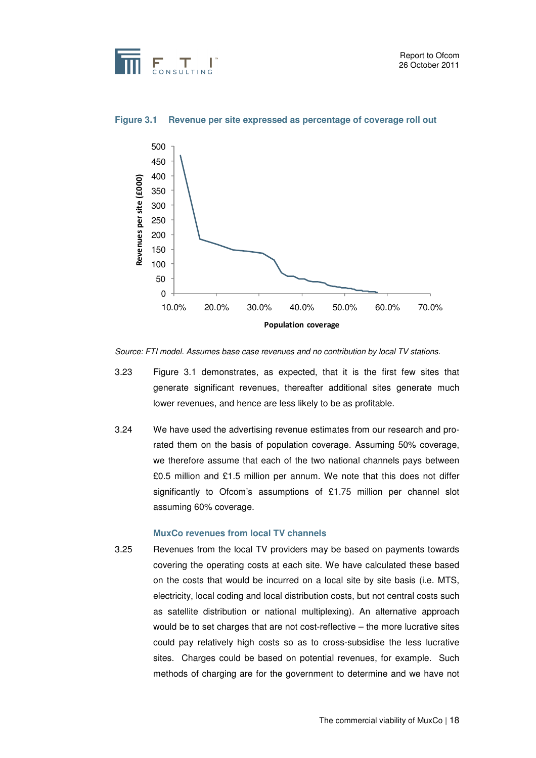**Figure 3.1 Revenue per site expressed as percentage of coverage roll out**

Revenues per site (£000)

500
450
400
350
300
250
200
150
100
50
0

10.0% 20.0% 30.0% 40.0% 50.0% 60.0% 70.0%

Population coverage

*Source: FTI model. Assumes base case revenues and no contribution by local TV stations.*

3.23 Figure 3.1 demonstrates, as expected, that it is the first few sites that generate significant revenues, thereafter additional sites generate much lower revenues, and hence are less likely to be as profitable.

3.24 We have used the advertising revenue estimates from our research and pro-rated them on the basis of population coverage. Assuming 50% coverage, we therefore assume that each of the two national channels pays between £0.5 million and £1.5 million per annum. We note that this does not differ significantly to Ofcom's assumptions of £1.75 million per channel slot assuming 60% coverage.

### MuxCo revenues from local TV channels

3.25 Revenues from the local TV providers may be based on payments towards covering the operating costs at each site. We have calculated these based on the costs that would be incurred on a local site by site basis (i.e. MTS, electricity, local coding and local distribution costs, but not central costs such as satellite distribution or national multiplexing). An alternative approach would be to set charges that are not cost-reflective – the more lucrative sites could pay relatively high costs so as to cross-subsidise the less lucrative sites. Charges could be based on potential revenues, for example. Such methods of charging are for the government to determine and we have not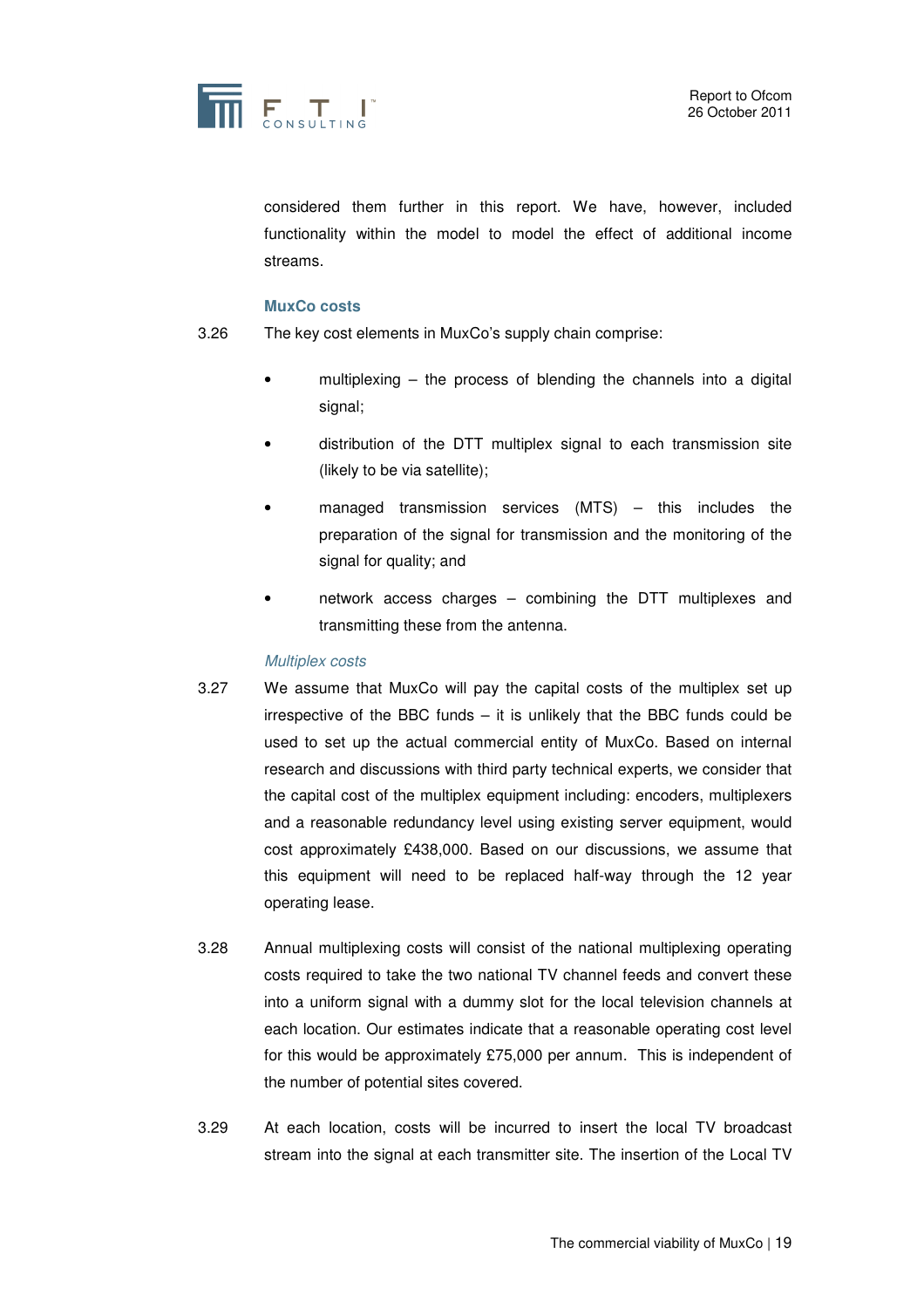considered them further in this report. We have, however, included functionality within the model to model the effect of additional income streams.

### MuxCo costs

3.26 The key cost elements in MuxCo's supply chain comprise:

- multiplexing – the process of blending the channels into a digital signal;
- distribution of the DTT multiplex signal to each transmission site (likely to be via satellite);
- managed transmission services (MTS) – this includes the preparation of the signal for transmission and the monitoring of the signal for quality; and
- network access charges – combining the DTT multiplexes and transmitting these from the antenna.

#### *Multiplex costs*

3.27 We assume that MuxCo will pay the capital costs of the multiplex set up irrespective of the BBC funds – it is unlikely that the BBC funds could be used to set up the actual commercial entity of MuxCo. Based on internal research and discussions with third party technical experts, we consider that the capital cost of the multiplex equipment including: encoders, multiplexers and a reasonable redundancy level using existing server equipment, would cost approximately £438,000. Based on our discussions, we assume that this equipment will need to be replaced half-way through the 12 year operating lease.

3.28 Annual multiplexing costs will consist of the national multiplexing operating costs required to take the two national TV channel feeds and convert these into a uniform signal with a dummy slot for the local television channels at each location. Our estimates indicate that a reasonable operating cost level for this would be approximately £75,000 per annum. This is independent of the number of potential sites covered.

3.29 At each location, costs will be incurred to insert the local TV broadcast stream into the signal at each transmitter site. The insertion of the Local TV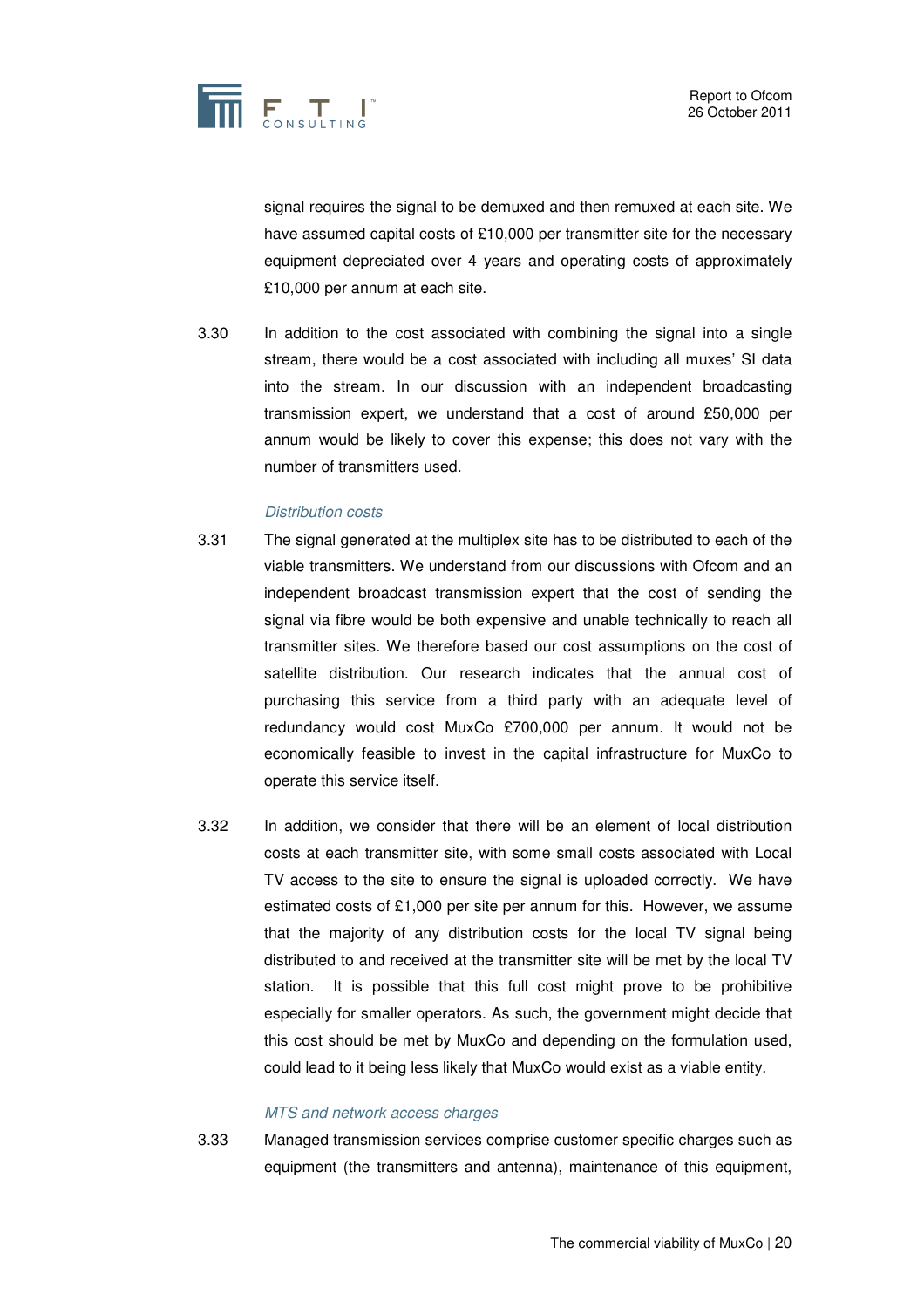signal requires the signal to be demuxed and then remuxed at each site. We have assumed capital costs of £10,000 per transmitter site for the necessary equipment depreciated over 4 years and operating costs of approximately £10,000 per annum at each site.

3.30 In addition to the cost associated with combining the signal into a single stream, there would be a cost associated with including all muxes' SI data into the stream. In our discussion with an independent broadcasting transmission expert, we understand that a cost of around £50,000 per annum would be likely to cover this expense; this does not vary with the number of transmitters used.

*Distribution costs*

3.31 The signal generated at the multiplex site has to be distributed to each of the viable transmitters. We understand from our discussions with Ofcom and an independent broadcast transmission expert that the cost of sending the signal via fibre would be both expensive and unable technically to reach all transmitter sites. We therefore based our cost assumptions on the cost of satellite distribution. Our research indicates that the annual cost of purchasing this service from a third party with an adequate level of redundancy would cost MuxCo £700,000 per annum. It would not be economically feasible to invest in the capital infrastructure for MuxCo to operate this service itself.

3.32 In addition, we consider that there will be an element of local distribution costs at each transmitter site, with some small costs associated with Local TV access to the site to ensure the signal is uploaded correctly. We have estimated costs of £1,000 per site per annum for this. However, we assume that the majority of any distribution costs for the local TV signal being distributed to and received at the transmitter site will be met by the local TV station. It is possible that this full cost might prove to be prohibitive especially for smaller operators. As such, the government might decide that this cost should be met by MuxCo and depending on the formulation used, could lead to it being less likely that MuxCo would exist as a viable entity.

*MTS and network access charges*

3.33 Managed transmission services comprise customer specific charges such as equipment (the transmitters and antenna), maintenance of this equipment,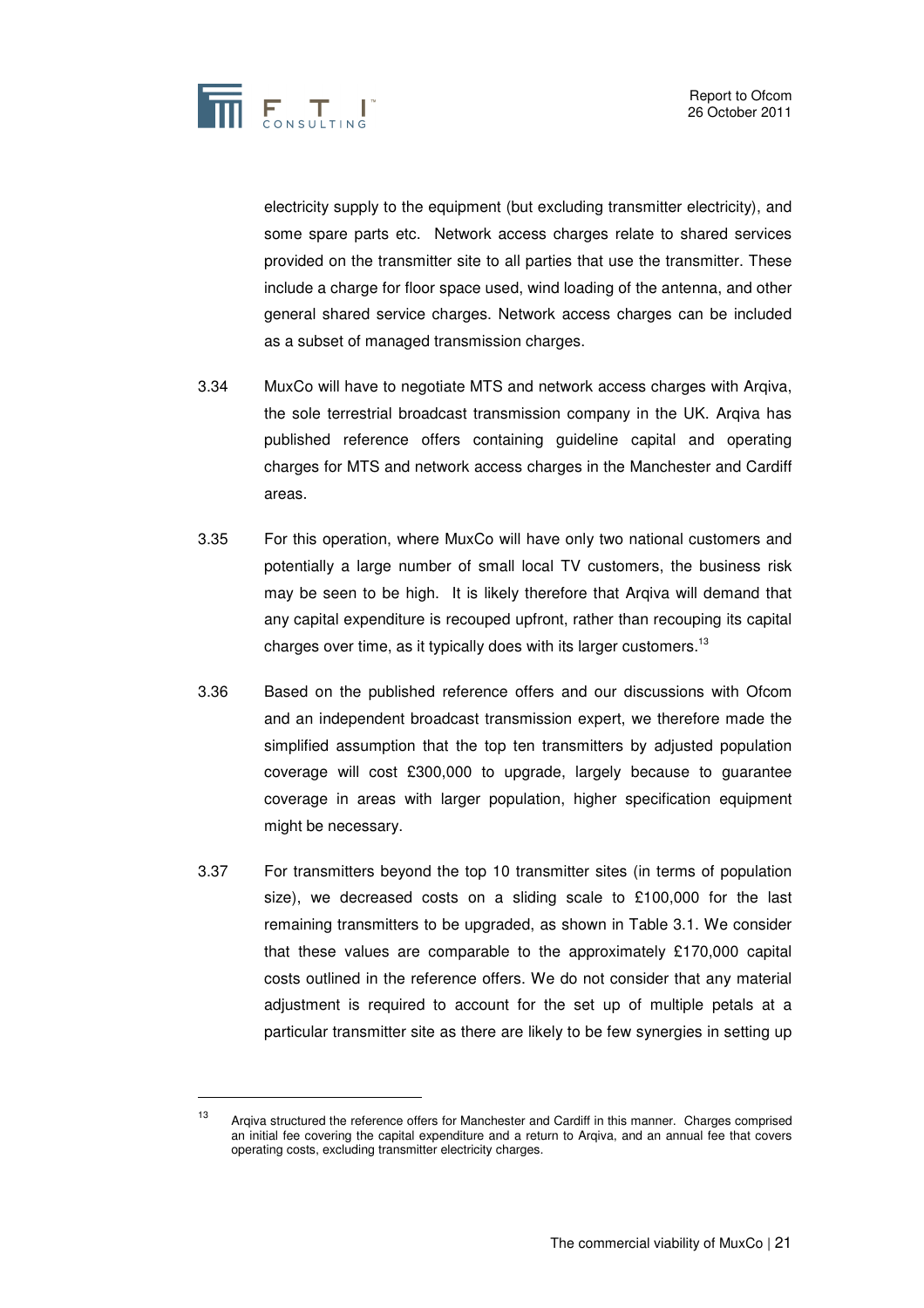electricity supply to the equipment (but excluding transmitter electricity), and some spare parts etc. Network access charges relate to shared services provided on the transmitter site to all parties that use the transmitter. These include a charge for floor space used, wind loading of the antenna, and other general shared service charges. Network access charges can be included as a subset of managed transmission charges.

3.34 MuxCo will have to negotiate MTS and network access charges with Arqiva, the sole terrestrial broadcast transmission company in the UK. Arqiva has published reference offers containing guideline capital and operating charges for MTS and network access charges in the Manchester and Cardiff areas.

3.35 For this operation, where MuxCo will have only two national customers and potentially a large number of small local TV customers, the business risk may be seen to be high. It is likely therefore that Arqiva will demand that any capital expenditure is recouped upfront, rather than recouping its capital charges over time, as it typically does with its larger customers.[13]

3.36 Based on the published reference offers and our discussions with Ofcom and an independent broadcast transmission expert, we therefore made the simplified assumption that the top ten transmitters by adjusted population coverage will cost £300,000 to upgrade, largely because to guarantee coverage in areas with larger population, higher specification equipment might be necessary.

3.37 For transmitters beyond the top 10 transmitter sites (in terms of population size), we decreased costs on a sliding scale to £100,000 for the last remaining transmitters to be upgraded, as shown in Table 3.1. We consider that these values are comparable to the approximately £170,000 capital costs outlined in the reference offers. We do not consider that any material adjustment is required to account for the set up of multiple petals at a particular transmitter site as there are likely to be few synergies in setting up

---

[13] Arqiva structured the reference offers for Manchester and Cardiff in this manner. Charges comprised an initial fee covering the capital expenditure and a return to Arqiva, and an annual fee that covers operating costs, excluding transmitter electricity charges.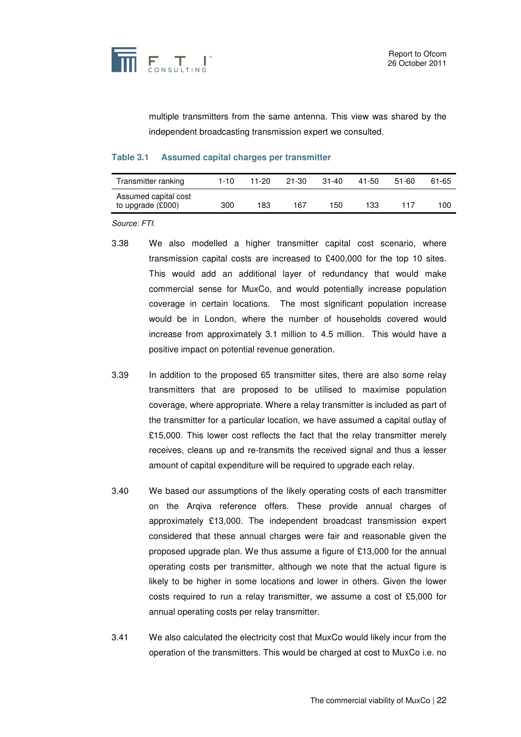multiple transmitters from the same antenna. This view was shared by the independent broadcasting transmission expert we consulted.

**Table 3.1 Assumed capital charges per transmitter**

| Transmitter ranking | 1-10 | 11-20 | 21-30 | 31-40 | 41-50 | 51-60 | 61-65 |
|---|---|---|---|---|---|---|---|
| Assumed capital cost to upgrade (£000) | 300 | 183 | 167 | 150 | 133 | 117 | 100 |

*Source: FTI.*

3.38 We also modelled a higher transmitter capital cost scenario, where transmission capital costs are increased to £400,000 for the top 10 sites. This would add an additional layer of redundancy that would make commercial sense for MuxCo, and would potentially increase population coverage in certain locations. The most significant population increase would be in London, where the number of households covered would increase from approximately 3.1 million to 4.5 million. This would have a positive impact on potential revenue generation.

3.39 In addition to the proposed 65 transmitter sites, there are also some relay transmitters that are proposed to be utilised to maximise population coverage, where appropriate. Where a relay transmitter is included as part of the transmitter for a particular location, we have assumed a capital outlay of £15,000. This lower cost reflects the fact that the relay transmitter merely receives, cleans up and re-transmits the received signal and thus a lesser amount of capital expenditure will be required to upgrade each relay.

3.40 We based our assumptions of the likely operating costs of each transmitter on the Arqiva reference offers. These provide annual charges of approximately £13,000. The independent broadcast transmission expert considered that these annual charges were fair and reasonable given the proposed upgrade plan. We thus assume a figure of £13,000 for the annual operating costs per transmitter, although we note that the actual figure is likely to be higher in some locations and lower in others. Given the lower costs required to run a relay transmitter, we assume a cost of £5,000 for annual operating costs per relay transmitter.

3.41 We also calculated the electricity cost that MuxCo would likely incur from the operation of the transmitters. This would be charged at cost to MuxCo i.e. no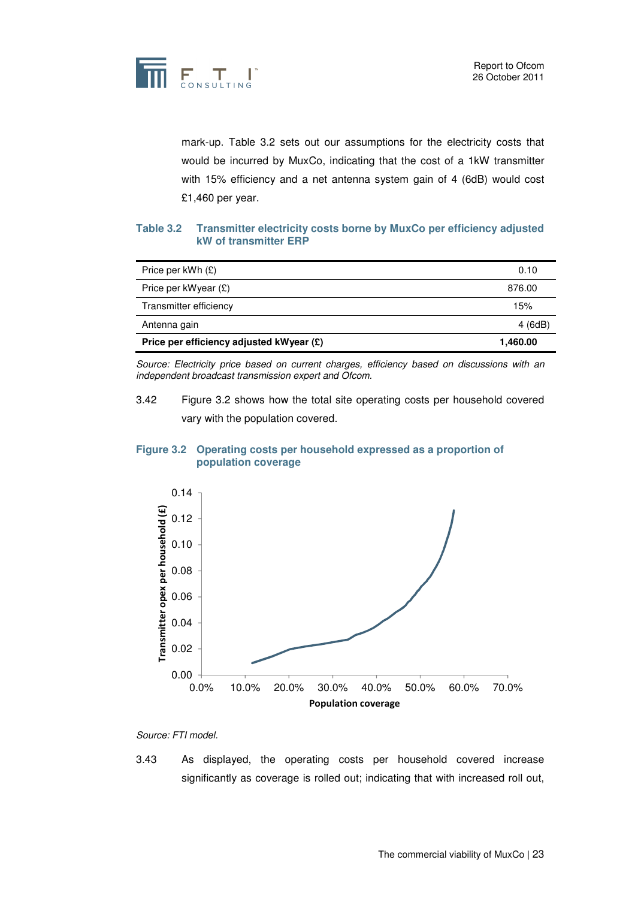mark-up. Table 3.2 sets out our assumptions for the electricity costs that would be incurred by MuxCo, indicating that the cost of a 1kW transmitter with 15% efficiency and a net antenna system gain of 4 (6dB) would cost £1,460 per year.

### Table 3.2 Transmitter electricity costs borne by MuxCo per efficiency adjusted kW of transmitter ERP

| | |
|---|---|
| Price per kWh (£) | 0.10 |
| Price per kWyear (£) | 876.00 |
| Transmitter efficiency | 15% |
| Antenna gain | 4 (6dB) |
| **Price per efficiency adjusted kWyear (£)** | **1,460.00** |

*Source: Electricity price based on current charges, efficiency based on discussions with an independent broadcast transmission expert and Ofcom.*

3.42 Figure 3.2 shows how the total site operating costs per household covered vary with the population covered.

### Figure 3.2 Operating costs per household expressed as a proportion of population coverage

Transmitter opex per household (£)

0.14
0.12
0.10
0.08
0.06
0.04
0.02
0.00

0.0% 10.0% 20.0% 30.0% 40.0% 50.0% 60.0% 70.0%

Population coverage

*Source: FTI model.*

3.43 As displayed, the operating costs per household covered increase significantly as coverage is rolled out; indicating that with increased roll out,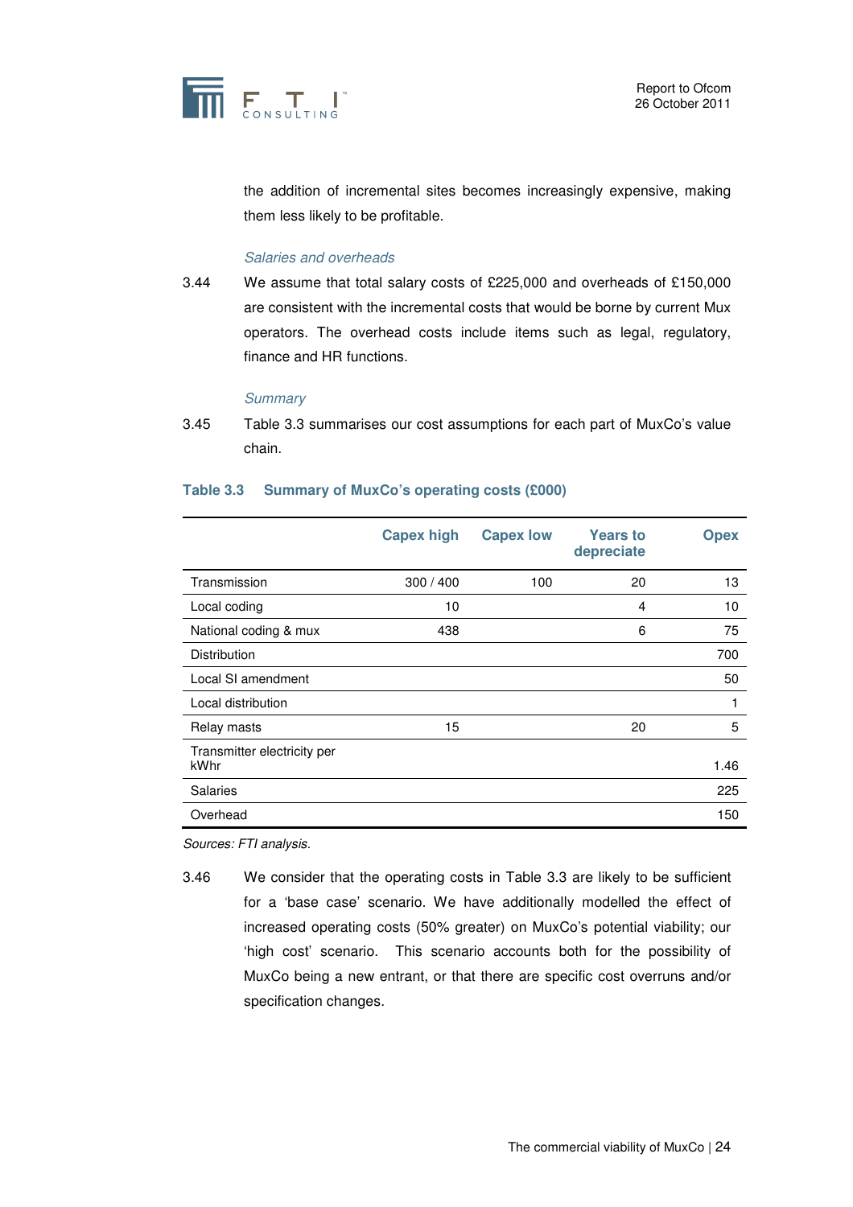the addition of incremental sites becomes increasingly expensive, making them less likely to be profitable.

*Salaries and overheads*

3.44 We assume that total salary costs of £225,000 and overheads of £150,000 are consistent with the incremental costs that would be borne by current Mux operators. The overhead costs include items such as legal, regulatory, finance and HR functions.

*Summary*

3.45 Table 3.3 summarises our cost assumptions for each part of MuxCo's value chain.

**Table 3.3 Summary of MuxCo's operating costs (£000)**

| | Capex high | Capex low | Years to depreciate | Opex |
|---|---|---|---|---|
| Transmission | 300 / 400 | 100 | 20 | 13 |
| Local coding | 10 | | 4 | 10 |
| National coding & mux | 438 | | 6 | 75 |
| Distribution | | | | 700 |
| Local SI amendment | | | | 50 |
| Local distribution | | | | 1 |
| Relay masts | 15 | | 20 | 5 |
| Transmitter electricity per kWhr | | | | 1.46 |
| Salaries | | | | 225 |
| Overhead | | | | 150 |

*Sources: FTI analysis.*

3.46 We consider that the operating costs in Table 3.3 are likely to be sufficient for a 'base case' scenario. We have additionally modelled the effect of increased operating costs (50% greater) on MuxCo's potential viability; our 'high cost' scenario. This scenario accounts both for the possibility of MuxCo being a new entrant, or that there are specific cost overruns and/or specification changes.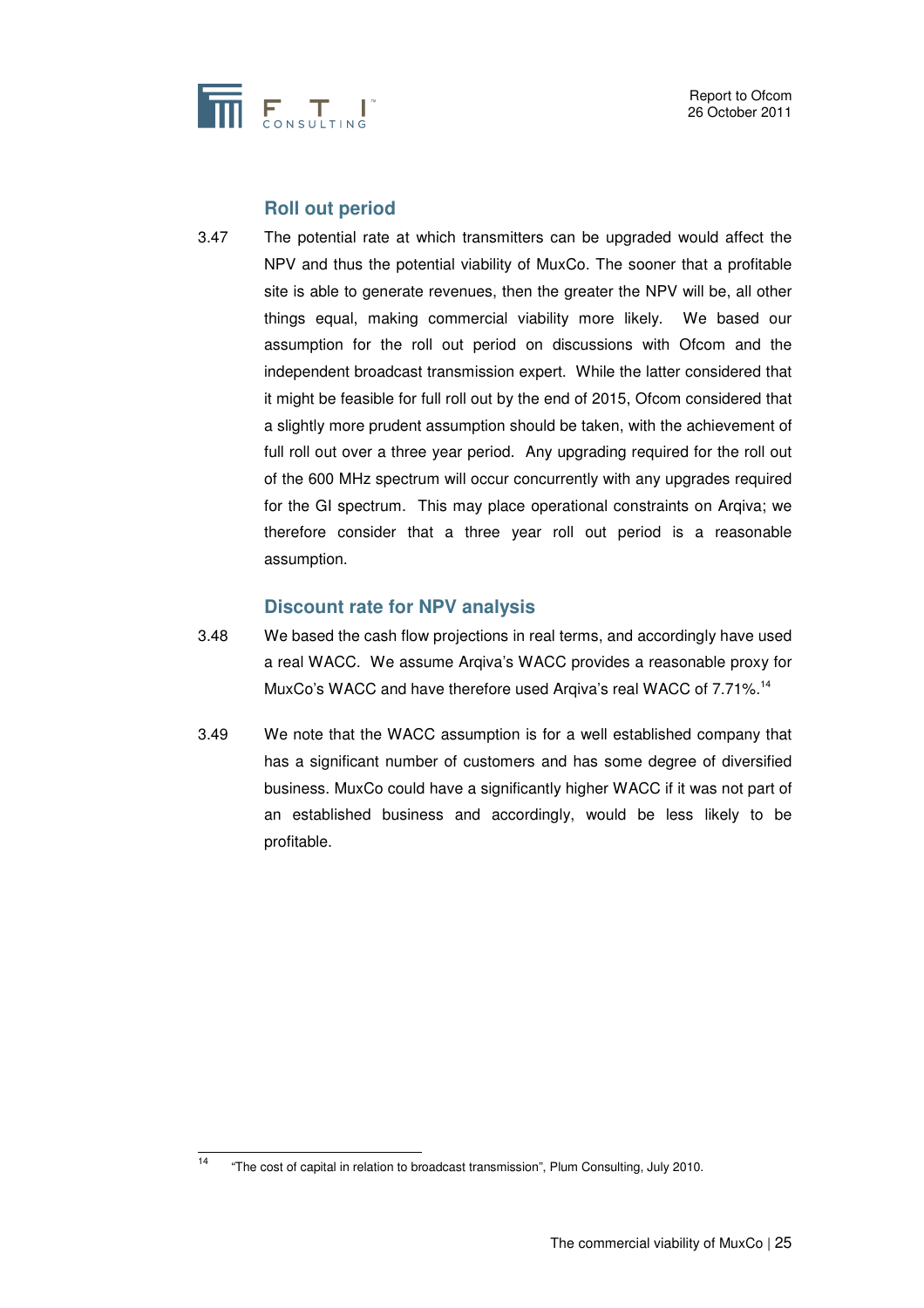### Roll out period

3.47 The potential rate at which transmitters can be upgraded would affect the NPV and thus the potential viability of MuxCo. The sooner that a profitable site is able to generate revenues, then the greater the NPV will be, all other things equal, making commercial viability more likely. We based our assumption for the roll out period on discussions with Ofcom and the independent broadcast transmission expert. While the latter considered that it might be feasible for full roll out by the end of 2015, Ofcom considered that a slightly more prudent assumption should be taken, with the achievement of full roll out over a three year period. Any upgrading required for the roll out of the 600 MHz spectrum will occur concurrently with any upgrades required for the GI spectrum. This may place operational constraints on Arqiva; we therefore consider that a three year roll out period is a reasonable assumption.

### Discount rate for NPV analysis

3.48 We based the cash flow projections in real terms, and accordingly have used a real WACC. We assume Arqiva's WACC provides a reasonable proxy for MuxCo's WACC and have therefore used Arqiva's real WACC of 7.71%.[14]

3.49 We note that the WACC assumption is for a well established company that has a significant number of customers and has some degree of diversified business. MuxCo could have a significantly higher WACC if it was not part of an established business and accordingly, would be less likely to be profitable.

[14] "The cost of capital in relation to broadcast transmission", Plum Consulting, July 2010.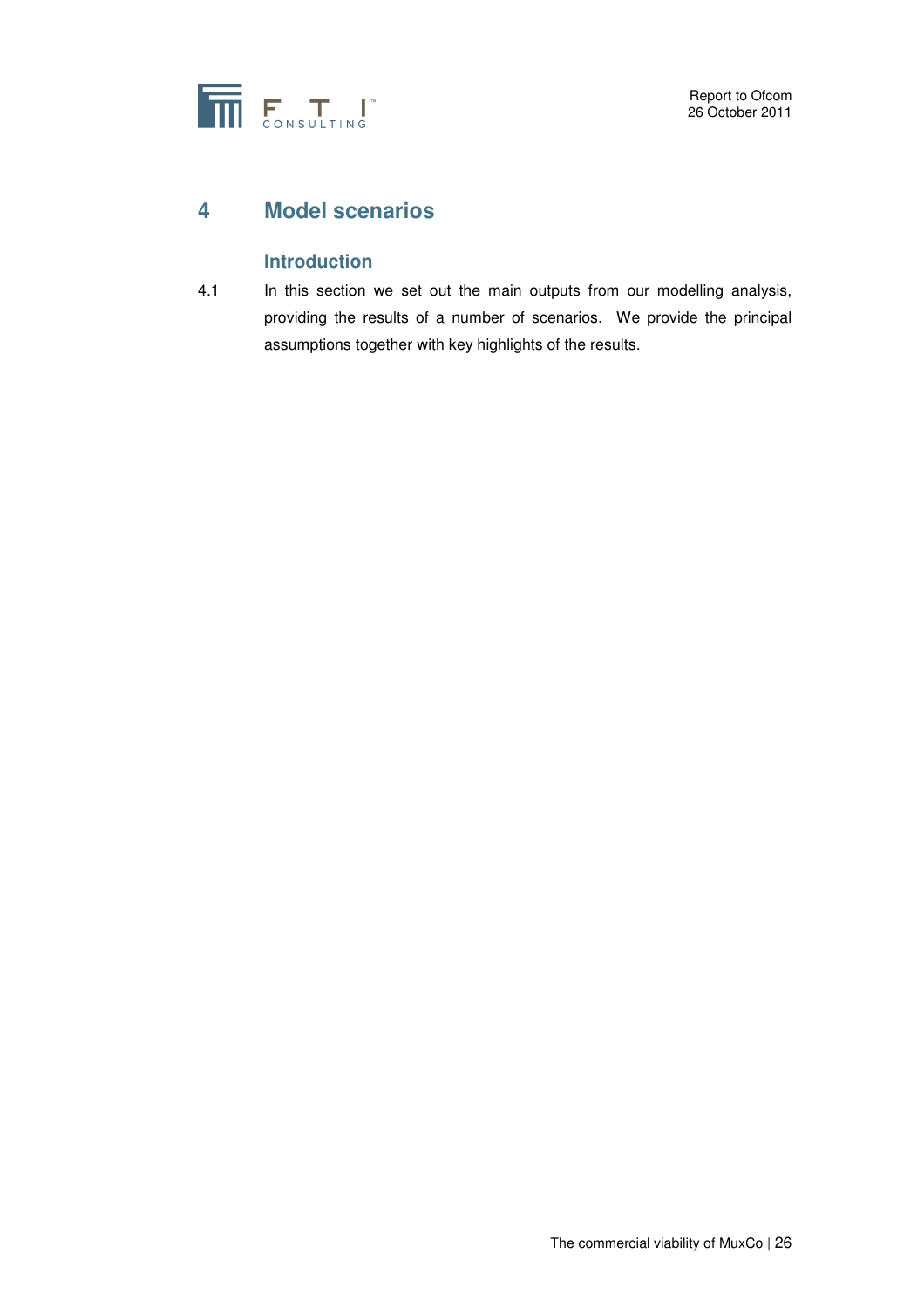# 4 Model scenarios

## Introduction

4.1 In this section we set out the main outputs from our modelling analysis, providing the results of a number of scenarios. We provide the principal assumptions together with key highlights of the results.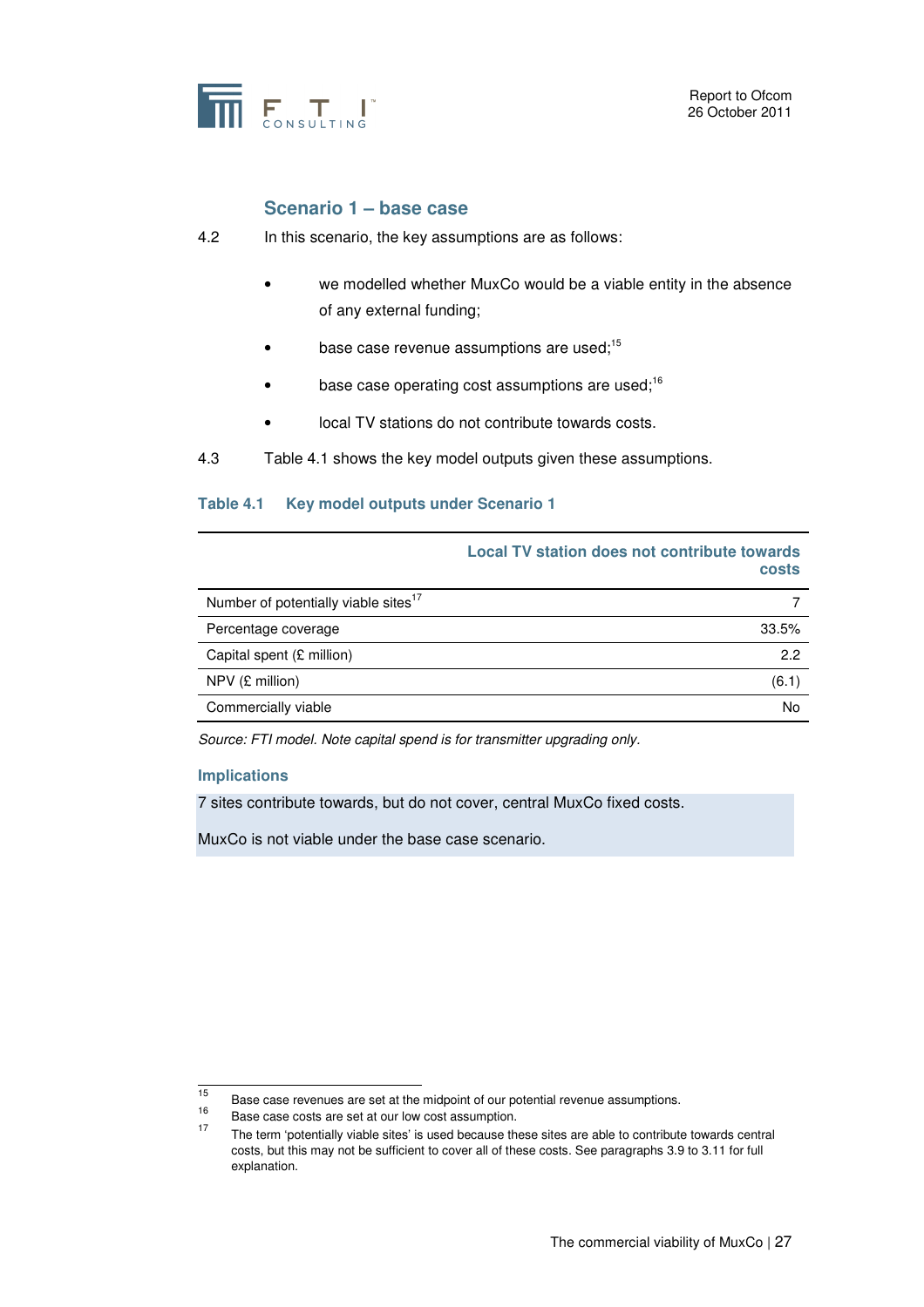### Scenario 1 – base case

4.2 In this scenario, the key assumptions are as follows:

- we modelled whether MuxCo would be a viable entity in the absence of any external funding;
- base case revenue assumptions are used;[15]
- base case operating cost assumptions are used;[16]
- local TV stations do not contribute towards costs.

4.3 Table 4.1 shows the key model outputs given these assumptions.

**Table 4.1 Key model outputs under Scenario 1**

| | Local TV station does not contribute towards costs |
|---|---|
| Number of potentially viable sites[17] | 7 |
| Percentage coverage | 33.5% |
| Capital spent (£ million) | 2.2 |
| NPV (£ million) | (6.1) |
| Commercially viable | No |

*Source: FTI model. Note capital spend is for transmitter upgrading only.*

#### Implications

7 sites contribute towards, but do not cover, central MuxCo fixed costs.

MuxCo is not viable under the base case scenario.

---

15 Base case revenues are set at the midpoint of our potential revenue assumptions.

16 Base case costs are set at our low cost assumption.

17 The term 'potentially viable sites' is used because these sites are able to contribute towards central costs, but this may not be sufficient to cover all of these costs. See paragraphs 3.9 to 3.11 for full explanation.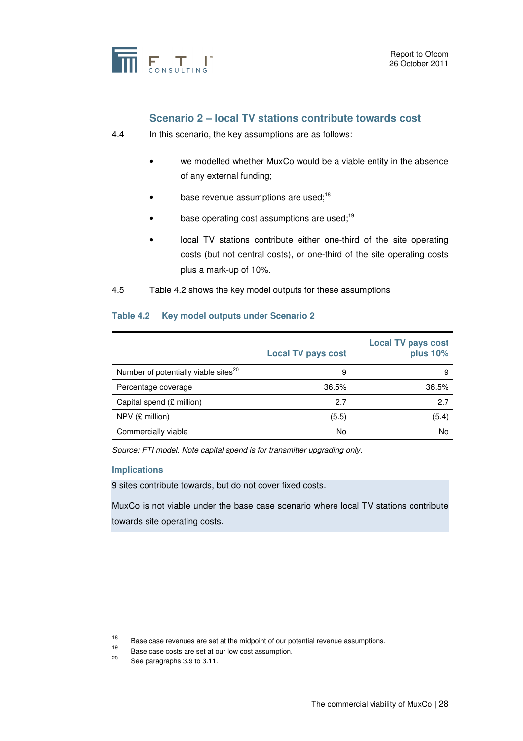### Scenario 2 – local TV stations contribute towards cost

4.4 In this scenario, the key assumptions are as follows:

- we modelled whether MuxCo would be a viable entity in the absence of any external funding;
- base revenue assumptions are used;[18]
- base operating cost assumptions are used;[19]
- local TV stations contribute either one-third of the site operating costs (but not central costs), or one-third of the site operating costs plus a mark-up of 10%.

4.5 Table 4.2 shows the key model outputs for these assumptions

**Table 4.2 Key model outputs under Scenario 2**

| | Local TV pays cost | Local TV pays cost plus 10% |
|---|---|---|
| Number of potentially viable sites[20] | 9 | 9 |
| Percentage coverage | 36.5% | 36.5% |
| Capital spend (£ million) | 2.7 | 2.7 |
| NPV (£ million) | (5.5) | (5.4) |
| Commercially viable | No | No |

*Source: FTI model. Note capital spend is for transmitter upgrading only.*

#### Implications

9 sites contribute towards, but do not cover fixed costs.

MuxCo is not viable under the base case scenario where local TV stations contribute towards site operating costs.

---

[18] Base case revenues are set at the midpoint of our potential revenue assumptions.

[19] Base case costs are set at our low cost assumption.

[20] See paragraphs 3.9 to 3.11.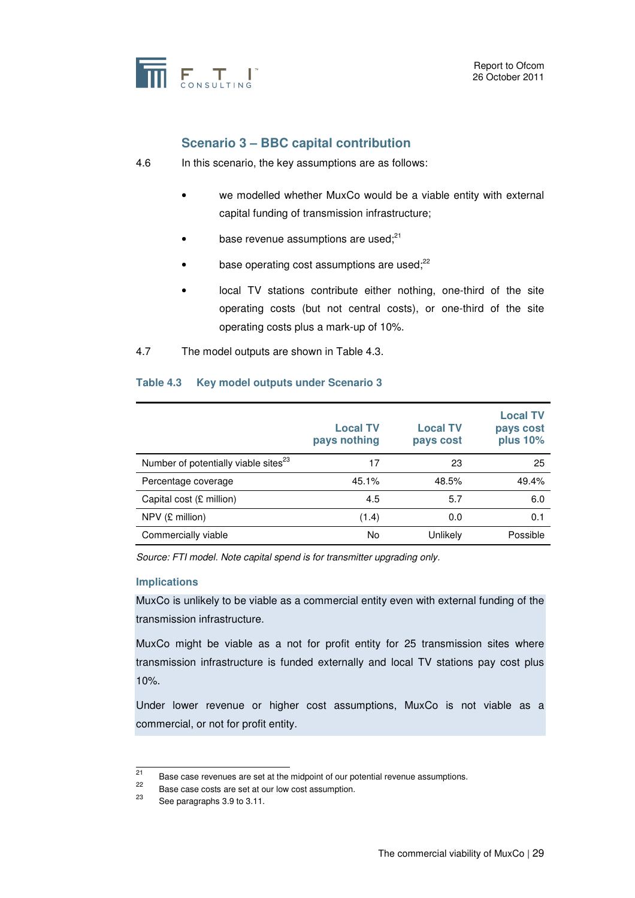### Scenario 3 – BBC capital contribution

4.6 In this scenario, the key assumptions are as follows:

- we modelled whether MuxCo would be a viable entity with external capital funding of transmission infrastructure;
- base revenue assumptions are used;[21]
- base operating cost assumptions are used;[22]
- local TV stations contribute either nothing, one-third of the site operating costs (but not central costs), or one-third of the site operating costs plus a mark-up of 10%.

4.7 The model outputs are shown in Table 4.3.

**Table 4.3 Key model outputs under Scenario 3**

| | Local TV pays nothing | Local TV pays cost | Local TV pays cost plus 10% |
|---|---|---|---|
| Number of potentially viable sites[23] | 17 | 23 | 25 |
| Percentage coverage | 45.1% | 48.5% | 49.4% |
| Capital cost (£ million) | 4.5 | 5.7 | 6.0 |
| NPV (£ million) | (1.4) | 0.0 | 0.1 |
| Commercially viable | No | Unlikely | Possible |

*Source: FTI model. Note capital spend is for transmitter upgrading only.*

#### Implications

MuxCo is unlikely to be viable as a commercial entity even with external funding of the transmission infrastructure.

MuxCo might be viable as a not for profit entity for 25 transmission sites where transmission infrastructure is funded externally and local TV stations pay cost plus 10%.

Under lower revenue or higher cost assumptions, MuxCo is not viable as a commercial, or not for profit entity.

---

21 Base case revenues are set at the midpoint of our potential revenue assumptions.

22 Base case costs are set at our low cost assumption.

23 See paragraphs 3.9 to 3.11.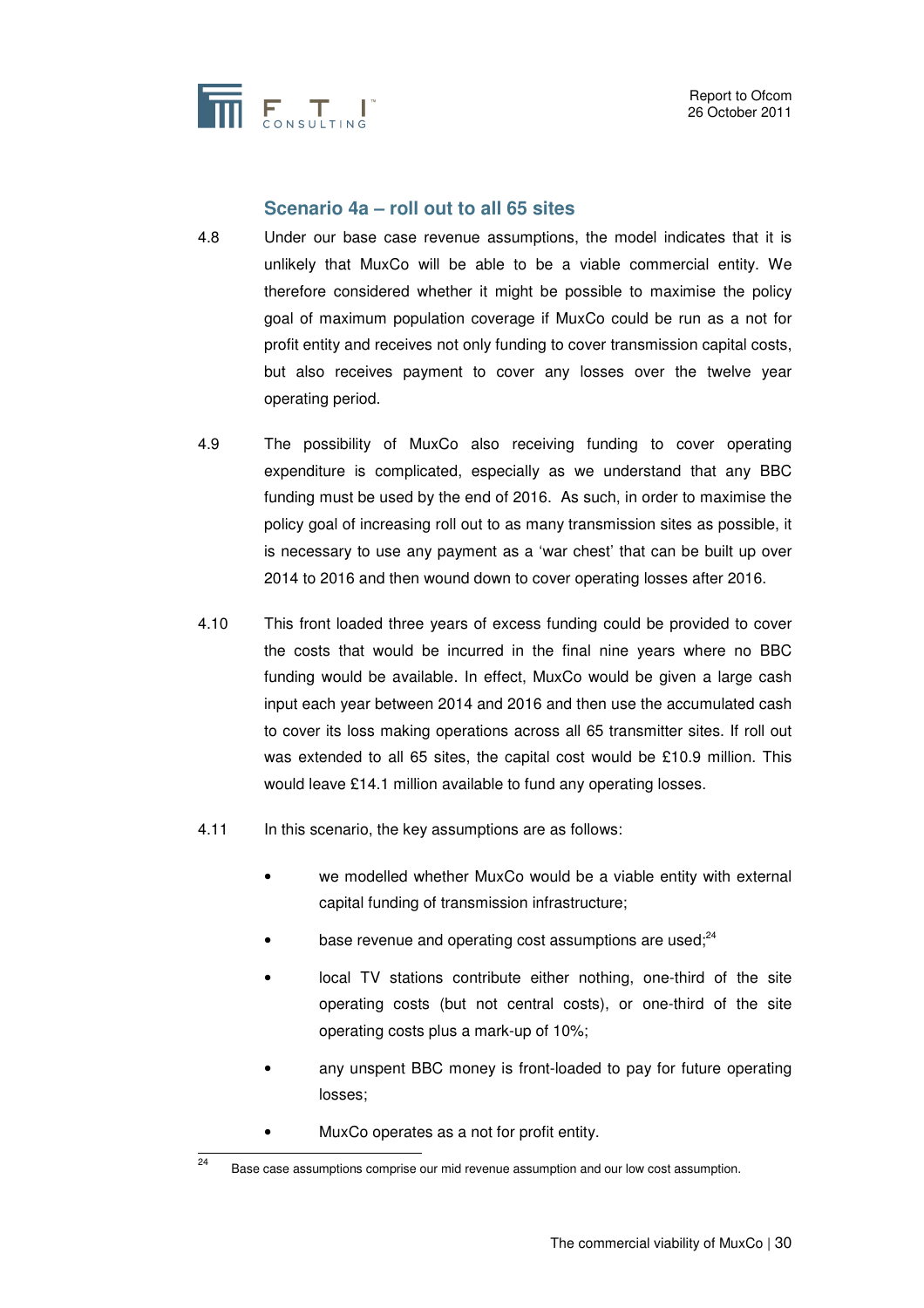### Scenario 4a – roll out to all 65 sites

4.8 Under our base case revenue assumptions, the model indicates that it is unlikely that MuxCo will be able to be a viable commercial entity. We therefore considered whether it might be possible to maximise the policy goal of maximum population coverage if MuxCo could be run as a not for profit entity and receives not only funding to cover transmission capital costs, but also receives payment to cover any losses over the twelve year operating period.

4.9 The possibility of MuxCo also receiving funding to cover operating expenditure is complicated, especially as we understand that any BBC funding must be used by the end of 2016. As such, in order to maximise the policy goal of increasing roll out to as many transmission sites as possible, it is necessary to use any payment as a 'war chest' that can be built up over 2014 to 2016 and then wound down to cover operating losses after 2016.

4.10 This front loaded three years of excess funding could be provided to cover the costs that would be incurred in the final nine years where no BBC funding would be available. In effect, MuxCo would be given a large cash input each year between 2014 and 2016 and then use the accumulated cash to cover its loss making operations across all 65 transmitter sites. If roll out was extended to all 65 sites, the capital cost would be £10.9 million. This would leave £14.1 million available to fund any operating losses.

4.11 In this scenario, the key assumptions are as follows:

- we modelled whether MuxCo would be a viable entity with external capital funding of transmission infrastructure;
- base revenue and operating cost assumptions are used;[24]
- local TV stations contribute either nothing, one-third of the site operating costs (but not central costs), or one-third of the site operating costs plus a mark-up of 10%;
- any unspent BBC money is front-loaded to pay for future operating losses;
- MuxCo operates as a not for profit entity.

[24] Base case assumptions comprise our mid revenue assumption and our low cost assumption.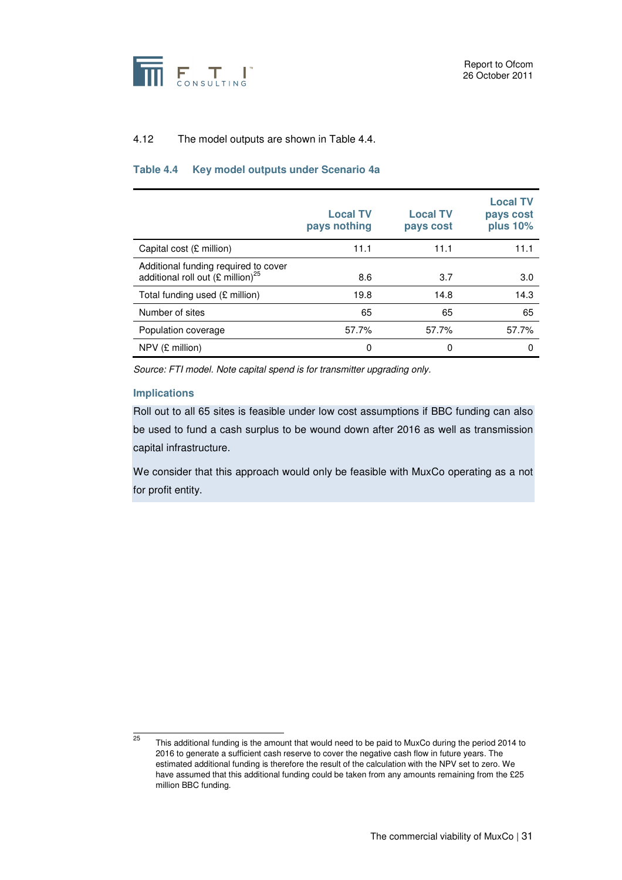4.12 The model outputs are shown in Table 4.4.

**Table 4.4 Key model outputs under Scenario 4a**

| | Local TV pays nothing | Local TV pays cost | Local TV pays cost plus 10% |
|---|---|---|---|
| Capital cost (£ million) | 11.1 | 11.1 | 11.1 |
| Additional funding required to cover additional roll out (£ million)[25] | 8.6 | 3.7 | 3.0 |
| Total funding used (£ million) | 19.8 | 14.8 | 14.3 |
| Number of sites | 65 | 65 | 65 |
| Population coverage | 57.7% | 57.7% | 57.7% |
| NPV (£ million) | 0 | 0 | 0 |

*Source: FTI model. Note capital spend is for transmitter upgrading only.*

### Implications

Roll out to all 65 sites is feasible under low cost assumptions if BBC funding can also be used to fund a cash surplus to be wound down after 2016 as well as transmission capital infrastructure.

We consider that this approach would only be feasible with MuxCo operating as a not for profit entity.

[25] This additional funding is the amount that would need to be paid to MuxCo during the period 2014 to 2016 to generate a sufficient cash reserve to cover the negative cash flow in future years. The estimated additional funding is therefore the result of the calculation with the NPV set to zero. We have assumed that this additional funding could be taken from any amounts remaining from the £25 million BBC funding.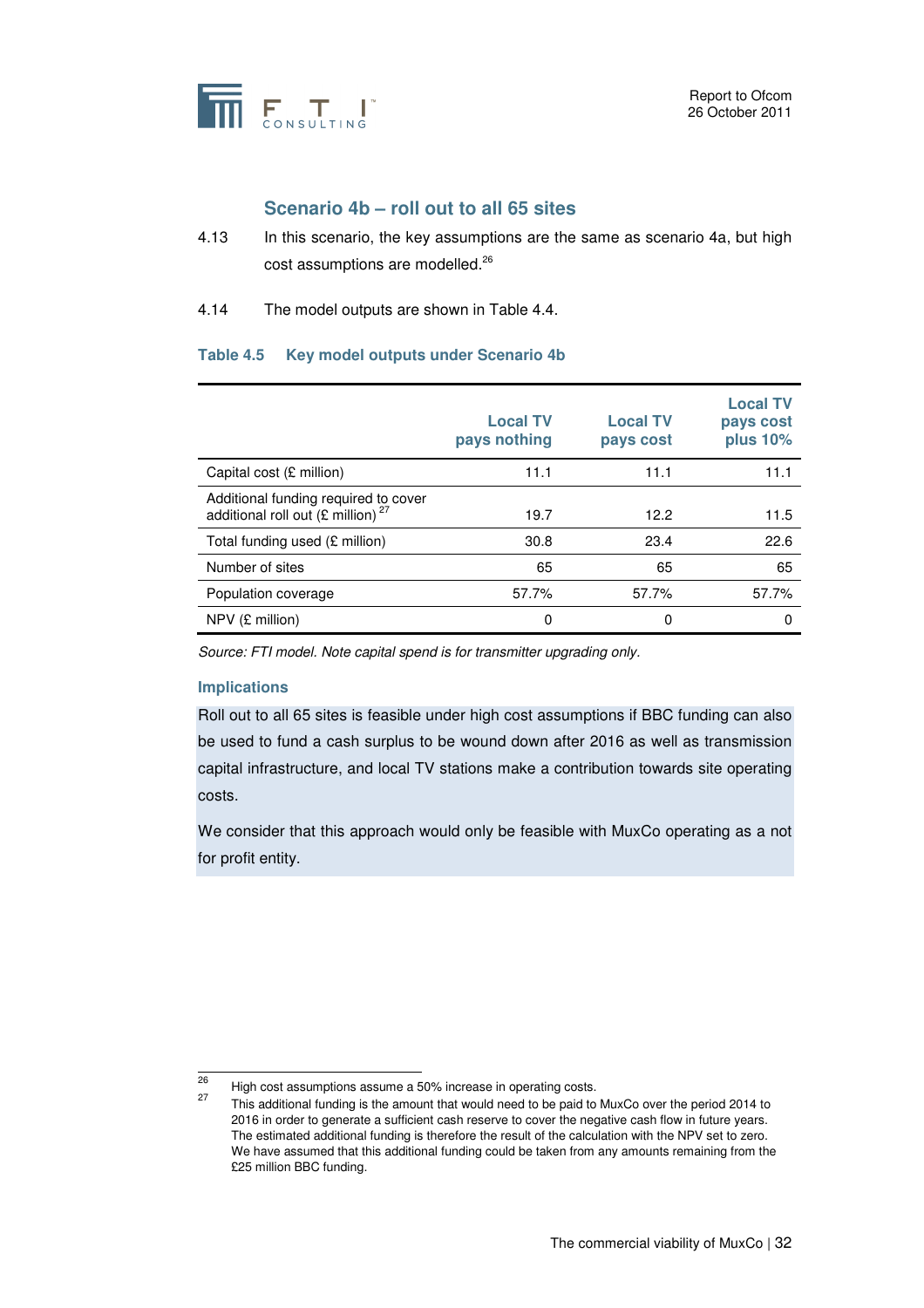### Scenario 4b – roll out to all 65 sites

4.13 In this scenario, the key assumptions are the same as scenario 4a, but high cost assumptions are modelled.[26]

4.14 The model outputs are shown in Table 4.4.

**Table 4.5 Key model outputs under Scenario 4b**

| | Local TV pays nothing | Local TV pays cost | Local TV pays cost plus 10% |
|---|---|---|---|
| Capital cost (£ million) | 11.1 | 11.1 | 11.1 |
| Additional funding required to cover additional roll out (£ million) [27] | 19.7 | 12.2 | 11.5 |
| Total funding used (£ million) | 30.8 | 23.4 | 22.6 |
| Number of sites | 65 | 65 | 65 |
| Population coverage | 57.7% | 57.7% | 57.7% |
| NPV (£ million) | 0 | 0 | 0 |

*Source: FTI model. Note capital spend is for transmitter upgrading only.*

#### Implications

Roll out to all 65 sites is feasible under high cost assumptions if BBC funding can also be used to fund a cash surplus to be wound down after 2016 as well as transmission capital infrastructure, and local TV stations make a contribution towards site operating costs.

We consider that this approach would only be feasible with MuxCo operating as a not for profit entity.

---

[26] High cost assumptions assume a 50% increase in operating costs.

[27] This additional funding is the amount that would need to be paid to MuxCo over the period 2014 to 2016 in order to generate a sufficient cash reserve to cover the negative cash flow in future years. The estimated additional funding is therefore the result of the calculation with the NPV set to zero. We have assumed that this additional funding could be taken from any amounts remaining from the £25 million BBC funding.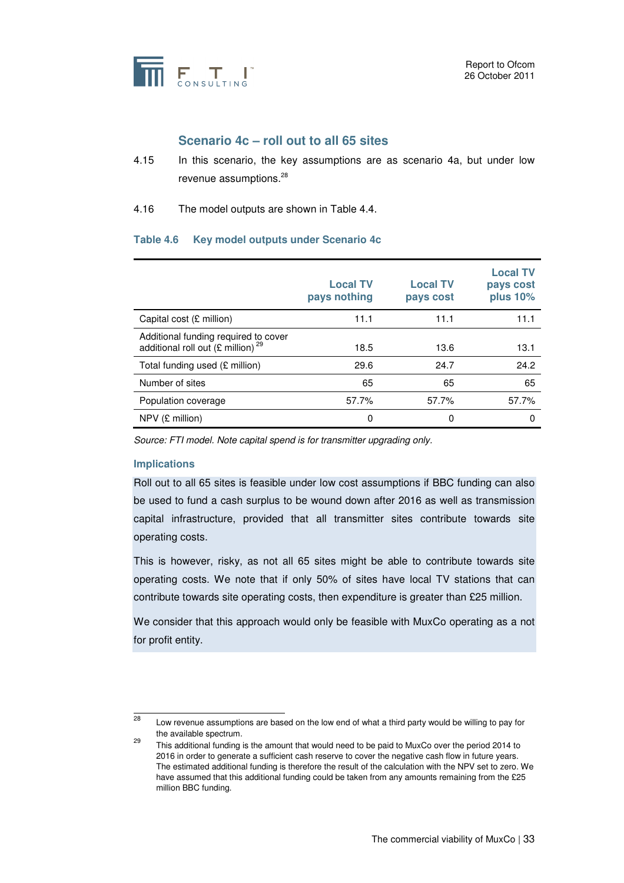### Scenario 4c – roll out to all 65 sites

4.15 In this scenario, the key assumptions are as scenario 4a, but under low revenue assumptions.[28]

4.16 The model outputs are shown in Table 4.4.

**Table 4.6 Key model outputs under Scenario 4c**

| | Local TV pays nothing | Local TV pays cost | Local TV pays cost plus 10% |
|---|---|---|---|
| Capital cost (£ million) | 11.1 | 11.1 | 11.1 |
| Additional funding required to cover additional roll out (£ million)[29] | 18.5 | 13.6 | 13.1 |
| Total funding used (£ million) | 29.6 | 24.7 | 24.2 |
| Number of sites | 65 | 65 | 65 |
| Population coverage | 57.7% | 57.7% | 57.7% |
| NPV (£ million) | 0 | 0 | 0 |

*Source: FTI model. Note capital spend is for transmitter upgrading only.*

#### Implications

Roll out to all 65 sites is feasible under low cost assumptions if BBC funding can also be used to fund a cash surplus to be wound down after 2016 as well as transmission capital infrastructure, provided that all transmitter sites contribute towards site operating costs.

This is however, risky, as not all 65 sites might be able to contribute towards site operating costs. We note that if only 50% of sites have local TV stations that can contribute towards site operating costs, then expenditure is greater than £25 million.

We consider that this approach would only be feasible with MuxCo operating as a not for profit entity.

---

[28] Low revenue assumptions are based on the low end of what a third party would be willing to pay for the available spectrum.

[29] This additional funding is the amount that would need to be paid to MuxCo over the period 2014 to 2016 in order to generate a sufficient cash reserve to cover the negative cash flow in future years. The estimated additional funding is therefore the result of the calculation with the NPV set to zero. We have assumed that this additional funding could be taken from any amounts remaining from the £25 million BBC funding.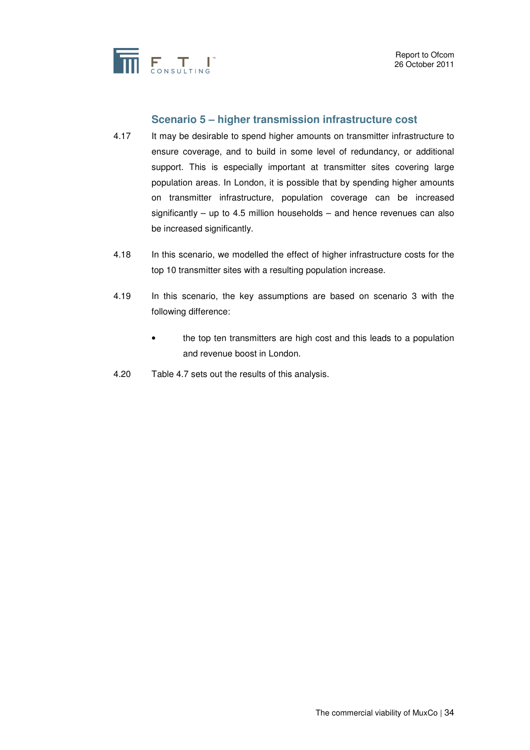### Scenario 5 – higher transmission infrastructure cost

4.17 It may be desirable to spend higher amounts on transmitter infrastructure to ensure coverage, and to build in some level of redundancy, or additional support. This is especially important at transmitter sites covering large population areas. In London, it is possible that by spending higher amounts on transmitter infrastructure, population coverage can be increased significantly – up to 4.5 million households – and hence revenues can also be increased significantly.

4.18 In this scenario, we modelled the effect of higher infrastructure costs for the top 10 transmitter sites with a resulting population increase.

4.19 In this scenario, the key assumptions are based on scenario 3 with the following difference:

- the top ten transmitters are high cost and this leads to a population and revenue boost in London.

4.20 Table 4.7 sets out the results of this analysis.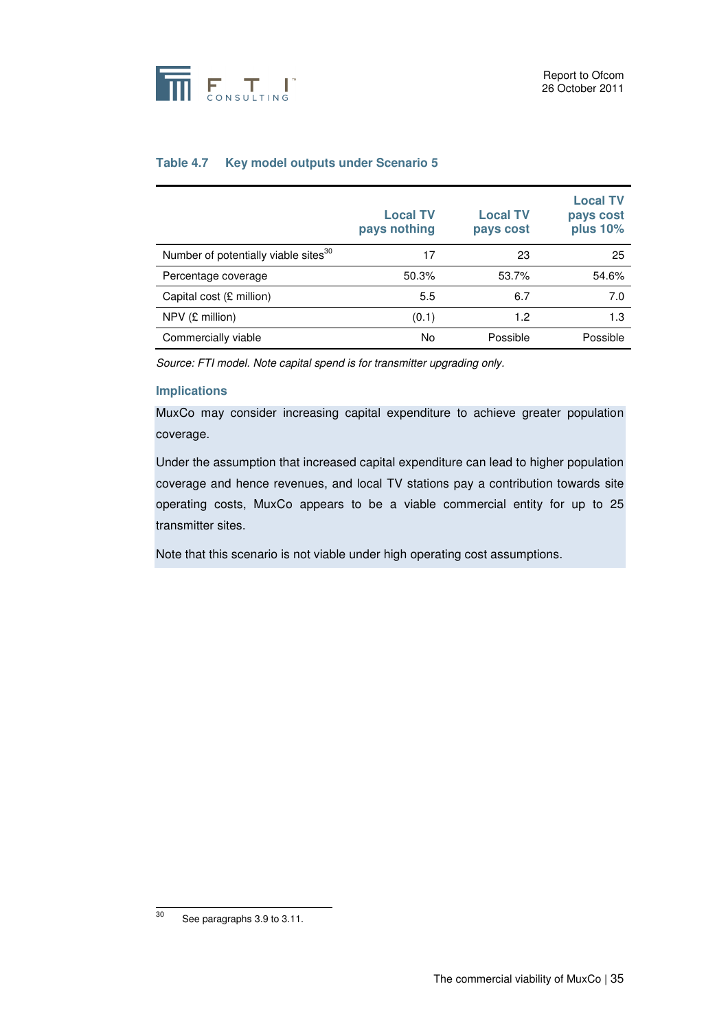**Table 4.7 Key model outputs under Scenario 5**

| | Local TV pays nothing | Local TV pays cost | Local TV pays cost plus 10% |
|---|---|---|---|
| Number of potentially viable sites[30] | 17 | 23 | 25 |
| Percentage coverage | 50.3% | 53.7% | 54.6% |
| Capital cost (£ million) | 5.5 | 6.7 | 7.0 |
| NPV (£ million) | (0.1) | 1.2 | 1.3 |
| Commercially viable | No | Possible | Possible |

*Source: FTI model. Note capital spend is for transmitter upgrading only.*

### Implications

MuxCo may consider increasing capital expenditure to achieve greater population coverage.

Under the assumption that increased capital expenditure can lead to higher population coverage and hence revenues, and local TV stations pay a contribution towards site operating costs, MuxCo appears to be a viable commercial entity for up to 25 transmitter sites.

Note that this scenario is not viable under high operating cost assumptions.

[30] See paragraphs 3.9 to 3.11.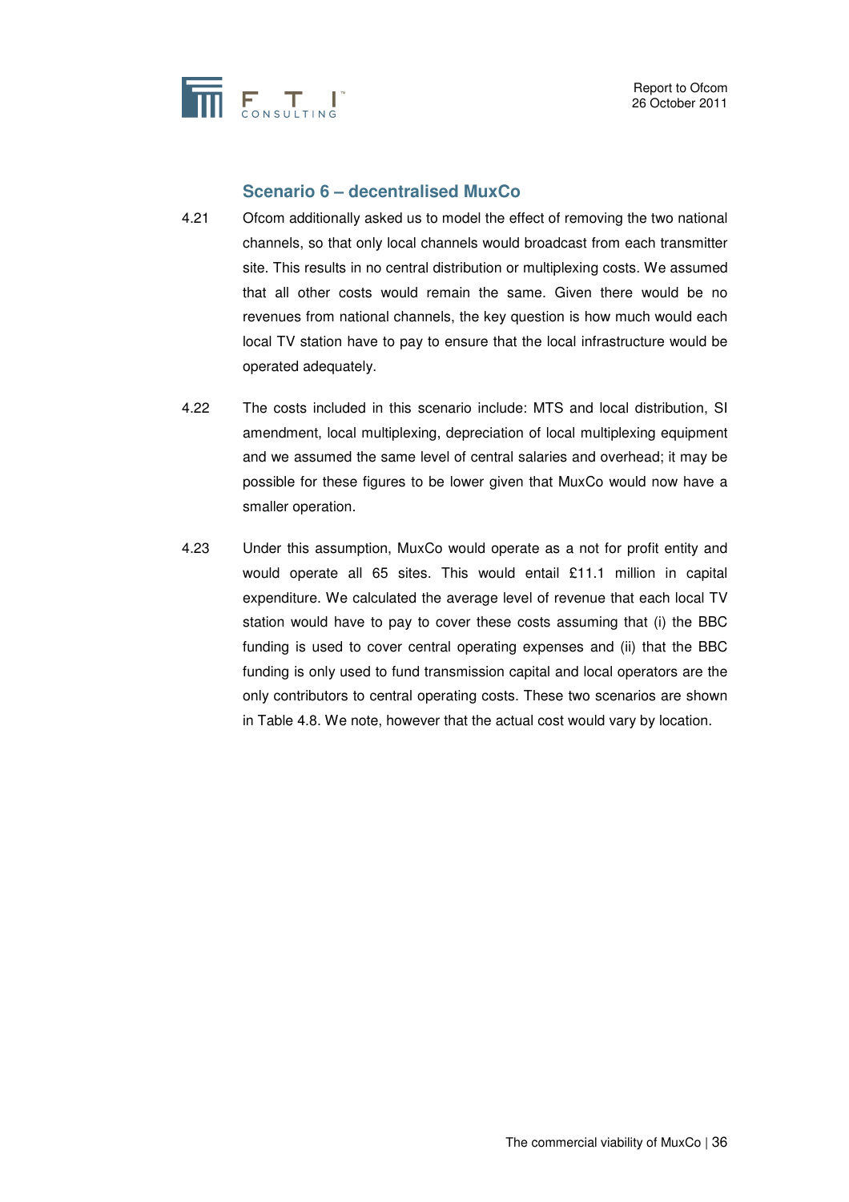### Scenario 6 – decentralised MuxCo

4.21 Ofcom additionally asked us to model the effect of removing the two national channels, so that only local channels would broadcast from each transmitter site. This results in no central distribution or multiplexing costs. We assumed that all other costs would remain the same. Given there would be no revenues from national channels, the key question is how much would each local TV station have to pay to ensure that the local infrastructure would be operated adequately.

4.22 The costs included in this scenario include: MTS and local distribution, SI amendment, local multiplexing, depreciation of local multiplexing equipment and we assumed the same level of central salaries and overhead; it may be possible for these figures to be lower given that MuxCo would now have a smaller operation.

4.23 Under this assumption, MuxCo would operate as a not for profit entity and would operate all 65 sites. This would entail £11.1 million in capital expenditure. We calculated the average level of revenue that each local TV station would have to pay to cover these costs assuming that (i) the BBC funding is used to cover central operating expenses and (ii) that the BBC funding is only used to fund transmission capital and local operators are the only contributors to central operating costs. These two scenarios are shown in Table 4.8. We note, however that the actual cost would vary by location.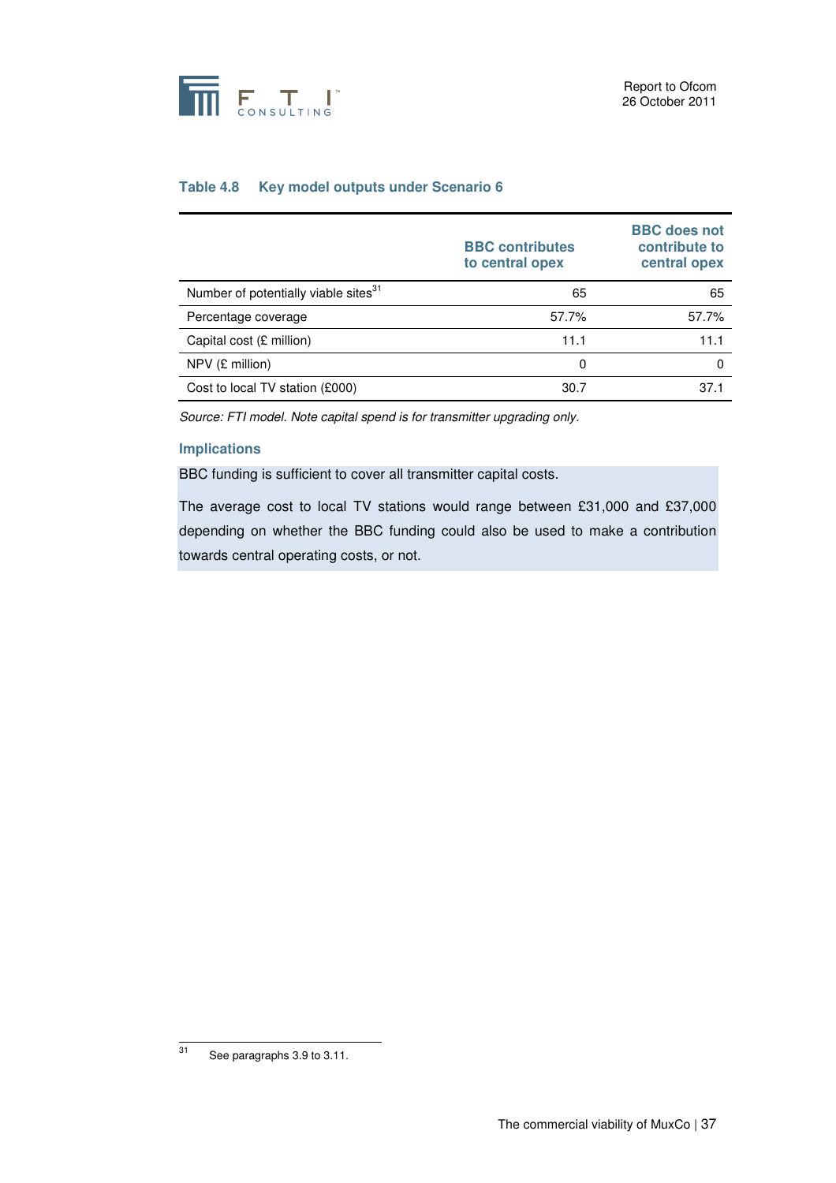**Table 4.8 Key model outputs under Scenario 6**

| | BBC contributes to central opex | BBC does not contribute to central opex |
|---|---|---|
| Number of potentially viable sites[31] | 65 | 65 |
| Percentage coverage | 57.7% | 57.7% |
| Capital cost (£ million) | 11.1 | 11.1 |
| NPV (£ million) | 0 | 0 |
| Cost to local TV station (£000) | 30.7 | 37.1 |

*Source: FTI model. Note capital spend is for transmitter upgrading only.*

### Implications

BBC funding is sufficient to cover all transmitter capital costs.

The average cost to local TV stations would range between £31,000 and £37,000 depending on whether the BBC funding could also be used to make a contribution towards central operating costs, or not.

---

[31] See paragraphs 3.9 to 3.11.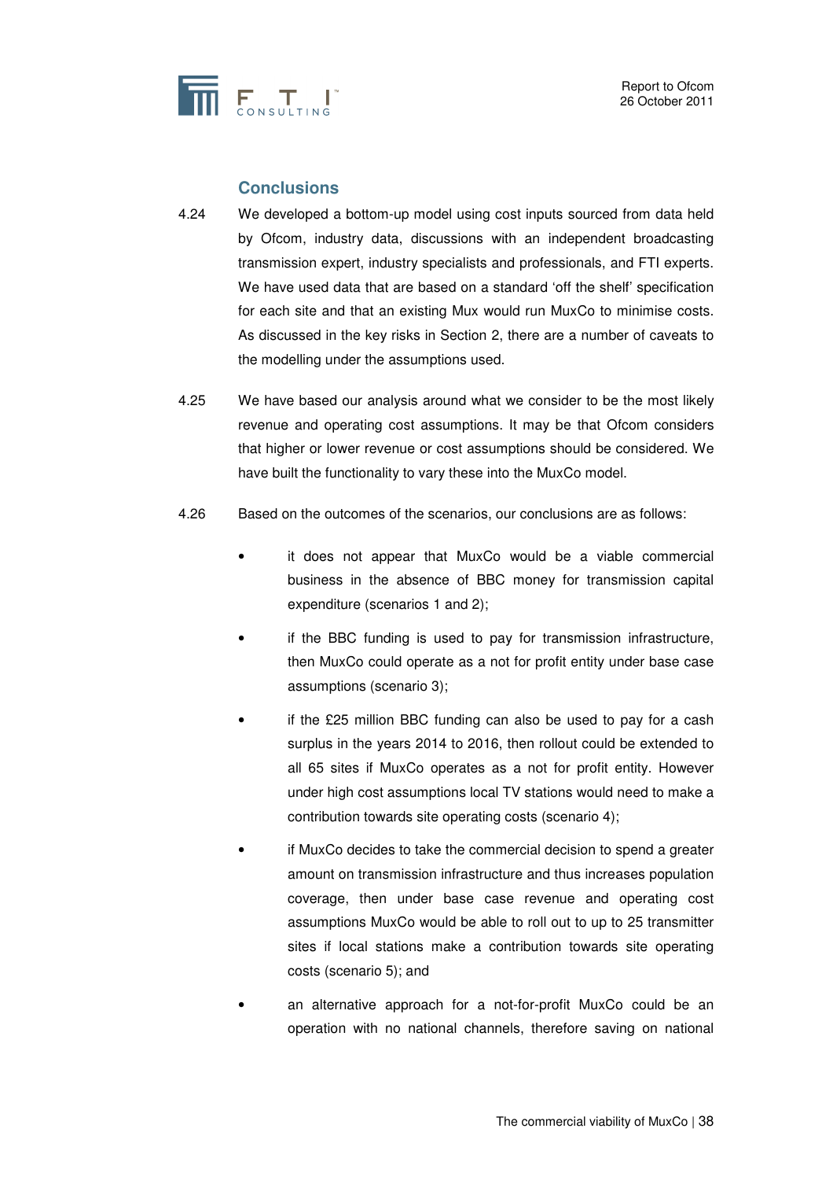## Conclusions

4.24 We developed a bottom-up model using cost inputs sourced from data held by Ofcom, industry data, discussions with an independent broadcasting transmission expert, industry specialists and professionals, and FTI experts. We have used data that are based on a standard 'off the shelf' specification for each site and that an existing Mux would run MuxCo to minimise costs. As discussed in the key risks in Section 2, there are a number of caveats to the modelling under the assumptions used.

4.25 We have based our analysis around what we consider to be the most likely revenue and operating cost assumptions. It may be that Ofcom considers that higher or lower revenue or cost assumptions should be considered. We have built the functionality to vary these into the MuxCo model.

4.26 Based on the outcomes of the scenarios, our conclusions are as follows:

- it does not appear that MuxCo would be a viable commercial business in the absence of BBC money for transmission capital expenditure (scenarios 1 and 2);
- if the BBC funding is used to pay for transmission infrastructure, then MuxCo could operate as a not for profit entity under base case assumptions (scenario 3);
- if the £25 million BBC funding can also be used to pay for a cash surplus in the years 2014 to 2016, then rollout could be extended to all 65 sites if MuxCo operates as a not for profit entity. However under high cost assumptions local TV stations would need to make a contribution towards site operating costs (scenario 4);
- if MuxCo decides to take the commercial decision to spend a greater amount on transmission infrastructure and thus increases population coverage, then under base case revenue and operating cost assumptions MuxCo would be able to roll out to up to 25 transmitter sites if local stations make a contribution towards site operating costs (scenario 5); and
- an alternative approach for a not-for-profit MuxCo could be an operation with no national channels, therefore saving on national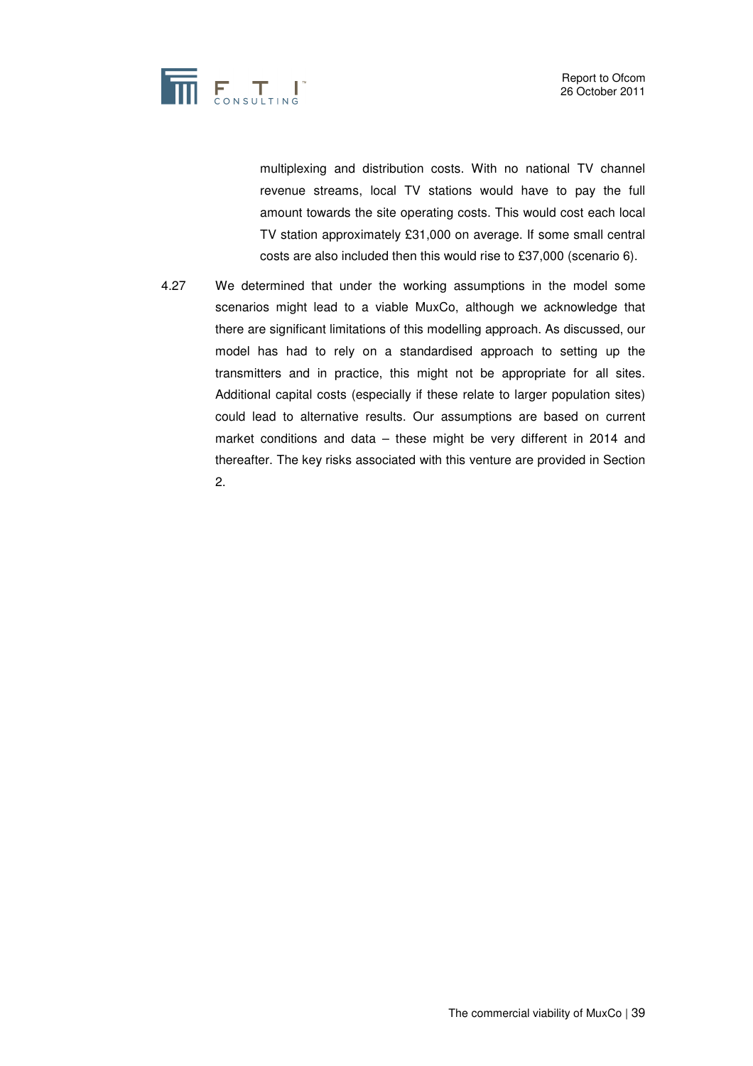multiplexing and distribution costs. With no national TV channel revenue streams, local TV stations would have to pay the full amount towards the site operating costs. This would cost each local TV station approximately £31,000 on average. If some small central costs are also included then this would rise to £37,000 (scenario 6).

4.27 We determined that under the working assumptions in the model some scenarios might lead to a viable MuxCo, although we acknowledge that there are significant limitations of this modelling approach. As discussed, our model has had to rely on a standardised approach to setting up the transmitters and in practice, this might not be appropriate for all sites. Additional capital costs (especially if these relate to larger population sites) could lead to alternative results. Our assumptions are based on current market conditions and data – these might be very different in 2014 and thereafter. The key risks associated with this venture are provided in Section 2.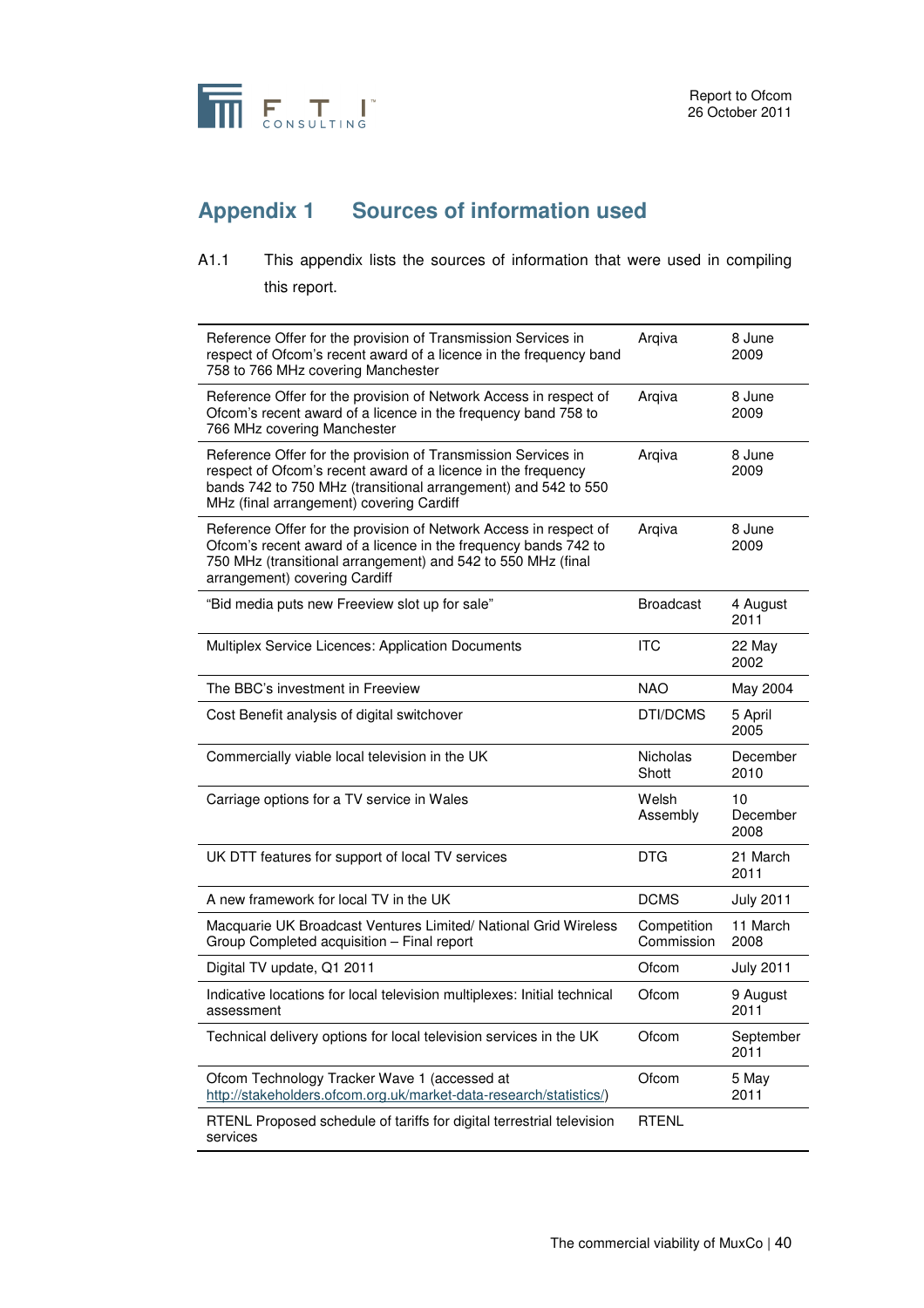## Appendix 1 Sources of information used

A1.1 This appendix lists the sources of information that were used in compiling this report.

| | | |
|---|---|---|
| Reference Offer for the provision of Transmission Services in respect of Ofcom's recent award of a licence in the frequency band 758 to 766 MHz covering Manchester | Arqiva | 8 June 2009 |
| Reference Offer for the provision of Network Access in respect of Ofcom's recent award of a licence in the frequency band 758 to 766 MHz covering Manchester | Arqiva | 8 June 2009 |
| Reference Offer for the provision of Transmission Services in respect of Ofcom's recent award of a licence in the frequency bands 742 to 750 MHz (transitional arrangement) and 542 to 550 MHz (final arrangement) covering Cardiff | Arqiva | 8 June 2009 |
| Reference Offer for the provision of Network Access in respect of Ofcom's recent award of a licence in the frequency bands 742 to 750 MHz (transitional arrangement) and 542 to 550 MHz (final arrangement) covering Cardiff | Arqiva | 8 June 2009 |
| "Bid media puts new Freeview slot up for sale" | Broadcast | 4 August 2011 |
| Multiplex Service Licences: Application Documents | ITC | 22 May 2002 |
| The BBC's investment in Freeview | NAO | May 2004 |
| Cost Benefit analysis of digital switchover | DTI/DCMS | 5 April 2005 |
| Commercially viable local television in the UK | Nicholas Shott | December 2010 |
| Carriage options for a TV service in Wales | Welsh Assembly | 10 December 2008 |
| UK DTT features for support of local TV services | DTG | 21 March 2011 |
| A new framework for local TV in the UK | DCMS | July 2011 |
| Macquarie UK Broadcast Ventures Limited/ National Grid Wireless Group Completed acquisition – Final report | Competition Commission | 11 March 2008 |
| Digital TV update, Q1 2011 | Ofcom | July 2011 |
| Indicative locations for local television multiplexes: Initial technical assessment | Ofcom | 9 August 2011 |
| Technical delivery options for local television services in the UK | Ofcom | September 2011 |
| Ofcom Technology Tracker Wave 1 (accessed at http://stakeholders.ofcom.org.uk/market-data-research/statistics/) | Ofcom | 5 May 2011 |
| RTENL Proposed schedule of tariffs for digital terrestrial television services | RTENL | |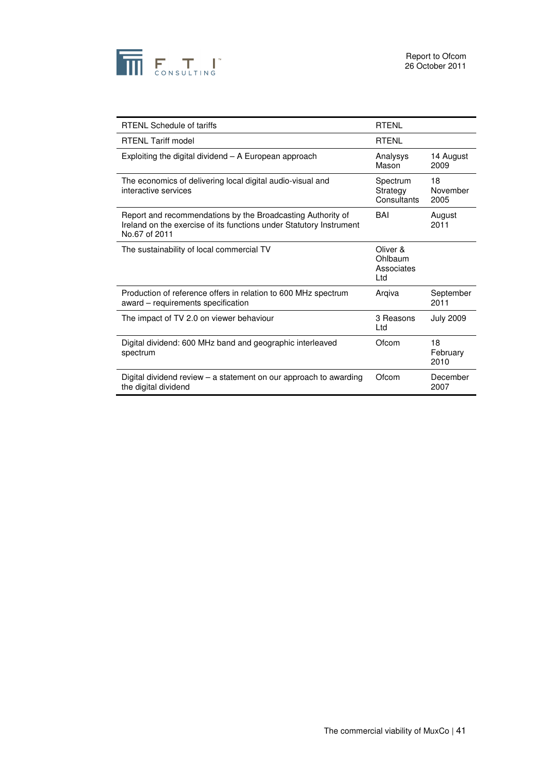| | | |
|---|---|---|
| RTENL Schedule of tariffs | RTENL | |
| RTENL Tariff model | RTENL | |
| Exploiting the digital dividend – A European approach | Analysys Mason | 14 August 2009 |
| The economics of delivering local digital audio-visual and interactive services | Spectrum Strategy Consultants | 18 November 2005 |
| Report and recommendations by the Broadcasting Authority of Ireland on the exercise of its functions under Statutory Instrument No.67 of 2011 | BAI | August 2011 |
| The sustainability of local commercial TV | Oliver & Ohlbaum Associates Ltd | |
| Production of reference offers in relation to 600 MHz spectrum award – requirements specification | Arqiva | September 2011 |
| The impact of TV 2.0 on viewer behaviour | 3 Reasons Ltd | July 2009 |
| Digital dividend: 600 MHz band and geographic interleaved spectrum | Ofcom | 18 February 2010 |
| Digital dividend review – a statement on our approach to awarding the digital dividend | Ofcom | December 2007 |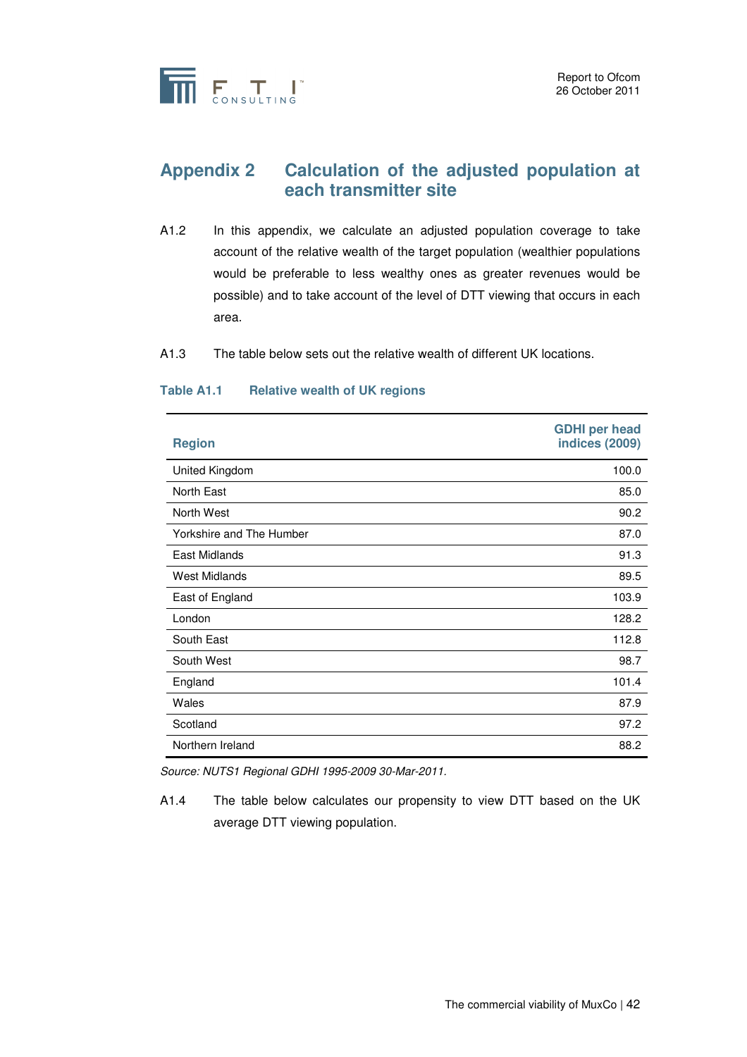## Appendix 2 Calculation of the adjusted population at each transmitter site

A1.2 In this appendix, we calculate an adjusted population coverage to take account of the relative wealth of the target population (wealthier populations would be preferable to less wealthy ones as greater revenues would be possible) and to take account of the level of DTT viewing that occurs in each area.

A1.3 The table below sets out the relative wealth of different UK locations.

**Table A1.1 Relative wealth of UK regions**

| Region | GDHI per head indices (2009) |
|---|---|
| United Kingdom | 100.0 |
| North East | 85.0 |
| North West | 90.2 |
| Yorkshire and The Humber | 87.0 |
| East Midlands | 91.3 |
| West Midlands | 89.5 |
| East of England | 103.9 |
| London | 128.2 |
| South East | 112.8 |
| South West | 98.7 |
| England | 101.4 |
| Wales | 87.9 |
| Scotland | 97.2 |
| Northern Ireland | 88.2 |

*Source: NUTS1 Regional GDHI 1995-2009 30-Mar-2011.*

A1.4 The table below calculates our propensity to view DTT based on the UK average DTT viewing population.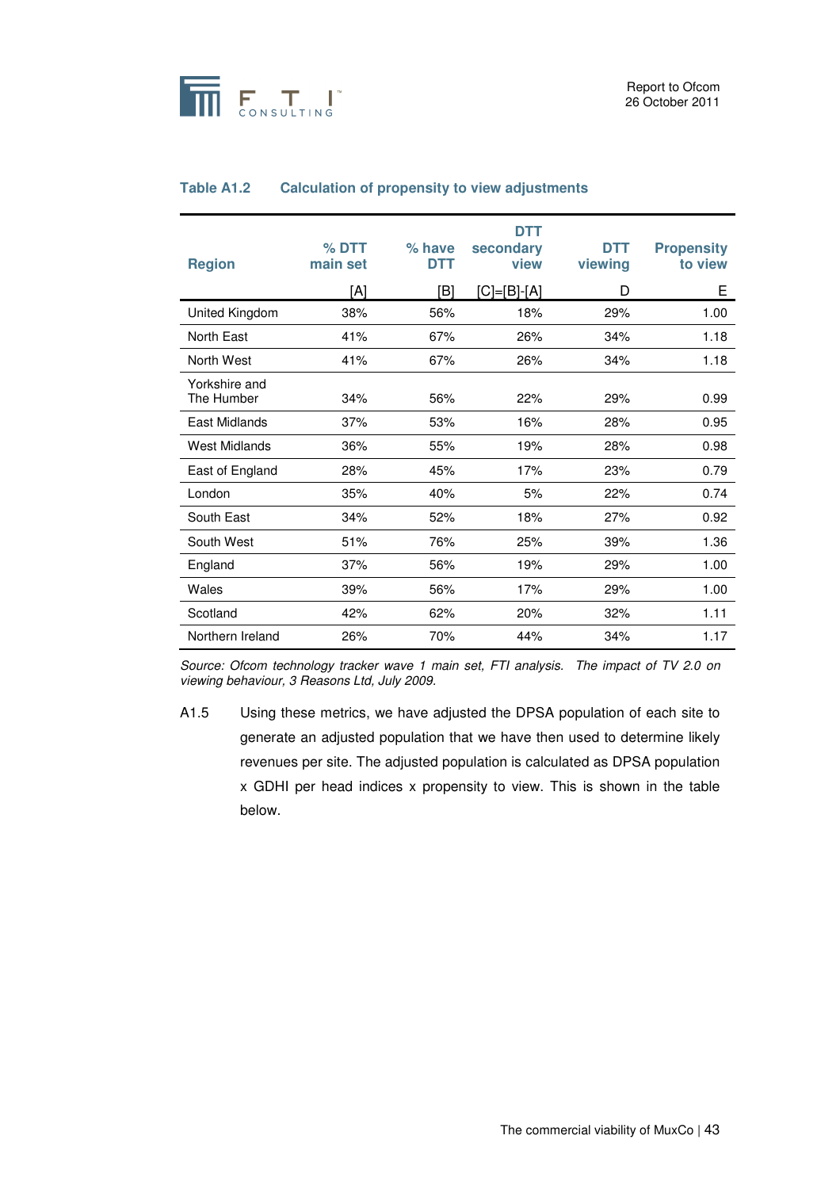**Table A1.2 Calculation of propensity to view adjustments**

| Region | % DTT main set | % have DTT | DTT secondary view | DTT viewing | Propensity to view |
|---|---|---|---|---|---|
| | [A] | [B] | [C]=[B]-[A] | D | E |
| United Kingdom | 38% | 56% | 18% | 29% | 1.00 |
| North East | 41% | 67% | 26% | 34% | 1.18 |
| North West | 41% | 67% | 26% | 34% | 1.18 |
| Yorkshire and The Humber | 34% | 56% | 22% | 29% | 0.99 |
| East Midlands | 37% | 53% | 16% | 28% | 0.95 |
| West Midlands | 36% | 55% | 19% | 28% | 0.98 |
| East of England | 28% | 45% | 17% | 23% | 0.79 |
| London | 35% | 40% | 5% | 22% | 0.74 |
| South East | 34% | 52% | 18% | 27% | 0.92 |
| South West | 51% | 76% | 25% | 39% | 1.36 |
| England | 37% | 56% | 19% | 29% | 1.00 |
| Wales | 39% | 56% | 17% | 29% | 1.00 |
| Scotland | 42% | 62% | 20% | 32% | 1.11 |
| Northern Ireland | 26% | 70% | 44% | 34% | 1.17 |

*Source: Ofcom technology tracker wave 1 main set, FTI analysis. The impact of TV 2.0 on viewing behaviour, 3 Reasons Ltd, July 2009.*

A1.5 Using these metrics, we have adjusted the DPSA population of each site to generate an adjusted population that we have then used to determine likely revenues per site. The adjusted population is calculated as DPSA population x GDHI per head indices x propensity to view. This is shown in the table below.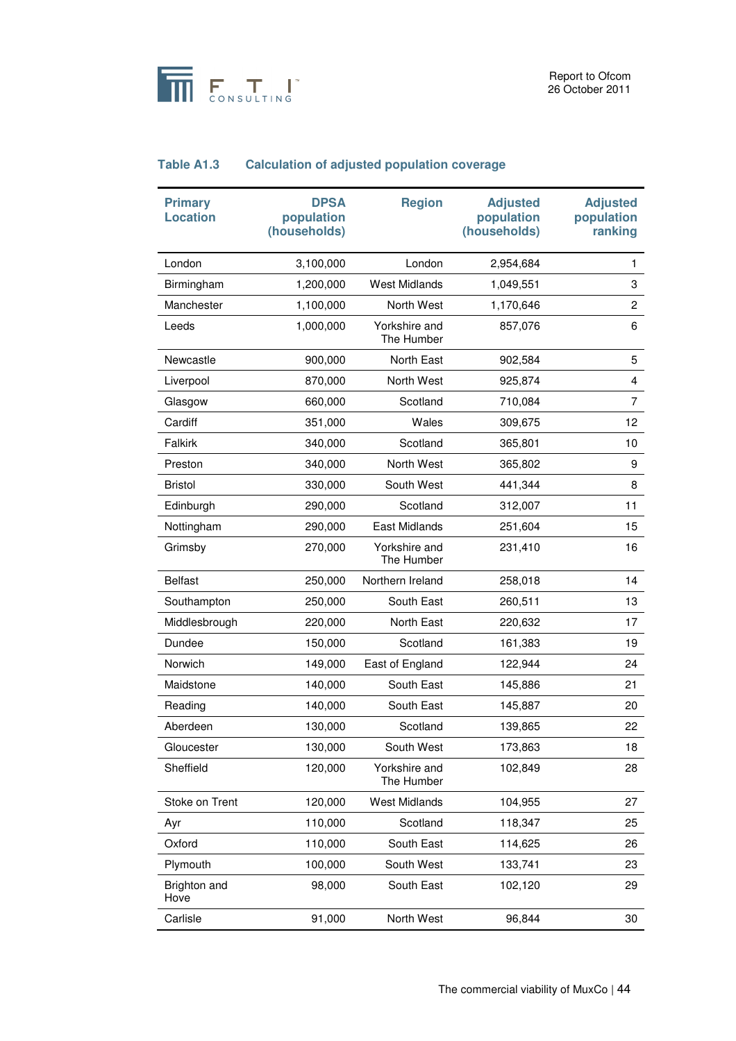**Table A1.3 Calculation of adjusted population coverage**

| Primary Location | DPSA population (households) | Region | Adjusted population (households) | Adjusted population ranking |
|---|---|---|---|---|
| London | 3,100,000 | London | 2,954,684 | 1 |
| Birmingham | 1,200,000 | West Midlands | 1,049,551 | 3 |
| Manchester | 1,100,000 | North West | 1,170,646 | 2 |
| Leeds | 1,000,000 | Yorkshire and The Humber | 857,076 | 6 |
| Newcastle | 900,000 | North East | 902,584 | 5 |
| Liverpool | 870,000 | North West | 925,874 | 4 |
| Glasgow | 660,000 | Scotland | 710,084 | 7 |
| Cardiff | 351,000 | Wales | 309,675 | 12 |
| Falkirk | 340,000 | Scotland | 365,801 | 10 |
| Preston | 340,000 | North West | 365,802 | 9 |
| Bristol | 330,000 | South West | 441,344 | 8 |
| Edinburgh | 290,000 | Scotland | 312,007 | 11 |
| Nottingham | 290,000 | East Midlands | 251,604 | 15 |
| Grimsby | 270,000 | Yorkshire and The Humber | 231,410 | 16 |
| Belfast | 250,000 | Northern Ireland | 258,018 | 14 |
| Southampton | 250,000 | South East | 260,511 | 13 |
| Middlesbrough | 220,000 | North East | 220,632 | 17 |
| Dundee | 150,000 | Scotland | 161,383 | 19 |
| Norwich | 149,000 | East of England | 122,944 | 24 |
| Maidstone | 140,000 | South East | 145,886 | 21 |
| Reading | 140,000 | South East | 145,887 | 20 |
| Aberdeen | 130,000 | Scotland | 139,865 | 22 |
| Gloucester | 130,000 | South West | 173,863 | 18 |
| Sheffield | 120,000 | Yorkshire and The Humber | 102,849 | 28 |
| Stoke on Trent | 120,000 | West Midlands | 104,955 | 27 |
| Ayr | 110,000 | Scotland | 118,347 | 25 |
| Oxford | 110,000 | South East | 114,625 | 26 |
| Plymouth | 100,000 | South West | 133,741 | 23 |
| Brighton and Hove | 98,000 | South East | 102,120 | 29 |
| Carlisle | 91,000 | North West | 96,844 | 30 |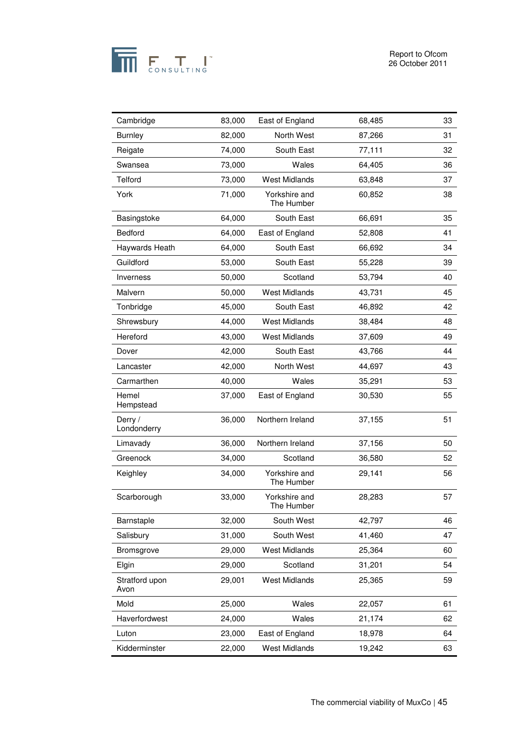| | | | | |
|---|---|---|---|---|
| Cambridge | 83,000 | East of England | 68,485 | 33 |
| Burnley | 82,000 | North West | 87,266 | 31 |
| Reigate | 74,000 | South East | 77,111 | 32 |
| Swansea | 73,000 | Wales | 64,405 | 36 |
| Telford | 73,000 | West Midlands | 63,848 | 37 |
| York | 71,000 | Yorkshire and The Humber | 60,852 | 38 |
| Basingstoke | 64,000 | South East | 66,691 | 35 |
| Bedford | 64,000 | East of England | 52,808 | 41 |
| Haywards Heath | 64,000 | South East | 66,692 | 34 |
| Guildford | 53,000 | South East | 55,228 | 39 |
| Inverness | 50,000 | Scotland | 53,794 | 40 |
| Malvern | 50,000 | West Midlands | 43,731 | 45 |
| Tonbridge | 45,000 | South East | 46,892 | 42 |
| Shrewsbury | 44,000 | West Midlands | 38,484 | 48 |
| Hereford | 43,000 | West Midlands | 37,609 | 49 |
| Dover | 42,000 | South East | 43,766 | 44 |
| Lancaster | 42,000 | North West | 44,697 | 43 |
| Carmarthen | 40,000 | Wales | 35,291 | 53 |
| Hemel Hempstead | 37,000 | East of England | 30,530 | 55 |
| Derry / Londonderry | 36,000 | Northern Ireland | 37,155 | 51 |
| Limavady | 36,000 | Northern Ireland | 37,156 | 50 |
| Greenock | 34,000 | Scotland | 36,580 | 52 |
| Keighley | 34,000 | Yorkshire and The Humber | 29,141 | 56 |
| Scarborough | 33,000 | Yorkshire and The Humber | 28,283 | 57 |
| Barnstaple | 32,000 | South West | 42,797 | 46 |
| Salisbury | 31,000 | South West | 41,460 | 47 |
| Bromsgrove | 29,000 | West Midlands | 25,364 | 60 |
| Elgin | 29,000 | Scotland | 31,201 | 54 |
| Stratford upon Avon | 29,001 | West Midlands | 25,365 | 59 |
| Mold | 25,000 | Wales | 22,057 | 61 |
| Haverfordwest | 24,000 | Wales | 21,174 | 62 |
| Luton | 23,000 | East of England | 18,978 | 64 |
| Kidderminster | 22,000 | West Midlands | 19,242 | 63 |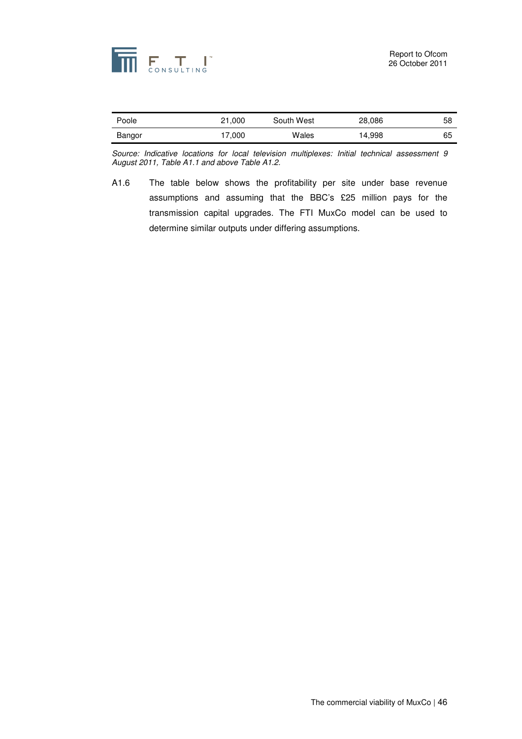| | | | | |
|---|---|---|---|---|
| Poole | 21,000 | South West | 28,086 | 58 |
| Bangor | 17,000 | Wales | 14,998 | 65 |

*Source: Indicative locations for local television multiplexes: Initial technical assessment 9 August 2011, Table A1.1 and above Table A1.2.*

A1.6 The table below shows the profitability per site under base revenue assumptions and assuming that the BBC's £25 million pays for the transmission capital upgrades. The FTI MuxCo model can be used to determine similar outputs under differing assumptions.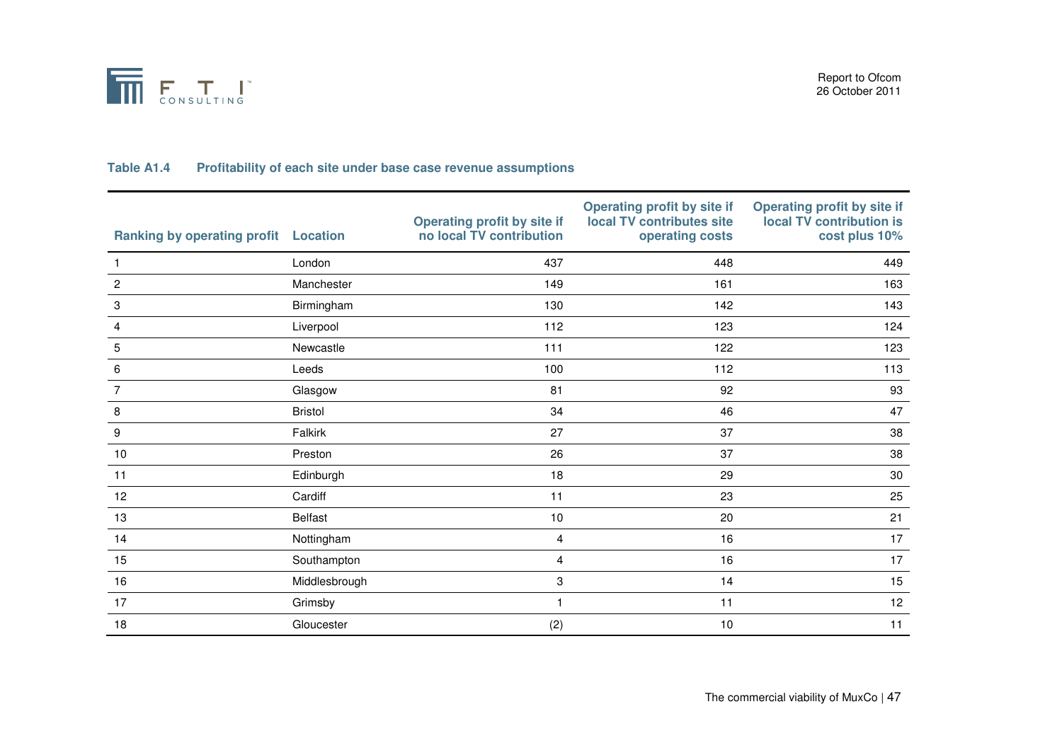**Table A1.4 Profitability of each site under base case revenue assumptions**

| Ranking by operating profit | Location | Operating profit by site if no local TV contribution | Operating profit by site if local TV contributes site operating costs | Operating profit by site if local TV contribution is cost plus 10% |
|---|---|---|---|---|
| 1 | London | 437 | 448 | 449 |
| 2 | Manchester | 149 | 161 | 163 |
| 3 | Birmingham | 130 | 142 | 143 |
| 4 | Liverpool | 112 | 123 | 124 |
| 5 | Newcastle | 111 | 122 | 123 |
| 6 | Leeds | 100 | 112 | 113 |
| 7 | Glasgow | 81 | 92 | 93 |
| 8 | Bristol | 34 | 46 | 47 |
| 9 | Falkirk | 27 | 37 | 38 |
| 10 | Preston | 26 | 37 | 38 |
| 11 | Edinburgh | 18 | 29 | 30 |
| 12 | Cardiff | 11 | 23 | 25 |
| 13 | Belfast | 10 | 20 | 21 |
| 14 | Nottingham | 4 | 16 | 17 |
| 15 | Southampton | 4 | 16 | 17 |
| 16 | Middlesbrough | 3 | 14 | 15 |
| 17 | Grimsby | 1 | 11 | 12 |
| 18 | Gloucester | (2) | 10 | 11 |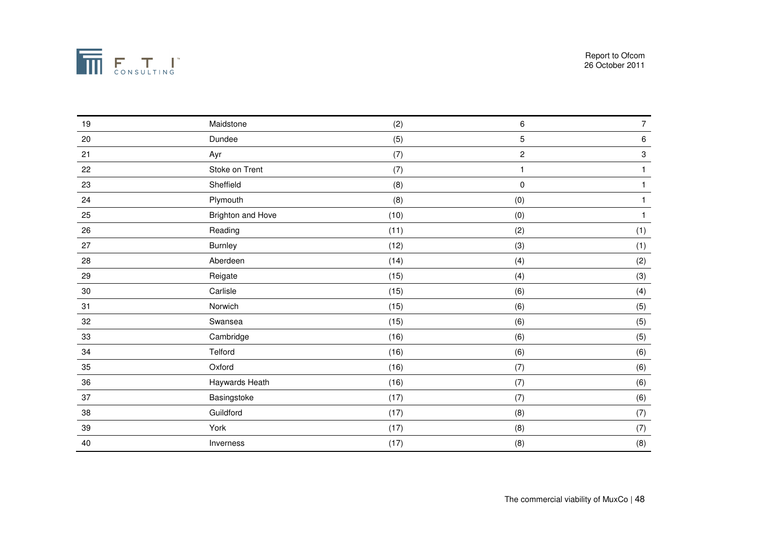| | | | | |
|---|---|---|---|---|
| 19 | Maidstone | (2) | 6 | 7 |
| 20 | Dundee | (5) | 5 | 6 |
| 21 | Ayr | (7) | 2 | 3 |
| 22 | Stoke on Trent | (7) | 1 | 1 |
| 23 | Sheffield | (8) | 0 | 1 |
| 24 | Plymouth | (8) | (0) | 1 |
| 25 | Brighton and Hove | (10) | (0) | 1 |
| 26 | Reading | (11) | (2) | (1) |
| 27 | Burnley | (12) | (3) | (1) |
| 28 | Aberdeen | (14) | (4) | (2) |
| 29 | Reigate | (15) | (4) | (3) |
| 30 | Carlisle | (15) | (6) | (4) |
| 31 | Norwich | (15) | (6) | (5) |
| 32 | Swansea | (15) | (6) | (5) |
| 33 | Cambridge | (16) | (6) | (5) |
| 34 | Telford | (16) | (6) | (6) |
| 35 | Oxford | (16) | (7) | (6) |
| 36 | Haywards Heath | (16) | (7) | (6) |
| 37 | Basingstoke | (17) | (7) | (6) |
| 38 | Guildford | (17) | (8) | (7) |
| 39 | York | (17) | (8) | (7) |
| 40 | Inverness | (17) | (8) | (8) |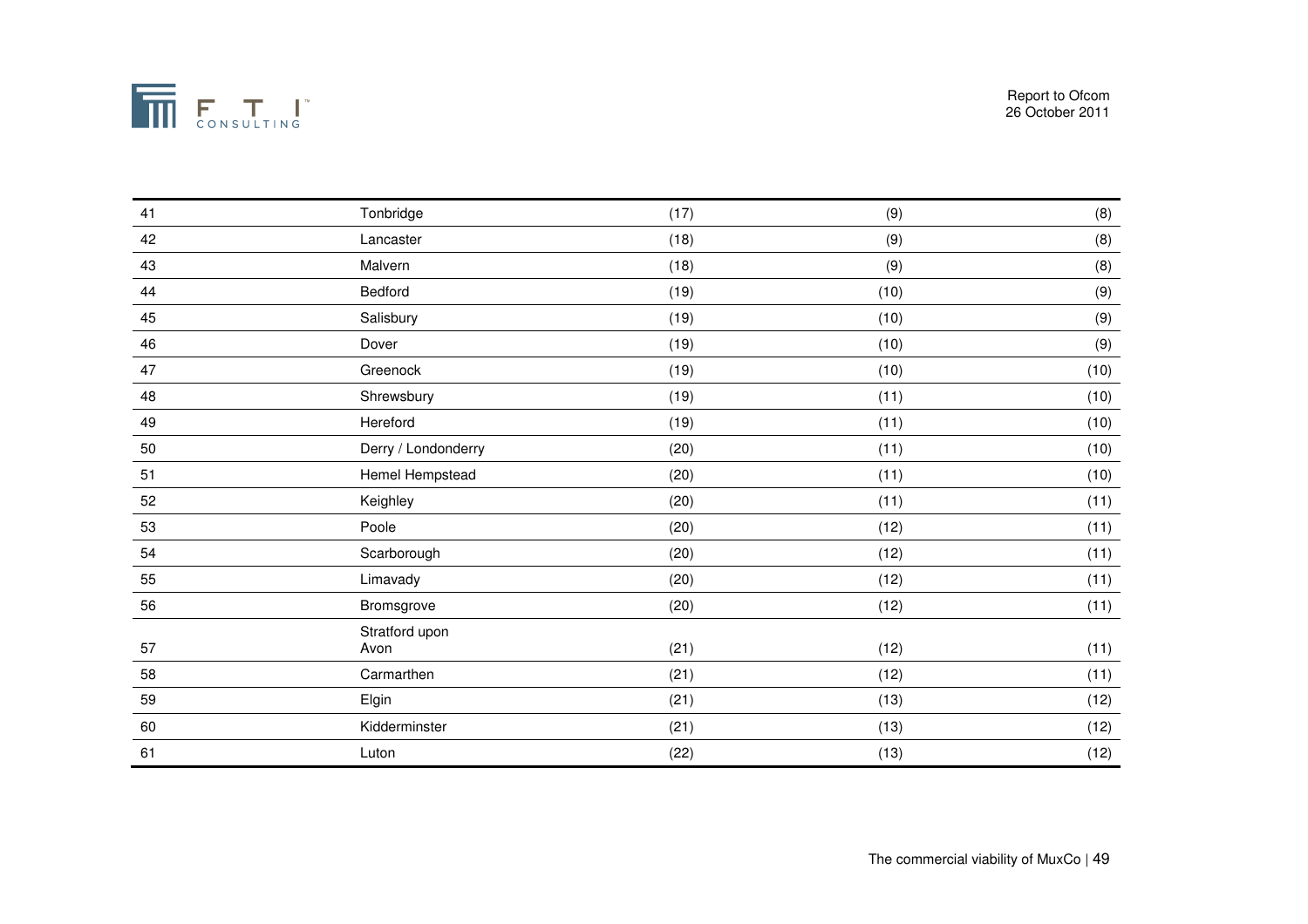| | | | | |
|---|---|---|---|---|
| 41 | Tonbridge | (17) | (9) | (8) |
| 42 | Lancaster | (18) | (9) | (8) |
| 43 | Malvern | (18) | (9) | (8) |
| 44 | Bedford | (19) | (10) | (9) |
| 45 | Salisbury | (19) | (10) | (9) |
| 46 | Dover | (19) | (10) | (9) |
| 47 | Greenock | (19) | (10) | (10) |
| 48 | Shrewsbury | (19) | (11) | (10) |
| 49 | Hereford | (19) | (11) | (10) |
| 50 | Derry / Londonderry | (20) | (11) | (10) |
| 51 | Hemel Hempstead | (20) | (11) | (10) |
| 52 | Keighley | (20) | (11) | (11) |
| 53 | Poole | (20) | (12) | (11) |
| 54 | Scarborough | (20) | (12) | (11) |
| 55 | Limavady | (20) | (12) | (11) |
| 56 | Bromsgrove | (20) | (12) | (11) |
| 57 | Stratford upon Avon | (21) | (12) | (11) |
| 58 | Carmarthen | (21) | (12) | (11) |
| 59 | Elgin | (21) | (13) | (12) |
| 60 | Kidderminster | (21) | (13) | (12) |
| 61 | Luton | (22) | (13) | (12) |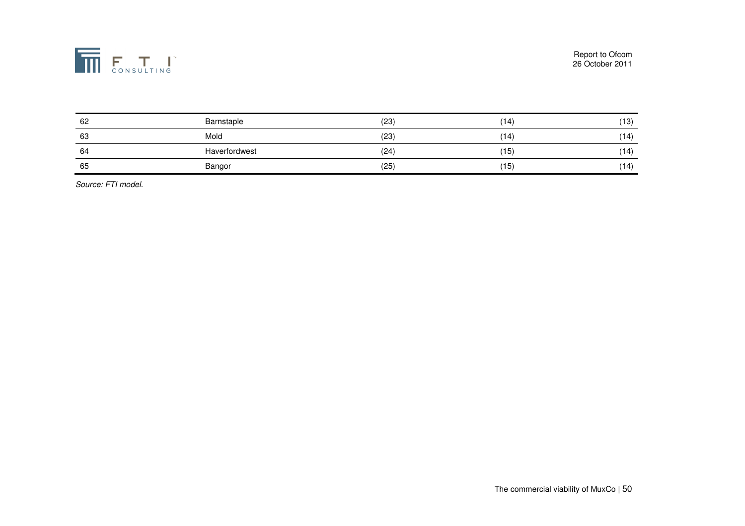| | | | | |
|---|---|---|---|---|
| 62 | Barnstaple | (23) | (14) | (13) |
| 63 | Mold | (23) | (14) | (14) |
| 64 | Haverfordwest | (24) | (15) | (14) |
| 65 | Bangor | (25) | (15) | (14) |

*Source: FTI model.*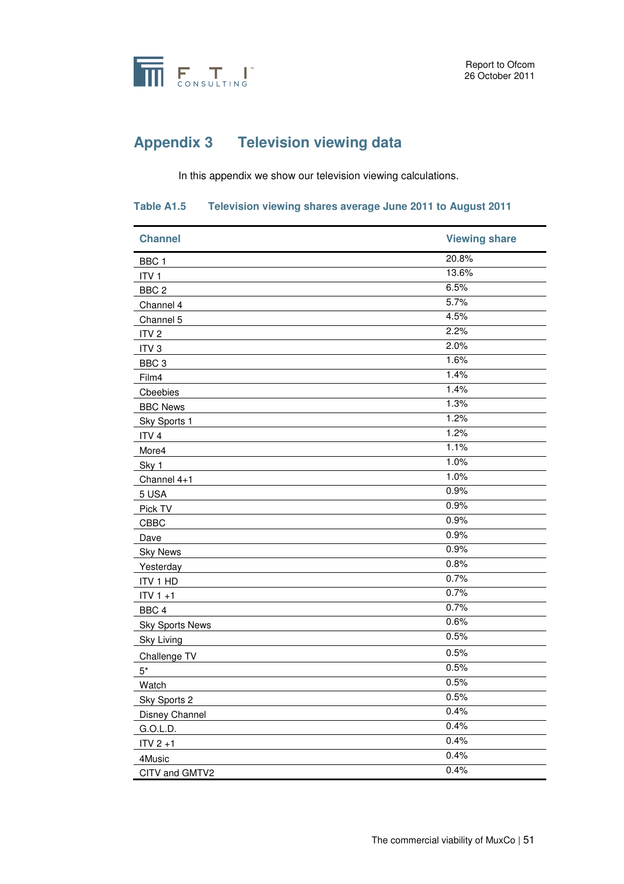## Appendix 3 Television viewing data

In this appendix we show our television viewing calculations.

**Table A1.5 Television viewing shares average June 2011 to August 2011**

| Channel | Viewing share |
|---|---|
| BBC 1 | 20.8% |
| ITV 1 | 13.6% |
| BBC 2 | 6.5% |
| Channel 4 | 5.7% |
| Channel 5 | 4.5% |
| ITV 2 | 2.2% |
| ITV 3 | 2.0% |
| BBC 3 | 1.6% |
| Film4 | 1.4% |
| Cbeebies | 1.4% |
| BBC News | 1.3% |
| Sky Sports 1 | 1.2% |
| ITV 4 | 1.2% |
| More4 | 1.1% |
| Sky 1 | 1.0% |
| Channel 4+1 | 1.0% |
| 5 USA | 0.9% |
| Pick TV | 0.9% |
| CBBC | 0.9% |
| Dave | 0.9% |
| Sky News | 0.9% |
| Yesterday | 0.8% |
| ITV 1 HD | 0.7% |
| ITV 1 +1 | 0.7% |
| BBC 4 | 0.7% |
| Sky Sports News | 0.6% |
| Sky Living | 0.5% |
| Challenge TV | 0.5% |
| 5* | 0.5% |
| Watch | 0.5% |
| Sky Sports 2 | 0.5% |
| Disney Channel | 0.4% |
| G.O.L.D. | 0.4% |
| ITV 2 +1 | 0.4% |
| 4Music | 0.4% |
| CITV and GMTV2 | 0.4% |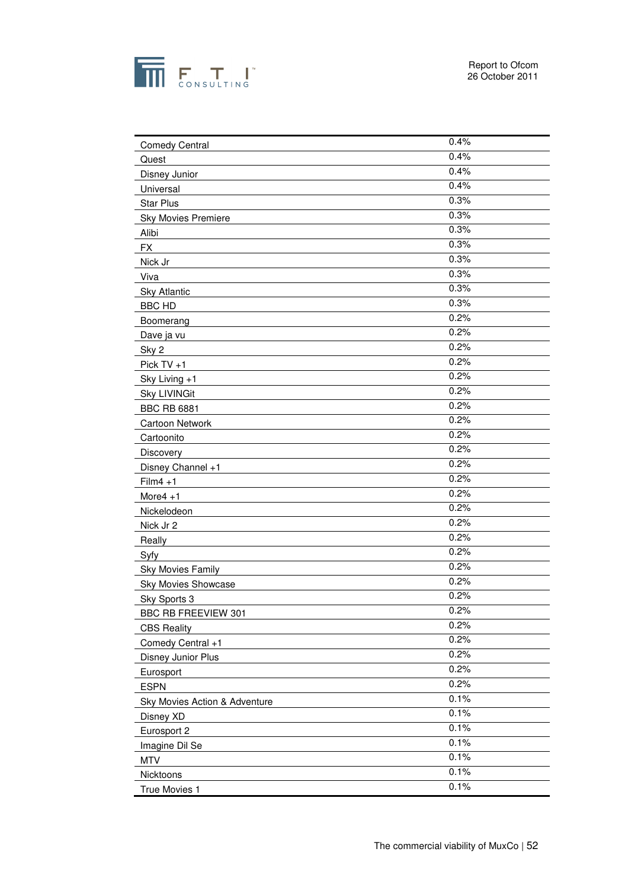| | |
|---|---|
| Comedy Central | 0.4% |
| Quest | 0.4% |
| Disney Junior | 0.4% |
| Universal | 0.4% |
| Star Plus | 0.3% |
| Sky Movies Premiere | 0.3% |
| Alibi | 0.3% |
| FX | 0.3% |
| Nick Jr | 0.3% |
| Viva | 0.3% |
| Sky Atlantic | 0.3% |
| BBC HD | 0.3% |
| Boomerang | 0.2% |
| Dave ja vu | 0.2% |
| Sky 2 | 0.2% |
| Pick TV +1 | 0.2% |
| Sky Living +1 | 0.2% |
| Sky LIVINGit | 0.2% |
| BBC RB 6881 | 0.2% |
| Cartoon Network | 0.2% |
| Cartoonito | 0.2% |
| Discovery | 0.2% |
| Disney Channel +1 | 0.2% |
| Film4 +1 | 0.2% |
| More4 +1 | 0.2% |
| Nickelodeon | 0.2% |
| Nick Jr 2 | 0.2% |
| Really | 0.2% |
| Syfy | 0.2% |
| Sky Movies Family | 0.2% |
| Sky Movies Showcase | 0.2% |
| Sky Sports 3 | 0.2% |
| BBC RB FREEVIEW 301 | 0.2% |
| CBS Reality | 0.2% |
| Comedy Central +1 | 0.2% |
| Disney Junior Plus | 0.2% |
| Eurosport | 0.2% |
| ESPN | 0.2% |
| Sky Movies Action & Adventure | 0.1% |
| Disney XD | 0.1% |
| Eurosport 2 | 0.1% |
| Imagine Dil Se | 0.1% |
| MTV | 0.1% |
| Nicktoons | 0.1% |
| True Movies 1 | 0.1% |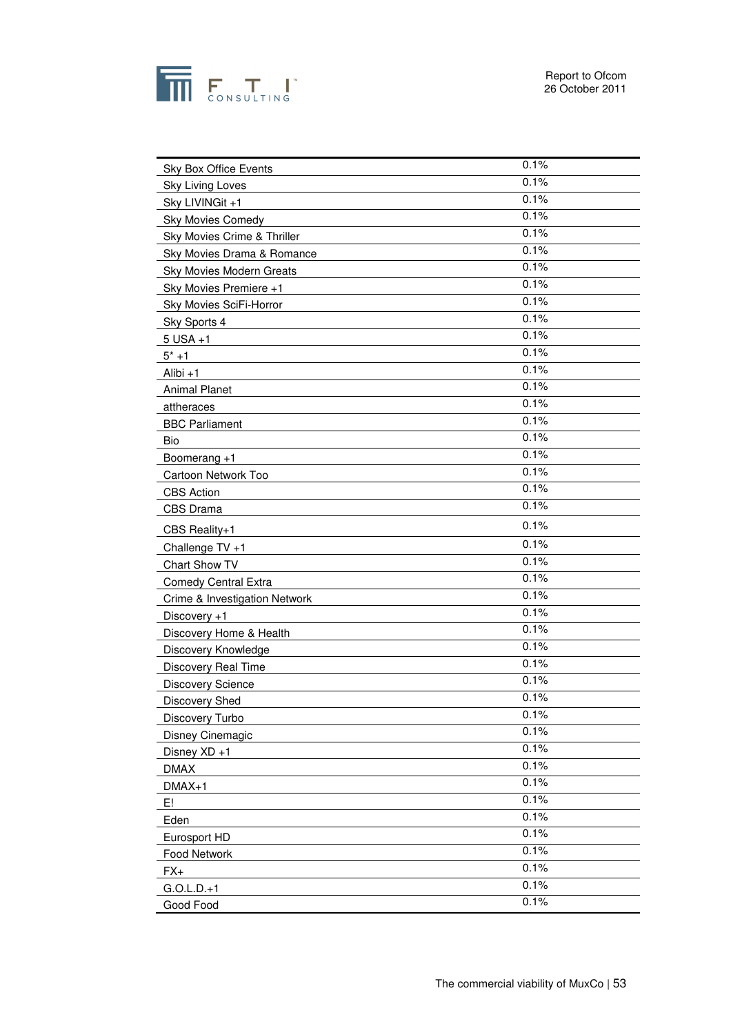| | |
|---|---|
| Sky Box Office Events | 0.1% |
| Sky Living Loves | 0.1% |
| Sky LIVINGit +1 | 0.1% |
| Sky Movies Comedy | 0.1% |
| Sky Movies Crime & Thriller | 0.1% |
| Sky Movies Drama & Romance | 0.1% |
| Sky Movies Modern Greats | 0.1% |
| Sky Movies Premiere +1 | 0.1% |
| Sky Movies SciFi-Horror | 0.1% |
| Sky Sports 4 | 0.1% |
| 5 USA +1 | 0.1% |
| 5* +1 | 0.1% |
| Alibi +1 | 0.1% |
| Animal Planet | 0.1% |
| attheraces | 0.1% |
| BBC Parliament | 0.1% |
| Bio | 0.1% |
| Boomerang +1 | 0.1% |
| Cartoon Network Too | 0.1% |
| CBS Action | 0.1% |
| CBS Drama | 0.1% |
| CBS Reality+1 | 0.1% |
| Challenge TV +1 | 0.1% |
| Chart Show TV | 0.1% |
| Comedy Central Extra | 0.1% |
| Crime & Investigation Network | 0.1% |
| Discovery +1 | 0.1% |
| Discovery Home & Health | 0.1% |
| Discovery Knowledge | 0.1% |
| Discovery Real Time | 0.1% |
| Discovery Science | 0.1% |
| Discovery Shed | 0.1% |
| Discovery Turbo | 0.1% |
| Disney Cinemagic | 0.1% |
| Disney XD +1 | 0.1% |
| DMAX | 0.1% |
| DMAX+1 | 0.1% |
| E! | 0.1% |
| Eden | 0.1% |
| Eurosport HD | 0.1% |
| Food Network | 0.1% |
| FX+ | 0.1% |
| G.O.L.D.+1 | 0.1% |
| Good Food | 0.1% |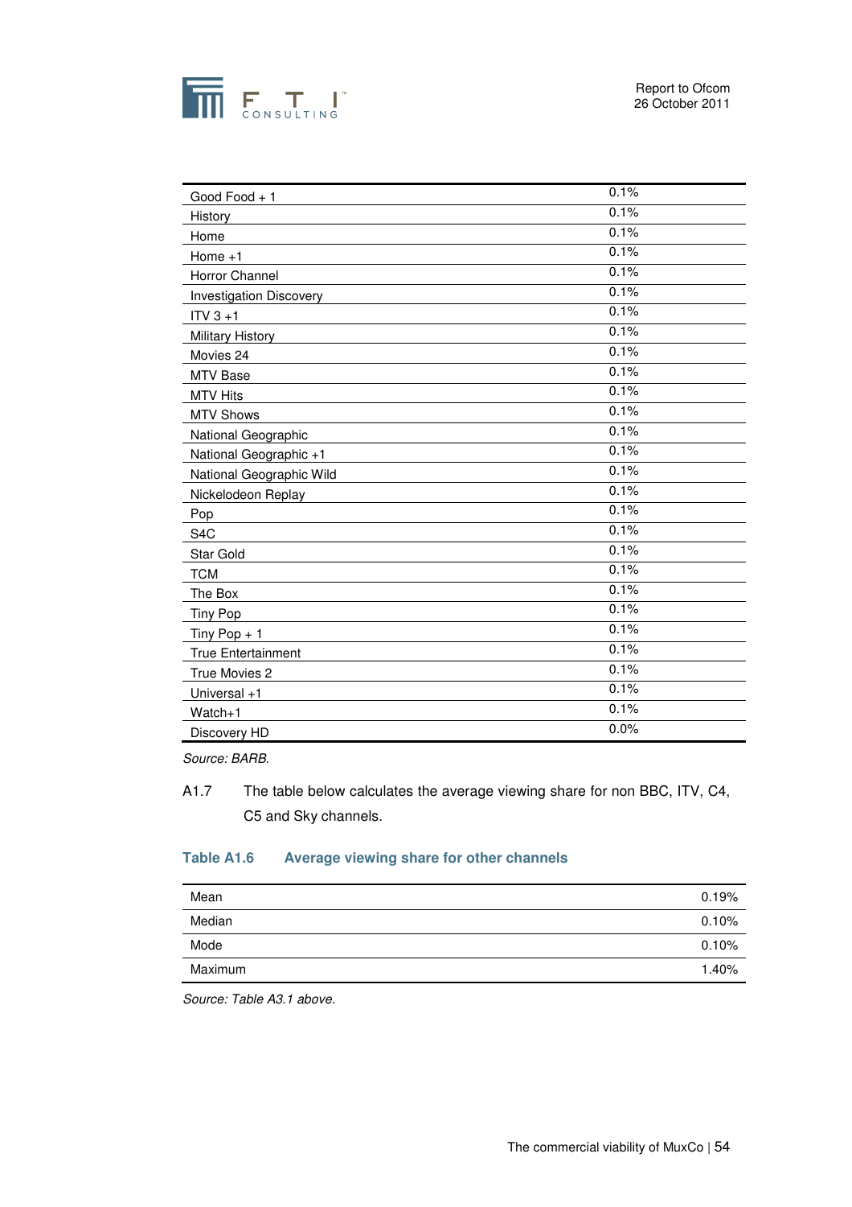| | |
|---|---|
| Good Food + 1 | 0.1% |
| History | 0.1% |
| Home | 0.1% |
| Home +1 | 0.1% |
| Horror Channel | 0.1% |
| Investigation Discovery | 0.1% |
| ITV 3 +1 | 0.1% |
| Military History | 0.1% |
| Movies 24 | 0.1% |
| MTV Base | 0.1% |
| MTV Hits | 0.1% |
| MTV Shows | 0.1% |
| National Geographic | 0.1% |
| National Geographic +1 | 0.1% |
| National Geographic Wild | 0.1% |
| Nickelodeon Replay | 0.1% |
| Pop | 0.1% |
| S4C | 0.1% |
| Star Gold | 0.1% |
| TCM | 0.1% |
| The Box | 0.1% |
| Tiny Pop | 0.1% |
| Tiny Pop + 1 | 0.1% |
| True Entertainment | 0.1% |
| True Movies 2 | 0.1% |
| Universal +1 | 0.1% |
| Watch+1 | 0.1% |
| Discovery HD | 0.0% |

*Source: BARB.*

A1.7 The table below calculates the average viewing share for non BBC, ITV, C4, C5 and Sky channels.

### Table A1.6 Average viewing share for other channels

| | |
|---|---|
| Mean | 0.19% |
| Median | 0.10% |
| Mode | 0.10% |
| Maximum | 1.40% |

*Source: Table A3.1 above.*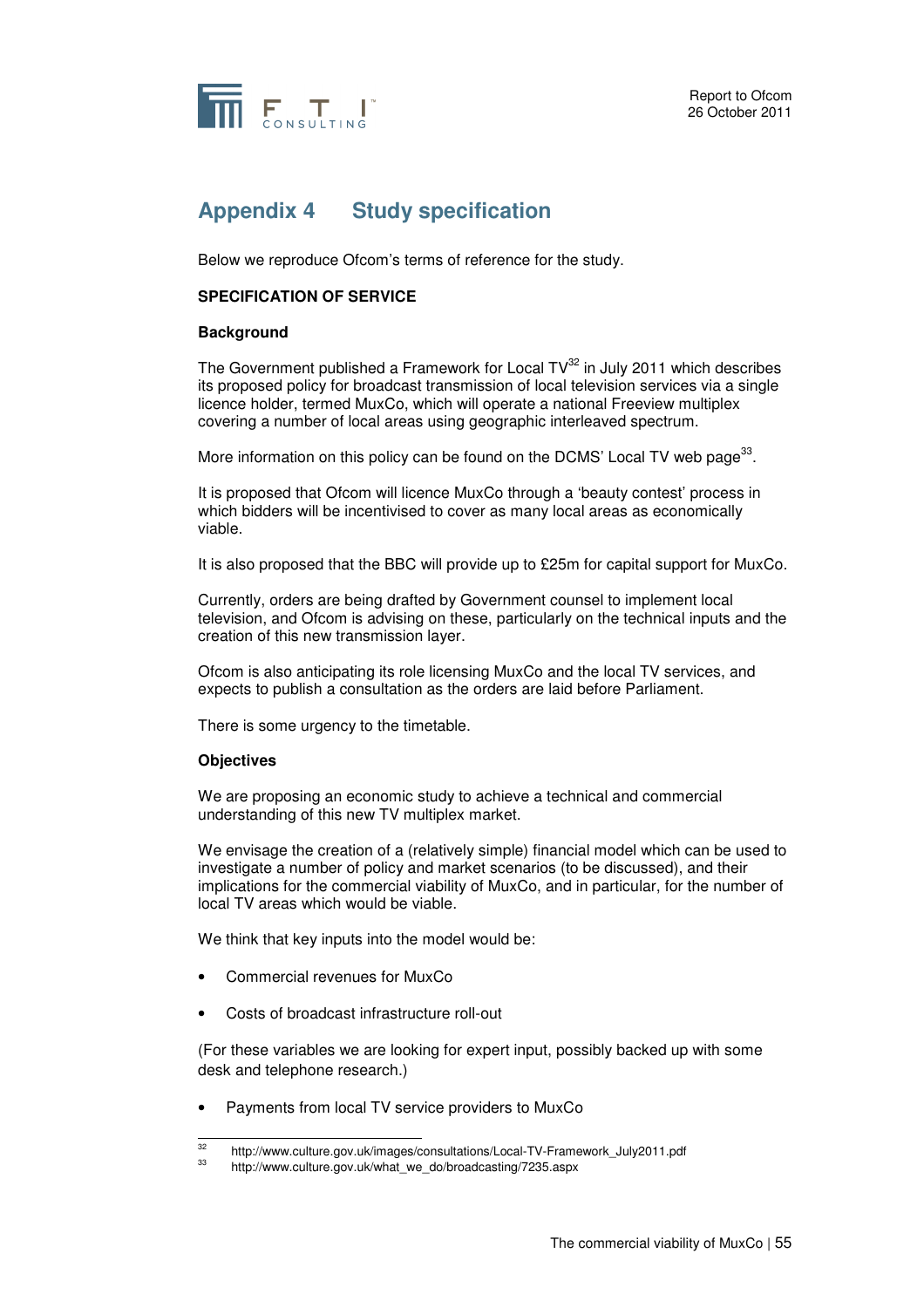# Appendix 4 Study specification

Below we reproduce Ofcom's terms of reference for the study.

**SPECIFICATION OF SERVICE**

**Background**

The Government published a Framework for Local TV[32] in July 2011 which describes its proposed policy for broadcast transmission of local television services via a single licence holder, termed MuxCo, which will operate a national Freeview multiplex covering a number of local areas using geographic interleaved spectrum.

More information on this policy can be found on the DCMS' Local TV web page[33].

It is proposed that Ofcom will licence MuxCo through a 'beauty contest' process in which bidders will be incentivised to cover as many local areas as economically viable.

It is also proposed that the BBC will provide up to £25m for capital support for MuxCo.

Currently, orders are being drafted by Government counsel to implement local television, and Ofcom is advising on these, particularly on the technical inputs and the creation of this new transmission layer.

Ofcom is also anticipating its role licensing MuxCo and the local TV services, and expects to publish a consultation as the orders are laid before Parliament.

There is some urgency to the timetable.

**Objectives**

We are proposing an economic study to achieve a technical and commercial understanding of this new TV multiplex market.

We envisage the creation of a (relatively simple) financial model which can be used to investigate a number of policy and market scenarios (to be discussed), and their implications for the commercial viability of MuxCo, and in particular, for the number of local TV areas which would be viable.

We think that key inputs into the model would be:

- Commercial revenues for MuxCo
- Costs of broadcast infrastructure roll-out

(For these variables we are looking for expert input, possibly backed up with some desk and telephone research.)

- Payments from local TV service providers to MuxCo

32 http://www.culture.gov.uk/images/consultations/Local-TV-Framework_July2011.pdf
33 http://www.culture.gov.uk/what_we_do/broadcasting/7235.aspx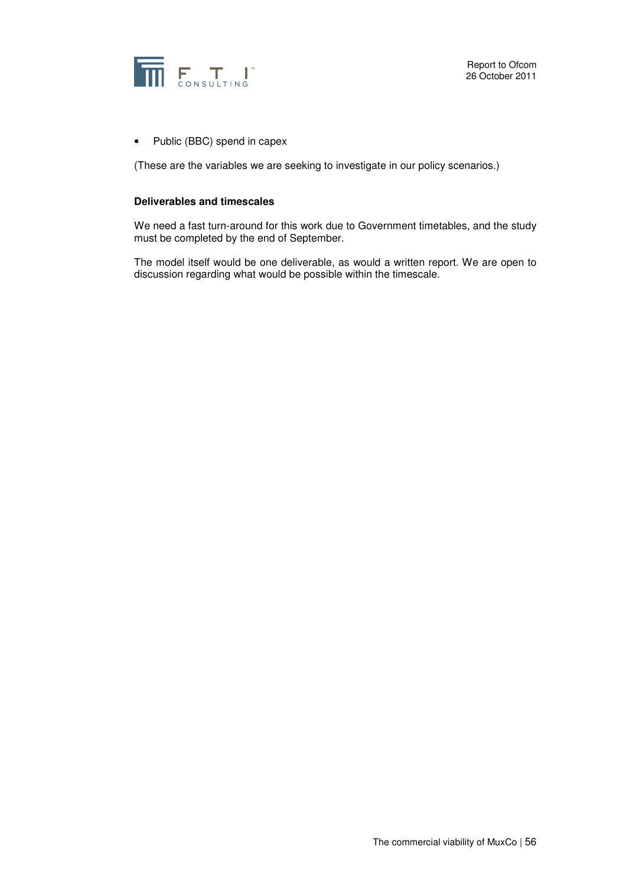- Public (BBC) spend in capex

(These are the variables we are seeking to investigate in our policy scenarios.)

**Deliverables and timescales**

We need a fast turn-around for this work due to Government timetables, and the study must be completed by the end of September.

The model itself would be one deliverable, as would a written report. We are open to discussion regarding what would be possible within the timescale.